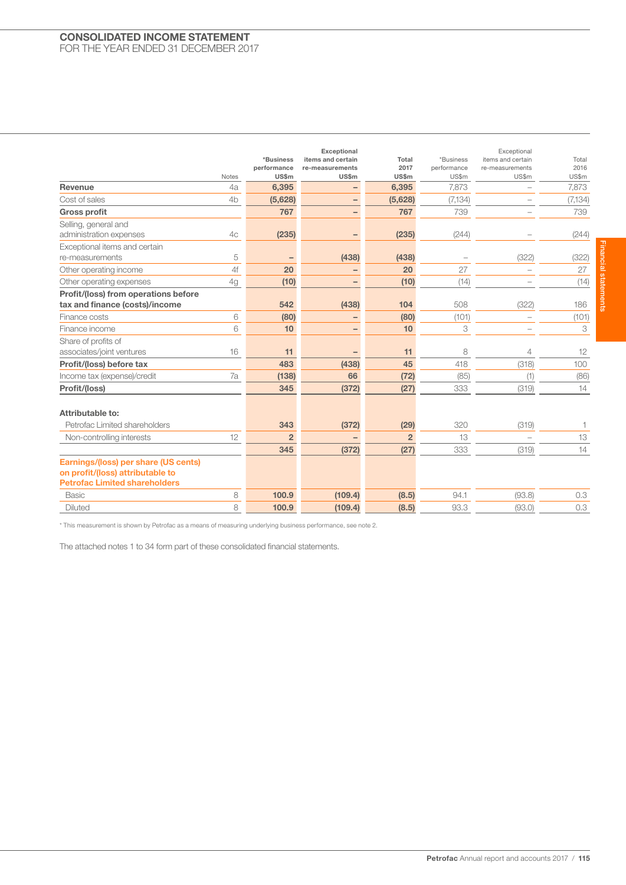# CONSOLIDATED INCOME STATEMENT

FOR THE YEAR ENDED 31 DECEMBER 2017

| | Notes | *Business performance US$m | Exceptional items and certain re-measurements US$m | Total 2017 US$m | *Business performance US$m | Exceptional items and certain re-measurements US$m | Total 2016 US$m |
|---|---|---|---|---|---|---|---|
| **Revenue** | 4a | **6,395** | **–** | **6,395** | 7,873 | – | 7,873 |
| Cost of sales | 4b | **(5,628)** | **–** | **(5,628)** | (7,134) | – | (7,134) |
| **Gross profit** | | **767** | **–** | **767** | 739 | – | 739 |
| Selling, general and administration expenses | 4c | **(235)** | **–** | **(235)** | (244) | – | (244) |
| Exceptional items and certain re-measurements | 5 | **–** | **(438)** | **(438)** | – | (322) | (322) |
| Other operating income | 4f | **20** | **–** | **20** | 27 | – | 27 |
| Other operating expenses | 4g | **(10)** | **–** | **(10)** | (14) | – | (14) |
| **Profit/(loss) from operations before tax and finance (costs)/income** | | **542** | **(438)** | **104** | 508 | (322) | 186 |
| Finance costs | 6 | **(80)** | **–** | **(80)** | (101) | – | (101) |
| Finance income | 6 | **10** | **–** | **10** | 3 | – | 3 |
| Share of profits of associates/joint ventures | 16 | **11** | **–** | **11** | 8 | 4 | 12 |
| **Profit/(loss) before tax** | | **483** | **(438)** | **45** | 418 | (318) | 100 |
| Income tax (expense)/credit | 7a | **(138)** | **66** | **(72)** | (85) | (1) | (86) |
| **Profit/(loss)** | | **345** | **(372)** | **(27)** | 333 | (319) | 14 |
| **Attributable to:** | | | | | | | |
| Petrofac Limited shareholders | | **343** | **(372)** | **(29)** | 320 | (319) | 1 |
| Non-controlling interests | 12 | **2** | **–** | **2** | 13 | – | 13 |
| | | **345** | **(372)** | **(27)** | 333 | (319) | 14 |
| **Earnings/(loss) per share (US cents) on profit/(loss) attributable to Petrofac Limited shareholders** | | | | | | | |
| Basic | 8 | **100.9** | **(109.4)** | **(8.5)** | 94.1 | (93.8) | 0.3 |
| Diluted | 8 | **100.9** | **(109.4)** | **(8.5)** | 93.3 | (93.0) | 0.3 |

* This measurement is shown by Petrofac as a means of measuring underlying business performance, see note 2.

The attached notes 1 to 34 form part of these consolidated financial statements.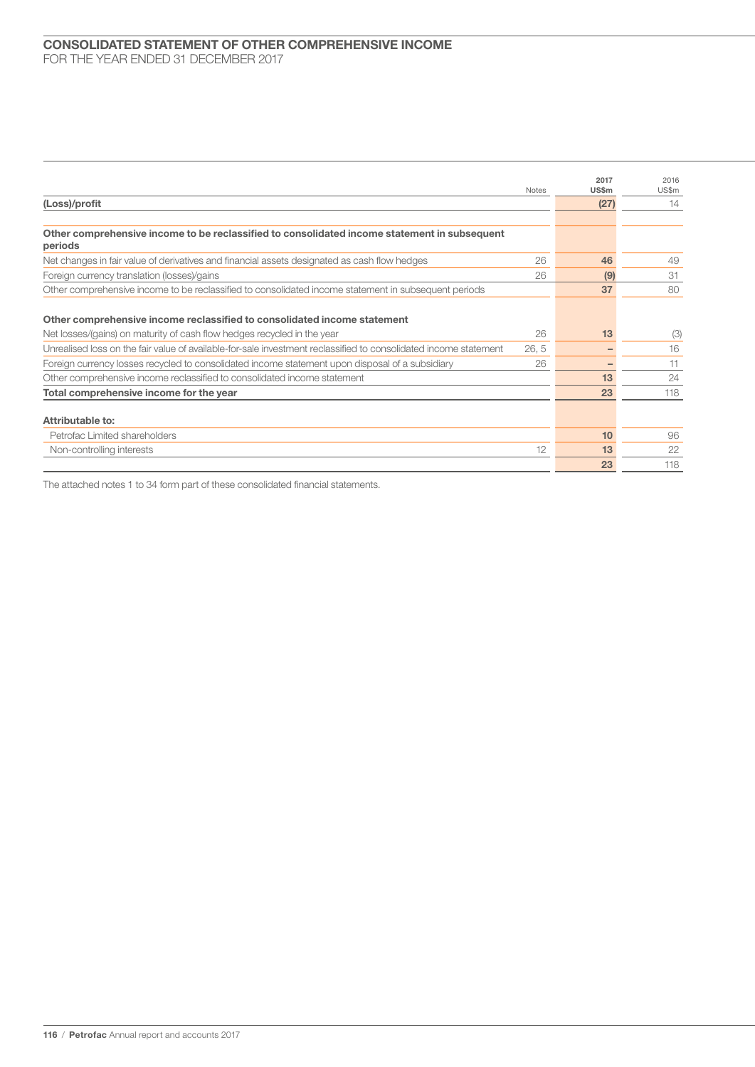# CONSOLIDATED STATEMENT OF OTHER COMPREHENSIVE INCOME

FOR THE YEAR ENDED 31 DECEMBER 2017

| | Notes | 2017 US$m | 2016 US$m |
|---|---|---|---|
| **(Loss)/profit** | | **(27)** | 14 |
| **Other comprehensive income to be reclassified to consolidated income statement in subsequent periods** | | | |
| Net changes in fair value of derivatives and financial assets designated as cash flow hedges | 26 | **46** | 49 |
| Foreign currency translation (losses)/gains | 26 | **(9)** | 31 |
| Other comprehensive income to be reclassified to consolidated income statement in subsequent periods | | **37** | 80 |
| **Other comprehensive income reclassified to consolidated income statement** | | | |
| Net losses/(gains) on maturity of cash flow hedges recycled in the year | 26 | **13** | (3) |
| Unrealised loss on the fair value of available-for-sale investment reclassified to consolidated income statement | 26, 5 | **–** | 16 |
| Foreign currency losses recycled to consolidated income statement upon disposal of a subsidiary | 26 | **–** | 11 |
| Other comprehensive income reclassified to consolidated income statement | | **13** | 24 |
| **Total comprehensive income for the year** | | **23** | 118 |
| **Attributable to:** | | | |
| Petrofac Limited shareholders | | **10** | 96 |
| Non-controlling interests | 12 | **13** | 22 |
| | | **23** | 118 |

The attached notes 1 to 34 form part of these consolidated financial statements.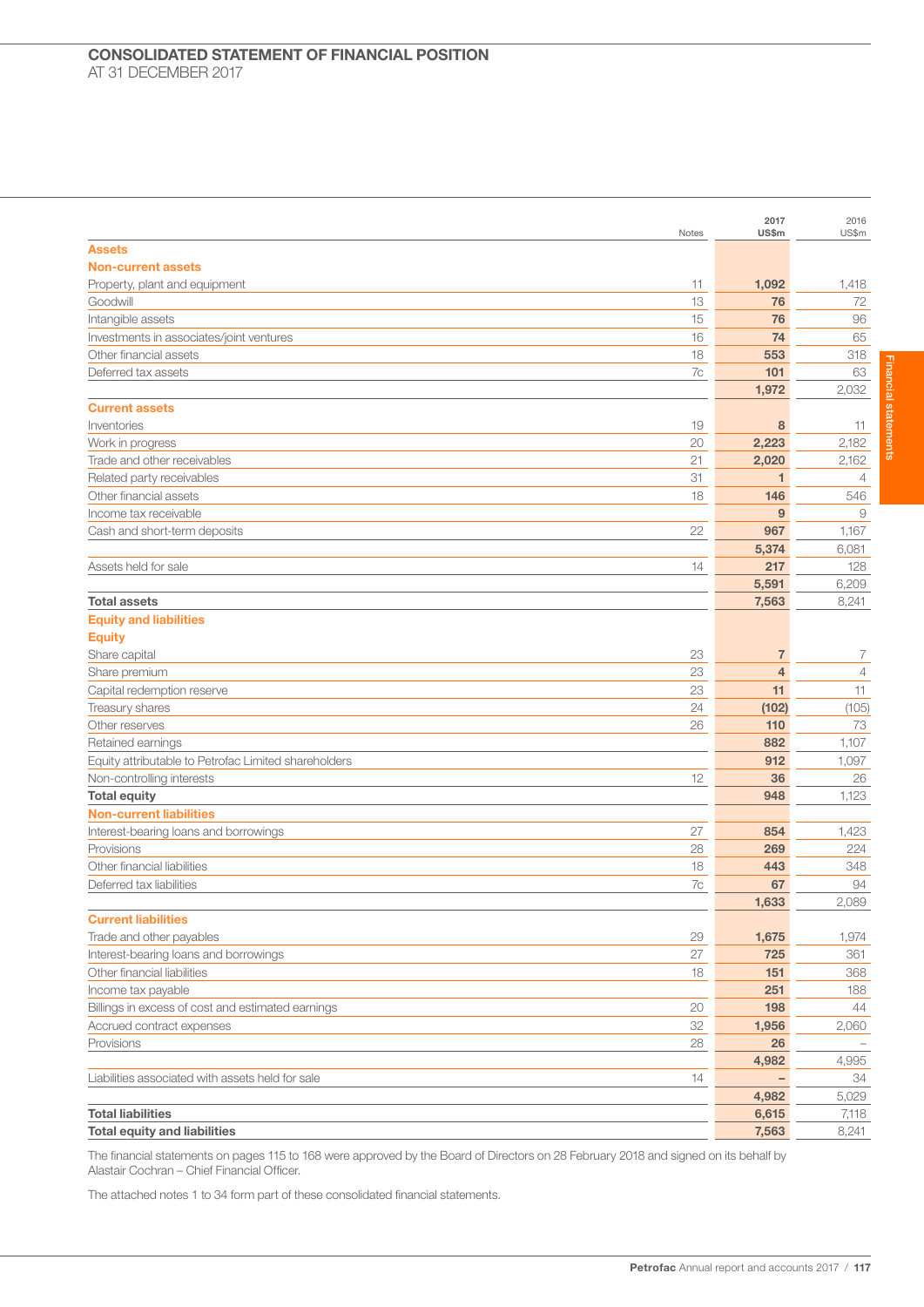# CONSOLIDATED STATEMENT OF FINANCIAL POSITION

AT 31 DECEMBER 2017

| | Notes | 2017 US$m | 2016 US$m |
|---|---|---|---|
| **Assets** | | | |
| **Non-current assets** | | | |
| Property, plant and equipment | 11 | **1,092** | 1,418 |
| Goodwill | 13 | **76** | 72 |
| Intangible assets | 15 | **76** | 96 |
| Investments in associates/joint ventures | 16 | **74** | 65 |
| Other financial assets | 18 | **553** | 318 |
| Deferred tax assets | 7c | **101** | 63 |
| | | **1,972** | 2,032 |
| **Current assets** | | | |
| Inventories | 19 | **8** | 11 |
| Work in progress | 20 | **2,223** | 2,182 |
| Trade and other receivables | 21 | **2,020** | 2,162 |
| Related party receivables | 31 | **1** | 4 |
| Other financial assets | 18 | **146** | 546 |
| Income tax receivable | | **9** | 9 |
| Cash and short-term deposits | 22 | **967** | 1,167 |
| | | **5,374** | 6,081 |
| Assets held for sale | 14 | **217** | 128 |
| | | **5,591** | 6,209 |
| **Total assets** | | **7,563** | 8,241 |
| **Equity and liabilities** | | | |
| **Equity** | | | |
| Share capital | 23 | **7** | 7 |
| Share premium | 23 | **4** | 4 |
| Capital redemption reserve | 23 | **11** | 11 |
| Treasury shares | 24 | **(102)** | (105) |
| Other reserves | 26 | **110** | 73 |
| Retained earnings | | **882** | 1,107 |
| Equity attributable to Petrofac Limited shareholders | | **912** | 1,097 |
| Non-controlling interests | 12 | **36** | 26 |
| **Total equity** | | **948** | 1,123 |
| **Non-current liabilities** | | | |
| Interest-bearing loans and borrowings | 27 | **854** | 1,423 |
| Provisions | 28 | **269** | 224 |
| Other financial liabilities | 18 | **443** | 348 |
| Deferred tax liabilities | 7c | **67** | 94 |
| | | **1,633** | 2,089 |
| **Current liabilities** | | | |
| Trade and other payables | 29 | **1,675** | 1,974 |
| Interest-bearing loans and borrowings | 27 | **725** | 361 |
| Other financial liabilities | 18 | **151** | 368 |
| Income tax payable | | **251** | 188 |
| Billings in excess of cost and estimated earnings | 20 | **198** | 44 |
| Accrued contract expenses | 32 | **1,956** | 2,060 |
| Provisions | 28 | **26** | – |
| | | **4,982** | 4,995 |
| Liabilities associated with assets held for sale | 14 | **–** | 34 |
| | | **4,982** | 5,029 |
| **Total liabilities** | | **6,615** | 7,118 |
| **Total equity and liabilities** | | **7,563** | 8,241 |

The financial statements on pages 115 to 168 were approved by the Board of Directors on 28 February 2018 and signed on its behalf by Alastair Cochran – Chief Financial Officer.

The attached notes 1 to 34 form part of these consolidated financial statements.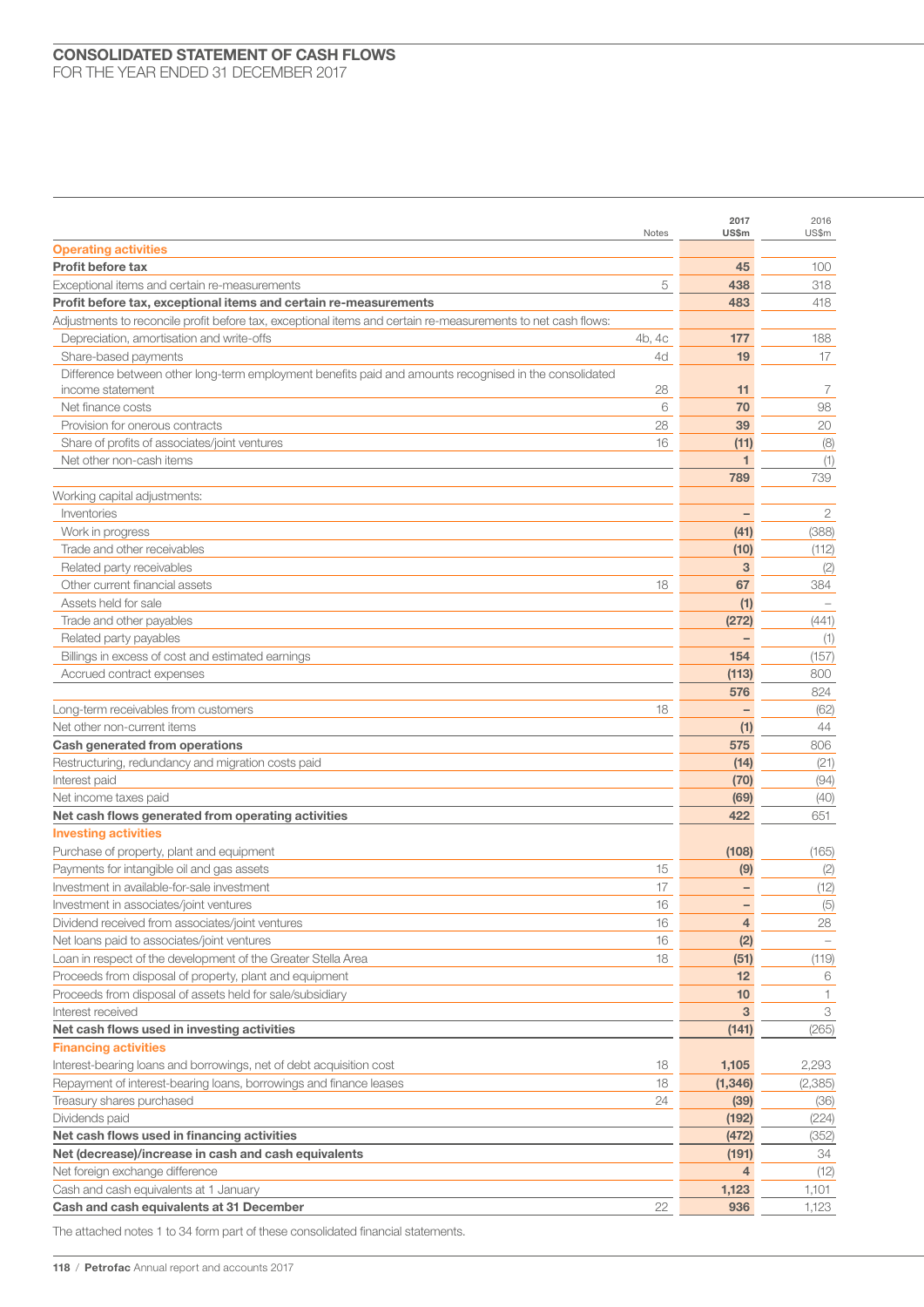# CONSOLIDATED STATEMENT OF CASH FLOWS
FOR THE YEAR ENDED 31 DECEMBER 2017

| | Notes | 2017 US$m | 2016 US$m |
|---|---|---|---|
| **Operating activities** | | | |
| **Profit before tax** | | **45** | 100 |
| Exceptional items and certain re-measurements | 5 | **438** | 318 |
| **Profit before tax, exceptional items and certain re-measurements** | | **483** | 418 |
| Adjustments to reconcile profit before tax, exceptional items and certain re-measurements to net cash flows: | | | |
| Depreciation, amortisation and write-offs | 4b, 4c | **177** | 188 |
| Share-based payments | 4d | **19** | 17 |
| Difference between other long-term employment benefits paid and amounts recognised in the consolidated income statement | 28 | **11** | 7 |
| Net finance costs | 6 | **70** | 98 |
| Provision for onerous contracts | 28 | **39** | 20 |
| Share of profits of associates/joint ventures | 16 | **(11)** | (8) |
| Net other non-cash items | | **1** | (1) |
| | | **789** | 739 |
| Working capital adjustments: | | | |
| Inventories | | **–** | 2 |
| Work in progress | | **(41)** | (388) |
| Trade and other receivables | | **(10)** | (112) |
| Related party receivables | | **3** | (2) |
| Other current financial assets | 18 | **67** | 384 |
| Assets held for sale | | **(1)** | – |
| Trade and other payables | | **(272)** | (441) |
| Related party payables | | **–** | (1) |
| Billings in excess of cost and estimated earnings | | **154** | (157) |
| Accrued contract expenses | | **(113)** | 800 |
| | | **576** | 824 |
| Long-term receivables from customers | 18 | **–** | (62) |
| Net other non-current items | | **(1)** | 44 |
| **Cash generated from operations** | | **575** | 806 |
| Restructuring, redundancy and migration costs paid | | **(14)** | (21) |
| Interest paid | | **(70)** | (94) |
| Net income taxes paid | | **(69)** | (40) |
| **Net cash flows generated from operating activities** | | **422** | 651 |
| **Investing activities** | | | |
| Purchase of property, plant and equipment | | **(108)** | (165) |
| Payments for intangible oil and gas assets | 15 | **(9)** | (2) |
| Investment in available-for-sale investment | 17 | **–** | (12) |
| Investment in associates/joint ventures | 16 | **–** | (5) |
| Dividend received from associates/joint ventures | 16 | **4** | 28 |
| Net loans paid to associates/joint ventures | 16 | **(2)** | – |
| Loan in respect of the development of the Greater Stella Area | 18 | **(51)** | (119) |
| Proceeds from disposal of property, plant and equipment | | **12** | 6 |
| Proceeds from disposal of assets held for sale/subsidiary | | **10** | 1 |
| Interest received | | **3** | 3 |
| **Net cash flows used in investing activities** | | **(141)** | (265) |
| **Financing activities** | | | |
| Interest-bearing loans and borrowings, net of debt acquisition cost | 18 | **1,105** | 2,293 |
| Repayment of interest-bearing loans, borrowings and finance leases | 18 | **(1,346)** | (2,385) |
| Treasury shares purchased | 24 | **(39)** | (36) |
| Dividends paid | | **(192)** | (224) |
| **Net cash flows used in financing activities** | | **(472)** | (352) |
| **Net (decrease)/increase in cash and cash equivalents** | | **(191)** | 34 |
| Net foreign exchange difference | | **4** | (12) |
| Cash and cash equivalents at 1 January | | **1,123** | 1,101 |
| **Cash and cash equivalents at 31 December** | 22 | **936** | 1,123 |

The attached notes 1 to 34 form part of these consolidated financial statements.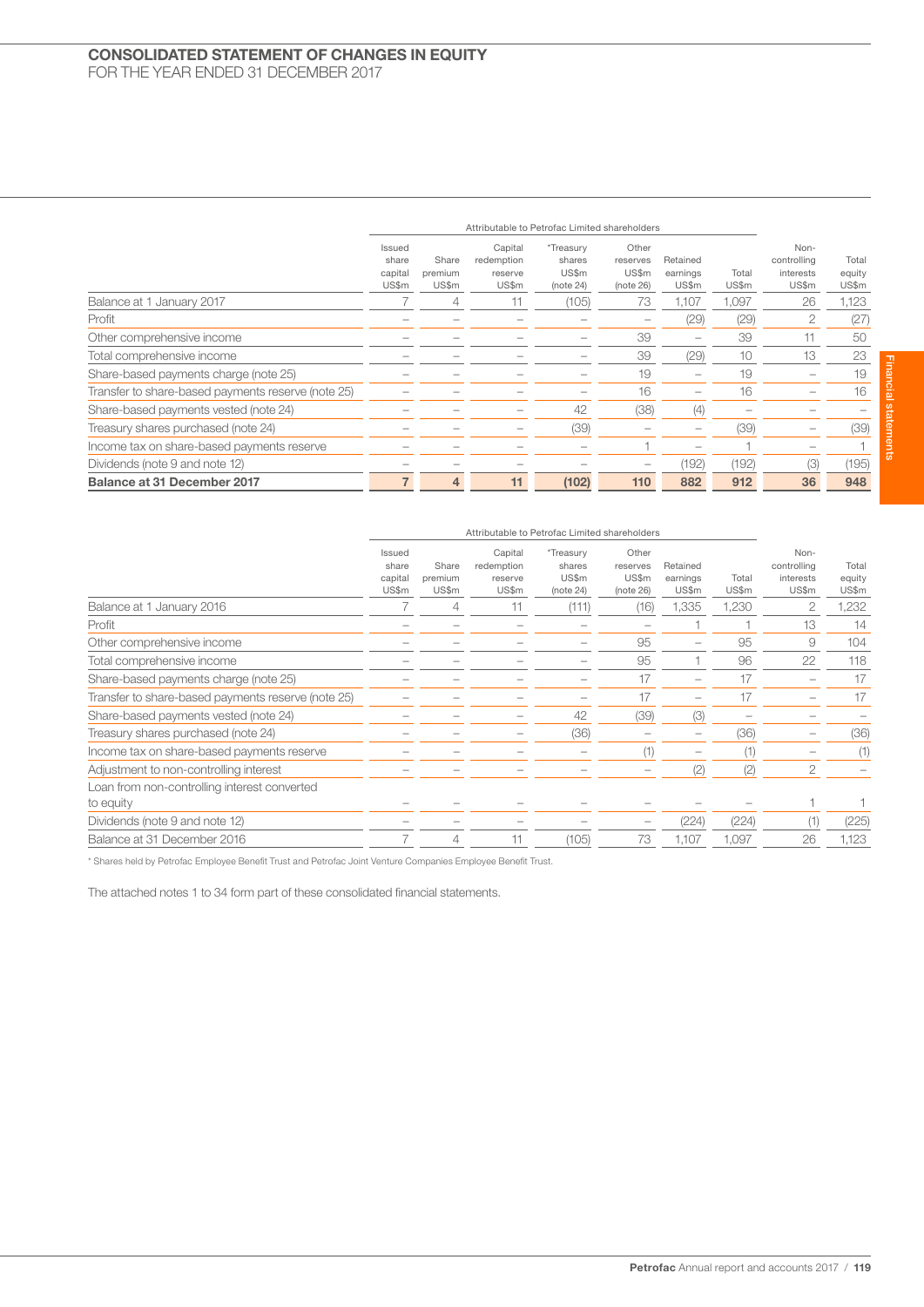# CONSOLIDATED STATEMENT OF CHANGES IN EQUITY

FOR THE YEAR ENDED 31 DECEMBER 2017

| | Attributable to Petrofac Limited shareholders | | | | | | | | |
|---|---|---|---|---|---|---|---|---|---|
| | Issued share capital US$m | Share premium US$m | Capital redemption reserve US$m | *Treasury shares US$m (note 24) | Other reserves US$m (note 26) | Retained earnings US$m | Total US$m | Non-controlling interests US$m | Total equity US$m |
| Balance at 1 January 2017 | 7 | 4 | 11 | (105) | 73 | 1,107 | 1,097 | 26 | 1,123 |
| Profit | – | – | – | – | – | (29) | (29) | 2 | (27) |
| Other comprehensive income | – | – | – | – | 39 | – | 39 | 11 | 50 |
| Total comprehensive income | – | – | – | – | 39 | (29) | 10 | 13 | 23 |
| Share-based payments charge (note 25) | – | – | – | – | 19 | – | 19 | – | 19 |
| Transfer to share-based payments reserve (note 25) | – | – | – | – | 16 | – | 16 | – | 16 |
| Share-based payments vested (note 24) | – | – | – | 42 | (38) | (4) | – | – | – |
| Treasury shares purchased (note 24) | – | – | – | (39) | – | – | (39) | – | (39) |
| Income tax on share-based payments reserve | – | – | – | – | 1 | – | 1 | – | 1 |
| Dividends (note 9 and note 12) | – | – | – | – | – | (192) | (192) | (3) | (195) |
| **Balance at 31 December 2017** | **7** | **4** | **11** | **(102)** | **110** | **882** | **912** | **36** | **948** |

| | Attributable to Petrofac Limited shareholders | | | | | | | | |
|---|---|---|---|---|---|---|---|---|---|
| | Issued share capital US$m | Share premium US$m | Capital redemption reserve US$m | *Treasury shares US$m (note 24) | Other reserves US$m (note 26) | Retained earnings US$m | Total US$m | Non-controlling interests US$m | Total equity US$m |
| Balance at 1 January 2016 | 7 | 4 | 11 | (111) | (16) | 1,335 | 1,230 | 2 | 1,232 |
| Profit | – | – | – | – | – | 1 | 1 | 13 | 14 |
| Other comprehensive income | – | – | – | – | 95 | – | 95 | 9 | 104 |
| Total comprehensive income | – | – | – | – | 95 | 1 | 96 | 22 | 118 |
| Share-based payments charge (note 25) | – | – | – | – | 17 | – | 17 | – | 17 |
| Transfer to share-based payments reserve (note 25) | – | – | – | – | 17 | – | 17 | – | 17 |
| Share-based payments vested (note 24) | – | – | – | 42 | (39) | (3) | – | – | – |
| Treasury shares purchased (note 24) | – | – | – | (36) | – | – | (36) | – | (36) |
| Income tax on share-based payments reserve | – | – | – | – | (1) | – | (1) | – | (1) |
| Adjustment to non-controlling interest | – | – | – | – | – | (2) | (2) | 2 | – |
| Loan from non-controlling interest converted to equity | – | – | – | – | – | – | – | 1 | 1 |
| Dividends (note 9 and note 12) | – | – | – | – | – | (224) | (224) | (1) | (225) |
| Balance at 31 December 2016 | 7 | 4 | 11 | (105) | 73 | 1,107 | 1,097 | 26 | 1,123 |

* Shares held by Petrofac Employee Benefit Trust and Petrofac Joint Venture Companies Employee Benefit Trust.

The attached notes 1 to 34 form part of these consolidated financial statements.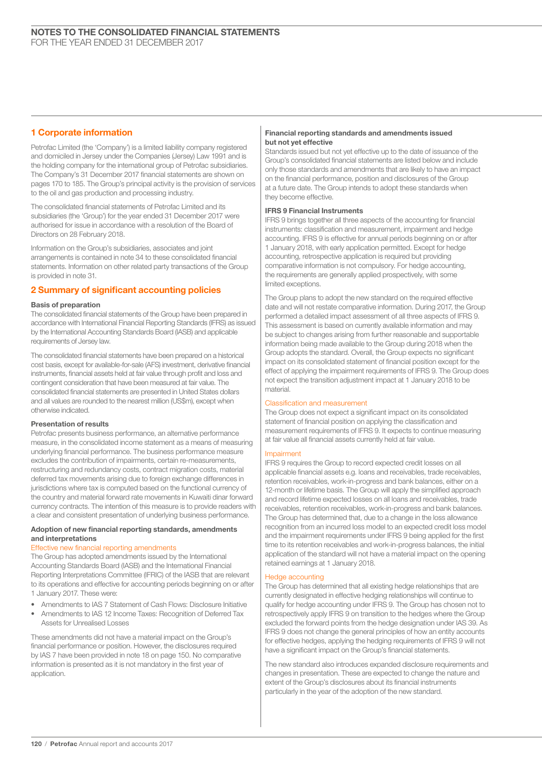# NOTES TO THE CONSOLIDATED FINANCIAL STATEMENTS
FOR THE YEAR ENDED 31 DECEMBER 2017

## 1 Corporate information

Petrofac Limited (the 'Company') is a limited liability company registered and domiciled in Jersey under the Companies (Jersey) Law 1991 and is the holding company for the international group of Petrofac subsidiaries. The Company's 31 December 2017 financial statements are shown on pages 170 to 185. The Group's principal activity is the provision of services to the oil and gas production and processing industry.

The consolidated financial statements of Petrofac Limited and its subsidiaries (the 'Group') for the year ended 31 December 2017 were authorised for issue in accordance with a resolution of the Board of Directors on 28 February 2018.

Information on the Group's subsidiaries, associates and joint arrangements is contained in note 34 to these consolidated financial statements. Information on other related party transactions of the Group is provided in note 31.

## 2 Summary of significant accounting policies

### Basis of preparation

The consolidated financial statements of the Group have been prepared in accordance with International Financial Reporting Standards (IFRS) as issued by the International Accounting Standards Board (IASB) and applicable requirements of Jersey law.

The consolidated financial statements have been prepared on a historical cost basis, except for available-for-sale (AFS) investment, derivative financial instruments, financial assets held at fair value through profit and loss and contingent consideration that have been measured at fair value. The consolidated financial statements are presented in United States dollars and all values are rounded to the nearest million (US$m), except when otherwise indicated.

### Presentation of results

Petrofac presents business performance, an alternative performance measure, in the consolidated income statement as a means of measuring underlying financial performance. The business performance measure excludes the contribution of impairments, certain re-measurements, restructuring and redundancy costs, contract migration costs, material deferred tax movements arising due to foreign exchange differences in jurisdictions where tax is computed based on the functional currency of the country and material forward rate movements in Kuwaiti dinar forward currency contracts. The intention of this measure is to provide readers with a clear and consistent presentation of underlying business performance.

### Adoption of new financial reporting standards, amendments and interpretations

#### Effective new financial reporting amendments

The Group has adopted amendments issued by the International Accounting Standards Board (IASB) and the International Financial Reporting Interpretations Committee (IFRIC) of the IASB that are relevant to its operations and effective for accounting periods beginning on or after 1 January 2017. These were:

- Amendments to IAS 7 Statement of Cash Flows: Disclosure Initiative
- Amendments to IAS 12 Income Taxes: Recognition of Deferred Tax Assets for Unrealised Losses

These amendments did not have a material impact on the Group's financial performance or position. However, the disclosures required by IAS 7 have been provided in note 18 on page 150. No comparative information is presented as it is not mandatory in the first year of application.

### Financial reporting standards and amendments issued but not yet effective

Standards issued but not yet effective up to the date of issuance of the Group's consolidated financial statements are listed below and include only those standards and amendments that are likely to have an impact on the financial performance, position and disclosures of the Group at a future date. The Group intends to adopt these standards when they become effective.

### IFRS 9 Financial Instruments

IFRS 9 brings together all three aspects of the accounting for financial instruments: classification and measurement, impairment and hedge accounting. IFRS 9 is effective for annual periods beginning on or after 1 January 2018, with early application permitted. Except for hedge accounting, retrospective application is required but providing comparative information is not compulsory. For hedge accounting, the requirements are generally applied prospectively, with some limited exceptions.

The Group plans to adopt the new standard on the required effective date and will not restate comparative information. During 2017, the Group performed a detailed impact assessment of all three aspects of IFRS 9. This assessment is based on currently available information and may be subject to changes arising from further reasonable and supportable information being made available to the Group during 2018 when the Group adopts the standard. Overall, the Group expects no significant impact on its consolidated statement of financial position except for the effect of applying the impairment requirements of IFRS 9. The Group does not expect the transition adjustment impact at 1 January 2018 to be material.

#### Classification and measurement

The Group does not expect a significant impact on its consolidated statement of financial position on applying the classification and measurement requirements of IFRS 9. It expects to continue measuring at fair value all financial assets currently held at fair value.

#### Impairment

IFRS 9 requires the Group to record expected credit losses on all applicable financial assets e.g. loans and receivables, trade receivables, retention receivables, work-in-progress and bank balances, either on a 12-month or lifetime basis. The Group will apply the simplified approach and record lifetime expected losses on all loans and receivables, trade receivables, retention receivables, work-in-progress and bank balances. The Group has determined that, due to a change in the loss allowance recognition from an incurred loss model to an expected credit loss model and the impairment requirements under IFRS 9 being applied for the first time to its retention receivables and work-in-progress balances, the initial application of the standard will not have a material impact on the opening retained earnings at 1 January 2018.

#### Hedge accounting

The Group has determined that all existing hedge relationships that are currently designated in effective hedging relationships will continue to qualify for hedge accounting under IFRS 9. The Group has chosen not to retrospectively apply IFRS 9 on transition to the hedges where the Group excluded the forward points from the hedge designation under IAS 39. As IFRS 9 does not change the general principles of how an entity accounts for effective hedges, applying the hedging requirements of IFRS 9 will not have a significant impact on the Group's financial statements.

The new standard also introduces expanded disclosure requirements and changes in presentation. These are expected to change the nature and extent of the Group's disclosures about its financial instruments particularly in the year of the adoption of the new standard.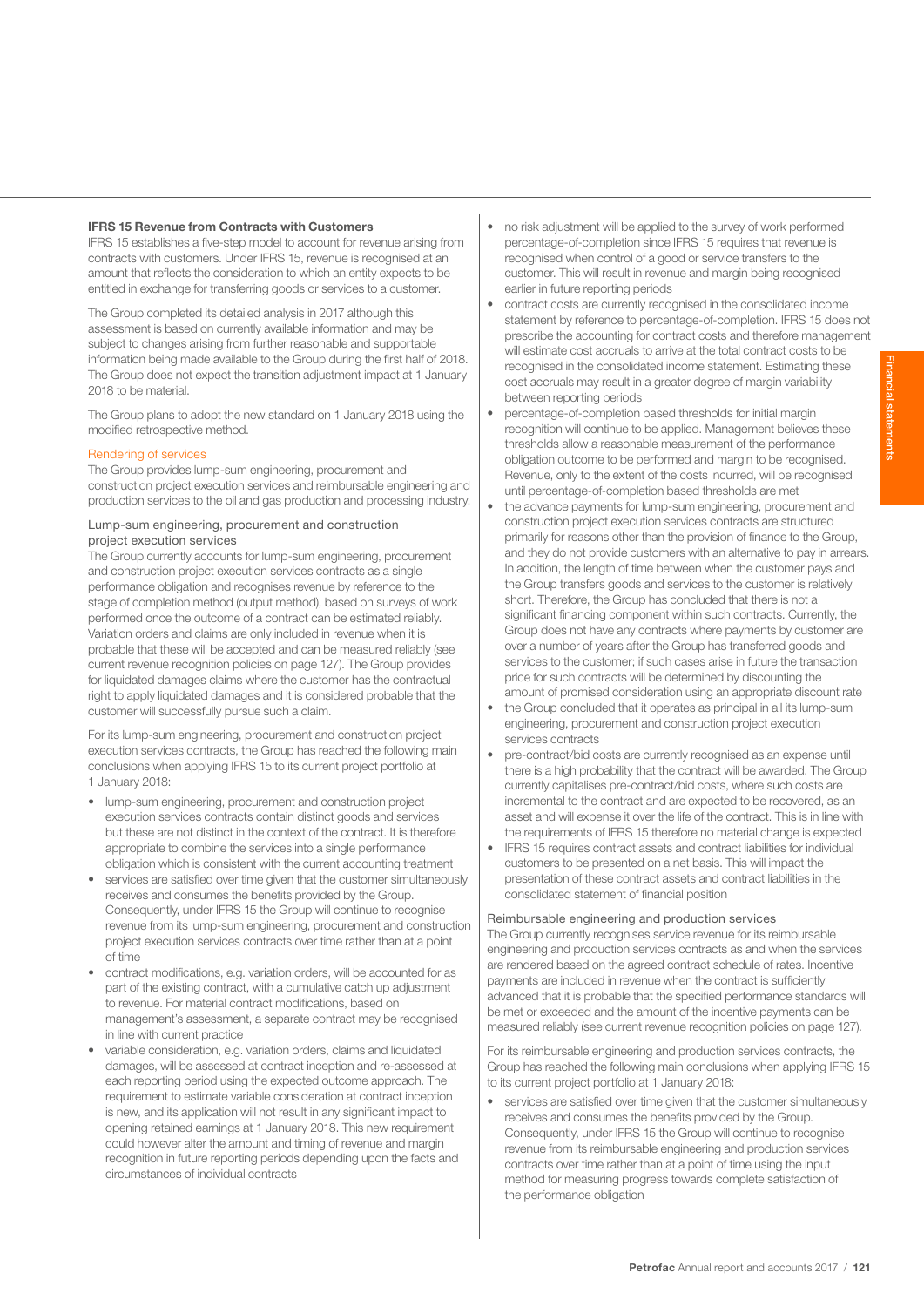### IFRS 15 Revenue from Contracts with Customers

IFRS 15 establishes a five-step model to account for revenue arising from contracts with customers. Under IFRS 15, revenue is recognised at an amount that reflects the consideration to which an entity expects to be entitled in exchange for transferring goods or services to a customer.

The Group completed its detailed analysis in 2017 although this assessment is based on currently available information and may be subject to changes arising from further reasonable and supportable information being made available to the Group during the first half of 2018. The Group does not expect the transition adjustment impact at 1 January 2018 to be material.

The Group plans to adopt the new standard on 1 January 2018 using the modified retrospective method.

#### Rendering of services

The Group provides lump-sum engineering, procurement and construction project execution services and reimbursable engineering and production services to the oil and gas production and processing industry.

##### Lump-sum engineering, procurement and construction project execution services

The Group currently accounts for lump-sum engineering, procurement and construction project execution services contracts as a single performance obligation and recognises revenue by reference to the stage of completion method (output method), based on surveys of work performed once the outcome of a contract can be estimated reliably. Variation orders and claims are only included in revenue when it is probable that these will be accepted and can be measured reliably (see current revenue recognition policies on page 127). The Group provides for liquidated damages claims where the customer has the contractual right to apply liquidated damages and it is considered probable that the customer will successfully pursue such a claim.

For its lump-sum engineering, procurement and construction project execution services contracts, the Group has reached the following main conclusions when applying IFRS 15 to its current project portfolio at 1 January 2018:

- lump-sum engineering, procurement and construction project execution services contracts contain distinct goods and services but these are not distinct in the context of the contract. It is therefore appropriate to combine the services into a single performance obligation which is consistent with the current accounting treatment
- services are satisfied over time given that the customer simultaneously receives and consumes the benefits provided by the Group. Consequently, under IFRS 15 the Group will continue to recognise revenue from its lump-sum engineering, procurement and construction project execution services contracts over time rather than at a point of time
- contract modifications, e.g. variation orders, will be accounted for as part of the existing contract, with a cumulative catch up adjustment to revenue. For material contract modifications, based on management's assessment, a separate contract may be recognised in line with current practice
- variable consideration, e.g. variation orders, claims and liquidated damages, will be assessed at contract inception and re-assessed at each reporting period using the expected outcome approach. The requirement to estimate variable consideration at contract inception is new, and its application will not result in any significant impact to opening retained earnings at 1 January 2018. This new requirement could however alter the amount and timing of revenue and margin recognition in future reporting periods depending upon the facts and circumstances of individual contracts
- no risk adjustment will be applied to the survey of work performed percentage-of-completion since IFRS 15 requires that revenue is recognised when control of a good or service transfers to the customer. This will result in revenue and margin being recognised earlier in future reporting periods
- contract costs are currently recognised in the consolidated income statement by reference to percentage-of-completion. IFRS 15 does not prescribe the accounting for contract costs and therefore management will estimate cost accruals to arrive at the total contract costs to be recognised in the consolidated income statement. Estimating these cost accruals may result in a greater degree of margin variability between reporting periods
- percentage-of-completion based thresholds for initial margin recognition will continue to be applied. Management believes these thresholds allow a reasonable measurement of the performance obligation outcome to be performed and margin to be recognised. Revenue, only to the extent of the costs incurred, will be recognised until percentage-of-completion based thresholds are met
- the advance payments for lump-sum engineering, procurement and construction project execution services contracts are structured primarily for reasons other than the provision of finance to the Group, and they do not provide customers with an alternative to pay in arrears. In addition, the length of time between when the customer pays and the Group transfers goods and services to the customer is relatively short. Therefore, the Group has concluded that there is not a significant financing component within such contracts. Currently, the Group does not have any contracts where payments by customer are over a number of years after the Group has transferred goods and services to the customer; if such cases arise in future the transaction price for such contracts will be determined by discounting the amount of promised consideration using an appropriate discount rate
- the Group concluded that it operates as principal in all its lump-sum engineering, procurement and construction project execution services contracts
- pre-contract/bid costs are currently recognised as an expense until there is a high probability that the contract will be awarded. The Group currently capitalises pre-contract/bid costs, where such costs are incremental to the contract and are expected to be recovered, as an asset and will expense it over the life of the contract. This is in line with the requirements of IFRS 15 therefore no material change is expected
- IFRS 15 requires contract assets and contract liabilities for individual customers to be presented on a net basis. This will impact the presentation of these contract assets and contract liabilities in the consolidated statement of financial position

##### Reimbursable engineering and production services

The Group currently recognises service revenue for its reimbursable engineering and production services contracts as and when the services are rendered based on the agreed contract schedule of rates. Incentive payments are included in revenue when the contract is sufficiently advanced that it is probable that the specified performance standards will be met or exceeded and the amount of the incentive payments can be measured reliably (see current revenue recognition policies on page 127).

For its reimbursable engineering and production services contracts, the Group has reached the following main conclusions when applying IFRS 15 to its current project portfolio at 1 January 2018:

- services are satisfied over time given that the customer simultaneously receives and consumes the benefits provided by the Group. Consequently, under IFRS 15 the Group will continue to recognise revenue from its reimbursable engineering and production services contracts over time rather than at a point of time using the input method for measuring progress towards complete satisfaction of the performance obligation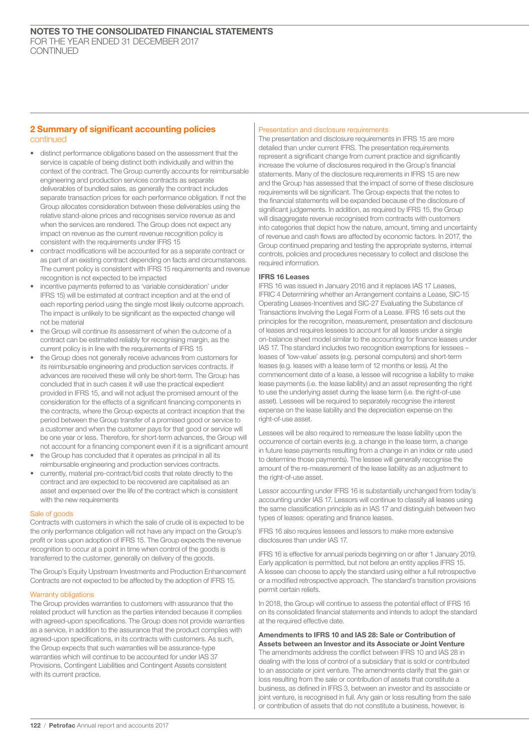## 2 Summary of significant accounting policies continued

- distinct performance obligations based on the assessment that the service is capable of being distinct both individually and within the context of the contract. The Group currently accounts for reimbursable engineering and production services contracts as separate deliverables of bundled sales, as generally the contract includes separate transaction prices for each performance obligation. If not the Group allocates consideration between these deliverables using the relative stand-alone prices and recognises service revenue as and when the services are rendered. The Group does not expect any impact on revenue as the current revenue recognition policy is consistent with the requirements under IFRS 15
- contract modifications will be accounted for as a separate contract or as part of an existing contract depending on facts and circumstances. The current policy is consistent with IFRS 15 requirements and revenue recognition is not expected to be impacted
- incentive payments (referred to as 'variable consideration' under IFRS 15) will be estimated at contract inception and at the end of each reporting period using the single most likely outcome approach. The impact is unlikely to be significant as the expected change will not be material
- the Group will continue its assessment of when the outcome of a contract can be estimated reliably for recognising margin, as the current policy is in line with the requirements of IFRS 15
- the Group does not generally receive advances from customers for its reimbursable engineering and production services contracts. If advances are received these will only be short-term. The Group has concluded that in such cases it will use the practical expedient provided in IFRS 15, and will not adjust the promised amount of the consideration for the effects of a significant financing components in the contracts, where the Group expects at contract inception that the period between the Group transfer of a promised good or service to a customer and when the customer pays for that good or service will be one year or less. Therefore, for short-term advances, the Group will not account for a financing component even if it is a significant amount
- the Group has concluded that it operates as principal in all its reimbursable engineering and production services contracts.
- currently, material pre-contract/bid costs that relate directly to the contract and are expected to be recovered are capitalised as an asset and expensed over the life of the contract which is consistent with the new requirements

### Sale of goods

Contracts with customers in which the sale of crude oil is expected to be the only performance obligation will not have any impact on the Group's profit or loss upon adoption of IFRS 15. The Group expects the revenue recognition to occur at a point in time when control of the goods is transferred to the customer, generally on delivery of the goods.

The Group's Equity Upstream Investments and Production Enhancement Contracts are not expected to be affected by the adoption of IFRS 15.

### Warranty obligations

The Group provides warranties to customers with assurance that the related product will function as the parties intended because it complies with agreed-upon specifications. The Group does not provide warranties as a service, in addition to the assurance that the product complies with agreed-upon specifications, in its contracts with customers. As such, the Group expects that such warranties will be assurance-type warranties which will continue to be accounted for under IAS 37 Provisions, Contingent Liabilities and Contingent Assets consistent with its current practice.

### Presentation and disclosure requirements

The presentation and disclosure requirements in IFRS 15 are more detailed than under current IFRS. The presentation requirements represent a significant change from current practice and significantly increase the volume of disclosures required in the Group's financial statements. Many of the disclosure requirements in IFRS 15 are new and the Group has assessed that the impact of some of these disclosure requirements will be significant. The Group expects that the notes to the financial statements will be expanded because of the disclosure of significant judgements. In addition, as required by IFRS 15, the Group will disaggregate revenue recognised from contracts with customers into categories that depict how the nature, amount, timing and uncertainty of revenue and cash flows are affected by economic factors. In 2017, the Group continued preparing and testing the appropriate systems, internal controls, policies and procedures necessary to collect and disclose the required information.

### IFRS 16 Leases

IFRS 16 was issued in January 2016 and it replaces IAS 17 Leases, IFRIC 4 Determining whether an Arrangement contains a Lease, SIC-15 Operating Leases-Incentives and SIC-27 Evaluating the Substance of Transactions Involving the Legal Form of a Lease. IFRS 16 sets out the principles for the recognition, measurement, presentation and disclosure of leases and requires lessees to account for all leases under a single on-balance sheet model similar to the accounting for finance leases under IAS 17. The standard includes two recognition exemptions for lessees – leases of 'low-value' assets (e.g. personal computers) and short-term leases (e.g. leases with a lease term of 12 months or less). At the commencement date of a lease, a lessee will recognise a liability to make lease payments (i.e. the lease liability) and an asset representing the right to use the underlying asset during the lease term (i.e. the right-of-use asset). Lessees will be required to separately recognise the interest expense on the lease liability and the depreciation expense on the right-of-use asset.

Lessees will be also required to remeasure the lease liability upon the occurrence of certain events (e.g. a change in the lease term, a change in future lease payments resulting from a change in an index or rate used to determine those payments). The lessee will generally recognise the amount of the re-measurement of the lease liability as an adjustment to the right-of-use asset.

Lessor accounting under IFRS 16 is substantially unchanged from today's accounting under IAS 17. Lessors will continue to classify all leases using the same classification principle as in IAS 17 and distinguish between two types of leases: operating and finance leases.

IFRS 16 also requires lessees and lessors to make more extensive disclosures than under IAS 17.

IFRS 16 is effective for annual periods beginning on or after 1 January 2019. Early application is permitted, but not before an entity applies IFRS 15. A lessee can choose to apply the standard using either a full retrospective or a modified retrospective approach. The standard's transition provisions permit certain reliefs.

In 2018, the Group will continue to assess the potential effect of IFRS 16 on its consolidated financial statements and intends to adopt the standard at the required effective date.

### Amendments to IFRS 10 and IAS 28: Sale or Contribution of Assets between an Investor and its Associate or Joint Venture

The amendments address the conflict between IFRS 10 and IAS 28 in dealing with the loss of control of a subsidiary that is sold or contributed to an associate or joint venture. The amendments clarify that the gain or loss resulting from the sale or contribution of assets that constitute a business, as defined in IFRS 3, between an investor and its associate or joint venture, is recognised in full. Any gain or loss resulting from the sale or contribution of assets that do not constitute a business, however, is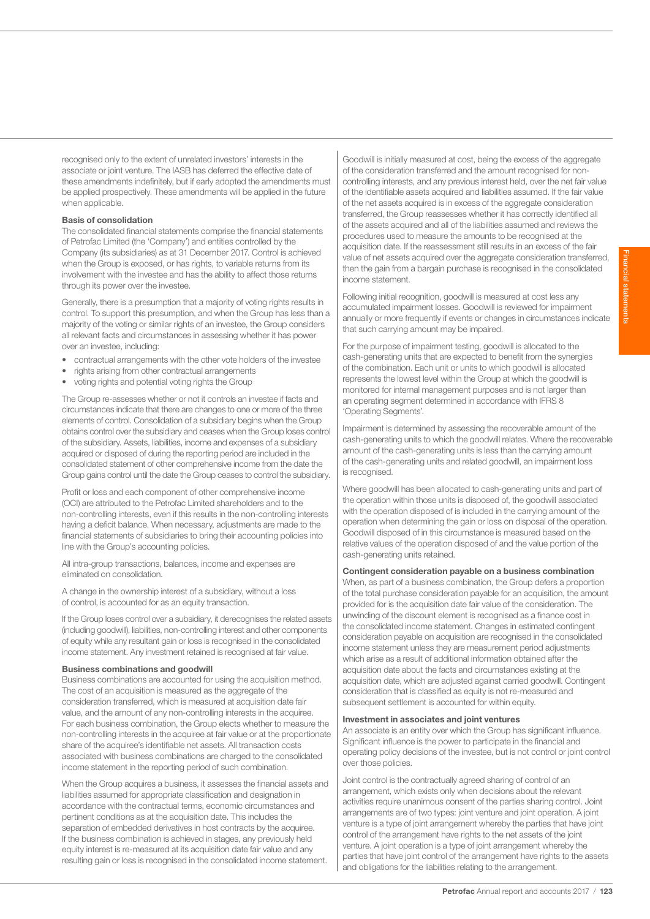recognised only to the extent of unrelated investors' interests in the associate or joint venture. The IASB has deferred the effective date of these amendments indefinitely, but if early adopted the amendments must be applied prospectively. These amendments will be applied in the future when applicable.

### Basis of consolidation

The consolidated financial statements comprise the financial statements of Petrofac Limited (the 'Company') and entities controlled by the Company (its subsidiaries) as at 31 December 2017. Control is achieved when the Group is exposed, or has rights, to variable returns from its involvement with the investee and has the ability to affect those returns through its power over the investee.

Generally, there is a presumption that a majority of voting rights results in control. To support this presumption, and when the Group has less than a majority of the voting or similar rights of an investee, the Group considers all relevant facts and circumstances in assessing whether it has power over an investee, including:

- contractual arrangements with the other vote holders of the investee
- rights arising from other contractual arrangements
- voting rights and potential voting rights the Group

The Group re-assesses whether or not it controls an investee if facts and circumstances indicate that there are changes to one or more of the three elements of control. Consolidation of a subsidiary begins when the Group obtains control over the subsidiary and ceases when the Group loses control of the subsidiary. Assets, liabilities, income and expenses of a subsidiary acquired or disposed of during the reporting period are included in the consolidated statement of other comprehensive income from the date the Group gains control until the date the Group ceases to control the subsidiary.

Profit or loss and each component of other comprehensive income (OCI) are attributed to the Petrofac Limited shareholders and to the non-controlling interests, even if this results in the non-controlling interests having a deficit balance. When necessary, adjustments are made to the financial statements of subsidiaries to bring their accounting policies into line with the Group's accounting policies.

All intra-group transactions, balances, income and expenses are eliminated on consolidation.

A change in the ownership interest of a subsidiary, without a loss of control, is accounted for as an equity transaction.

If the Group loses control over a subsidiary, it derecognises the related assets (including goodwill), liabilities, non-controlling interest and other components of equity while any resultant gain or loss is recognised in the consolidated income statement. Any investment retained is recognised at fair value.

### Business combinations and goodwill

Business combinations are accounted for using the acquisition method. The cost of an acquisition is measured as the aggregate of the consideration transferred, which is measured at acquisition date fair value, and the amount of any non-controlling interests in the acquiree. For each business combination, the Group elects whether to measure the non-controlling interests in the acquiree at fair value or at the proportionate share of the acquiree's identifiable net assets. All transaction costs associated with business combinations are charged to the consolidated income statement in the reporting period of such combination.

When the Group acquires a business, it assesses the financial assets and liabilities assumed for appropriate classification and designation in accordance with the contractual terms, economic circumstances and pertinent conditions as at the acquisition date. This includes the separation of embedded derivatives in host contracts by the acquiree. If the business combination is achieved in stages, any previously held equity interest is re-measured at its acquisition date fair value and any resulting gain or loss is recognised in the consolidated income statement.

Goodwill is initially measured at cost, being the excess of the aggregate of the consideration transferred and the amount recognised for non-controlling interests, and any previous interest held, over the net fair value of the identifiable assets acquired and liabilities assumed. If the fair value of the net assets acquired is in excess of the aggregate consideration transferred, the Group reassesses whether it has correctly identified all of the assets acquired and all of the liabilities assumed and reviews the procedures used to measure the amounts to be recognised at the acquisition date. If the reassessment still results in an excess of the fair value of net assets acquired over the aggregate consideration transferred, then the gain from a bargain purchase is recognised in the consolidated income statement.

Following initial recognition, goodwill is measured at cost less any accumulated impairment losses. Goodwill is reviewed for impairment annually or more frequently if events or changes in circumstances indicate that such carrying amount may be impaired.

For the purpose of impairment testing, goodwill is allocated to the cash-generating units that are expected to benefit from the synergies of the combination. Each unit or units to which goodwill is allocated represents the lowest level within the Group at which the goodwill is monitored for internal management purposes and is not larger than an operating segment determined in accordance with IFRS 8 'Operating Segments'.

Impairment is determined by assessing the recoverable amount of the cash-generating units to which the goodwill relates. Where the recoverable amount of the cash-generating units is less than the carrying amount of the cash-generating units and related goodwill, an impairment loss is recognised.

Where goodwill has been allocated to cash-generating units and part of the operation within those units is disposed of, the goodwill associated with the operation disposed of is included in the carrying amount of the operation when determining the gain or loss on disposal of the operation. Goodwill disposed of in this circumstance is measured based on the relative values of the operation disposed of and the value portion of the cash-generating units retained.

### Contingent consideration payable on a business combination

When, as part of a business combination, the Group defers a proportion of the total purchase consideration payable for an acquisition, the amount provided for is the acquisition date fair value of the consideration. The unwinding of the discount element is recognised as a finance cost in the consolidated income statement. Changes in estimated contingent consideration payable on acquisition are recognised in the consolidated income statement unless they are measurement period adjustments which arise as a result of additional information obtained after the acquisition date about the facts and circumstances existing at the acquisition date, which are adjusted against carried goodwill. Contingent consideration that is classified as equity is not re-measured and subsequent settlement is accounted for within equity.

### Investment in associates and joint ventures

An associate is an entity over which the Group has significant influence. Significant influence is the power to participate in the financial and operating policy decisions of the investee, but is not control or joint control over those policies.

Joint control is the contractually agreed sharing of control of an arrangement, which exists only when decisions about the relevant activities require unanimous consent of the parties sharing control. Joint arrangements are of two types: joint venture and joint operation. A joint venture is a type of joint arrangement whereby the parties that have joint control of the arrangement have rights to the net assets of the joint venture. A joint operation is a type of joint arrangement whereby the parties that have joint control of the arrangement have rights to the assets and obligations for the liabilities relating to the arrangement.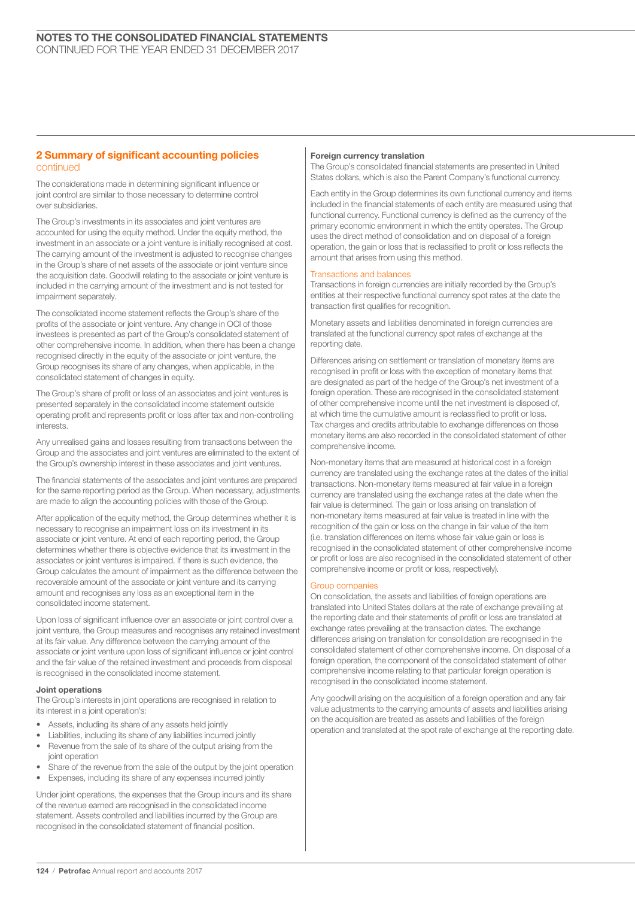## 2 Summary of significant accounting policies continued

The considerations made in determining significant influence or joint control are similar to those necessary to determine control over subsidiaries.

The Group's investments in its associates and joint ventures are accounted for using the equity method. Under the equity method, the investment in an associate or a joint venture is initially recognised at cost. The carrying amount of the investment is adjusted to recognise changes in the Group's share of net assets of the associate or joint venture since the acquisition date. Goodwill relating to the associate or joint venture is included in the carrying amount of the investment and is not tested for impairment separately.

The consolidated income statement reflects the Group's share of the profits of the associate or joint venture. Any change in OCI of those investees is presented as part of the Group's consolidated statement of other comprehensive income. In addition, when there has been a change recognised directly in the equity of the associate or joint venture, the Group recognises its share of any changes, when applicable, in the consolidated statement of changes in equity.

The Group's share of profit or loss of an associates and joint ventures is presented separately in the consolidated income statement outside operating profit and represents profit or loss after tax and non-controlling interests.

Any unrealised gains and losses resulting from transactions between the Group and the associates and joint ventures are eliminated to the extent of the Group's ownership interest in these associates and joint ventures.

The financial statements of the associates and joint ventures are prepared for the same reporting period as the Group. When necessary, adjustments are made to align the accounting policies with those of the Group.

After application of the equity method, the Group determines whether it is necessary to recognise an impairment loss on its investment in its associate or joint venture. At end of each reporting period, the Group determines whether there is objective evidence that its investment in the associates or joint ventures is impaired. If there is such evidence, the Group calculates the amount of impairment as the difference between the recoverable amount of the associate or joint venture and its carrying amount and recognises any loss as an exceptional item in the consolidated income statement.

Upon loss of significant influence over an associate or joint control over a joint venture, the Group measures and recognises any retained investment at its fair value. Any difference between the carrying amount of the associate or joint venture upon loss of significant influence or joint control and the fair value of the retained investment and proceeds from disposal is recognised in the consolidated income statement.

**Joint operations**

The Group's interests in joint operations are recognised in relation to its interest in a joint operation's:

- Assets, including its share of any assets held jointly
- Liabilities, including its share of any liabilities incurred jointly
- Revenue from the sale of its share of the output arising from the joint operation
- Share of the revenue from the sale of the output by the joint operation
- Expenses, including its share of any expenses incurred jointly

Under joint operations, the expenses that the Group incurs and its share of the revenue earned are recognised in the consolidated income statement. Assets controlled and liabilities incurred by the Group are recognised in the consolidated statement of financial position.

**Foreign currency translation**

The Group's consolidated financial statements are presented in United States dollars, which is also the Parent Company's functional currency.

Each entity in the Group determines its own functional currency and items included in the financial statements of each entity are measured using that functional currency. Functional currency is defined as the currency of the primary economic environment in which the entity operates. The Group uses the direct method of consolidation and on disposal of a foreign operation, the gain or loss that is reclassified to profit or loss reflects the amount that arises from using this method.

### Transactions and balances

Transactions in foreign currencies are initially recorded by the Group's entities at their respective functional currency spot rates at the date the transaction first qualifies for recognition.

Monetary assets and liabilities denominated in foreign currencies are translated at the functional currency spot rates of exchange at the reporting date.

Differences arising on settlement or translation of monetary items are recognised in profit or loss with the exception of monetary items that are designated as part of the hedge of the Group's net investment of a foreign operation. These are recognised in the consolidated statement of other comprehensive income until the net investment is disposed of, at which time the cumulative amount is reclassified to profit or loss. Tax charges and credits attributable to exchange differences on those monetary items are also recorded in the consolidated statement of other comprehensive income.

Non-monetary items that are measured at historical cost in a foreign currency are translated using the exchange rates at the dates of the initial transactions. Non-monetary items measured at fair value in a foreign currency are translated using the exchange rates at the date when the fair value is determined. The gain or loss arising on translation of non-monetary items measured at fair value is treated in line with the recognition of the gain or loss on the change in fair value of the item (i.e. translation differences on items whose fair value gain or loss is recognised in the consolidated statement of other comprehensive income or profit or loss are also recognised in the consolidated statement of other comprehensive income or profit or loss, respectively).

### Group companies

On consolidation, the assets and liabilities of foreign operations are translated into United States dollars at the rate of exchange prevailing at the reporting date and their statements of profit or loss are translated at exchange rates prevailing at the transaction dates. The exchange differences arising on translation for consolidation are recognised in the consolidated statement of other comprehensive income. On disposal of a foreign operation, the component of the consolidated statement of other comprehensive income relating to that particular foreign operation is recognised in the consolidated income statement.

Any goodwill arising on the acquisition of a foreign operation and any fair value adjustments to the carrying amounts of assets and liabilities arising on the acquisition are treated as assets and liabilities of the foreign operation and translated at the spot rate of exchange at the reporting date.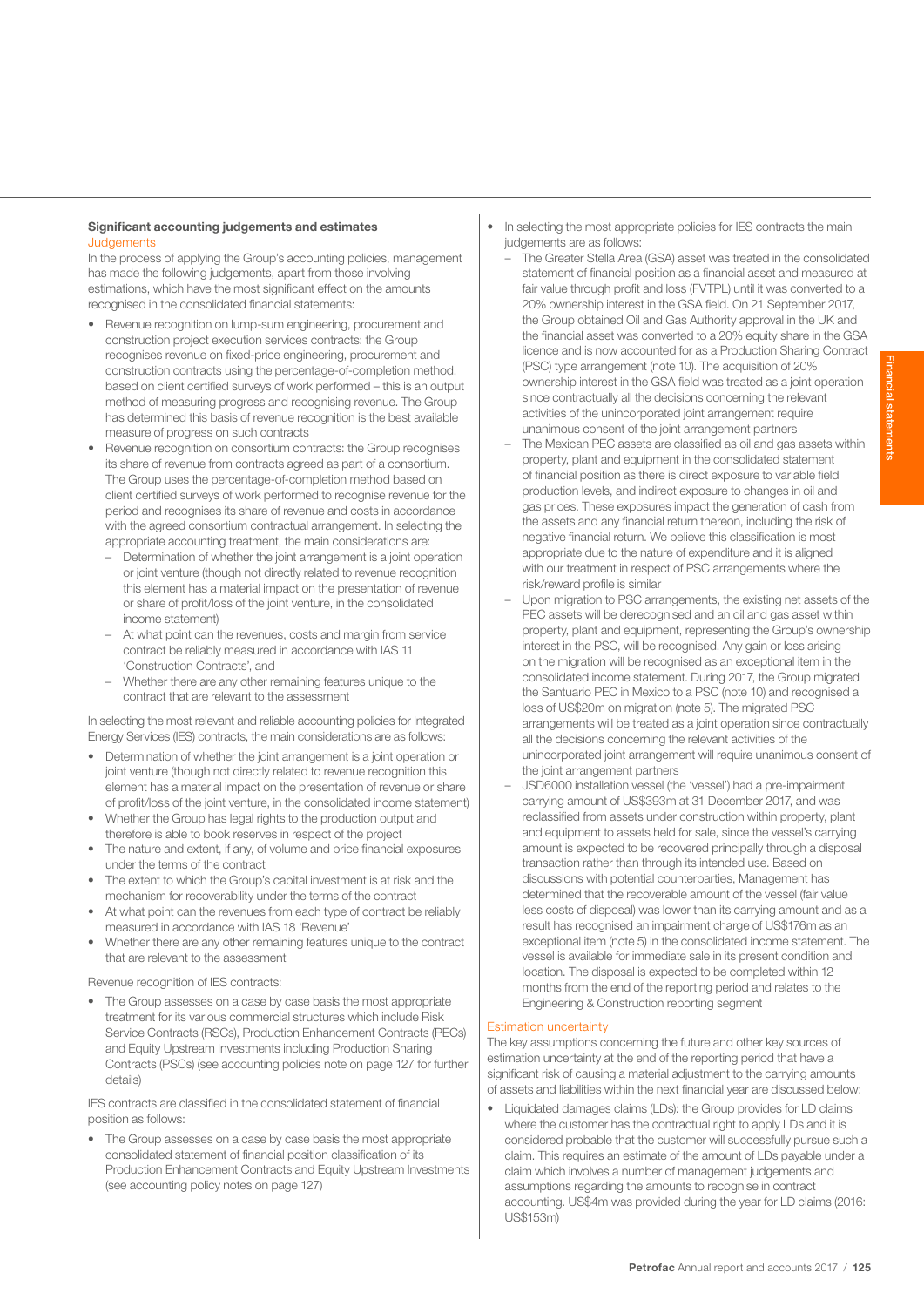**Significant accounting judgements and estimates**

### Judgements

In the process of applying the Group's accounting policies, management has made the following judgements, apart from those involving estimations, which have the most significant effect on the amounts recognised in the consolidated financial statements:

- Revenue recognition on lump-sum engineering, procurement and construction project execution services contracts: the Group recognises revenue on fixed-price engineering, procurement and construction contracts using the percentage-of-completion method, based on client certified surveys of work performed – this is an output method of measuring progress and recognising revenue. The Group has determined this basis of revenue recognition is the best available measure of progress on such contracts
- Revenue recognition on consortium contracts: the Group recognises its share of revenue from contracts agreed as part of a consortium. The Group uses the percentage-of-completion method based on client certified surveys of work performed to recognise revenue for the period and recognises its share of revenue and costs in accordance with the agreed consortium contractual arrangement. In selecting the appropriate accounting treatment, the main considerations are:
  - Determination of whether the joint arrangement is a joint operation or joint venture (though not directly related to revenue recognition this element has a material impact on the presentation of revenue or share of profit/loss of the joint venture, in the consolidated income statement)
  - At what point can the revenues, costs and margin from service contract be reliably measured in accordance with IAS 11 'Construction Contracts', and
  - Whether there are any other remaining features unique to the contract that are relevant to the assessment

In selecting the most relevant and reliable accounting policies for Integrated Energy Services (IES) contracts, the main considerations are as follows:

- Determination of whether the joint arrangement is a joint operation or joint venture (though not directly related to revenue recognition this element has a material impact on the presentation of revenue or share of profit/loss of the joint venture, in the consolidated income statement)
- Whether the Group has legal rights to the production output and therefore is able to book reserves in respect of the project
- The nature and extent, if any, of volume and price financial exposures under the terms of the contract
- The extent to which the Group's capital investment is at risk and the mechanism for recoverability under the terms of the contract
- At what point can the revenues from each type of contract be reliably measured in accordance with IAS 18 'Revenue'
- Whether there are any other remaining features unique to the contract that are relevant to the assessment

Revenue recognition of IES contracts:

- The Group assesses on a case by case basis the most appropriate treatment for its various commercial structures which include Risk Service Contracts (RSCs), Production Enhancement Contracts (PECs) and Equity Upstream Investments including Production Sharing Contracts (PSCs) (see accounting policies note on page 127 for further details)

IES contracts are classified in the consolidated statement of financial position as follows:

- The Group assesses on a case by case basis the most appropriate consolidated statement of financial position classification of its Production Enhancement Contracts and Equity Upstream Investments (see accounting policy notes on page 127)
- In selecting the most appropriate policies for IES contracts the main judgements are as follows:
  - The Greater Stella Area (GSA) asset was treated in the consolidated statement of financial position as a financial asset and measured at fair value through profit and loss (FVTPL) until it was converted to a 20% ownership interest in the GSA field. On 21 September 2017, the Group obtained Oil and Gas Authority approval in the UK and the financial asset was converted to a 20% equity share in the GSA licence and is now accounted for as a Production Sharing Contract (PSC) type arrangement (note 10). The acquisition of 20% ownership interest in the GSA field was treated as a joint operation since contractually all the decisions concerning the relevant activities of the unincorporated joint arrangement require unanimous consent of the joint arrangement partners
  - The Mexican PEC assets are classified as oil and gas assets within property, plant and equipment in the consolidated statement of financial position as there is direct exposure to variable field production levels, and indirect exposure to changes in oil and gas prices. These exposures impact the generation of cash from the assets and any financial return thereon, including the risk of negative financial return. We believe this classification is most appropriate due to the nature of expenditure and it is aligned with our treatment in respect of PSC arrangements where the risk/reward profile is similar
  - Upon migration to PSC arrangements, the existing net assets of the PEC assets will be derecognised and an oil and gas asset within property, plant and equipment, representing the Group's ownership interest in the PSC, will be recognised. Any gain or loss arising on the migration will be recognised as an exceptional item in the consolidated income statement. During 2017, the Group migrated the Santuario PEC in Mexico to a PSC (note 10) and recognised a loss of US$20m on migration (note 5). The migrated PSC arrangements will be treated as a joint operation since contractually all the decisions concerning the relevant activities of the unincorporated joint arrangement will require unanimous consent of the joint arrangement partners
  - JSD6000 installation vessel (the 'vessel') had a pre-impairment carrying amount of US$393m at 31 December 2017, and was reclassified from assets under construction within property, plant and equipment to assets held for sale, since the vessel's carrying amount is expected to be recovered principally through a disposal transaction rather than through its intended use. Based on discussions with potential counterparties, Management has determined that the recoverable amount of the vessel (fair value less costs of disposal) was lower than its carrying amount and as a result has recognised an impairment charge of US$176m as an exceptional item (note 5) in the consolidated income statement. The vessel is available for immediate sale in its present condition and location. The disposal is expected to be completed within 12 months from the end of the reporting period and relates to the Engineering & Construction reporting segment

### Estimation uncertainty

The key assumptions concerning the future and other key sources of estimation uncertainty at the end of the reporting period that have a significant risk of causing a material adjustment to the carrying amounts of assets and liabilities within the next financial year are discussed below:

- Liquidated damages claims (LDs): the Group provides for LD claims where the customer has the contractual right to apply LDs and it is considered probable that the customer will successfully pursue such a claim. This requires an estimate of the amount of LDs payable under a claim which involves a number of management judgements and assumptions regarding the amounts to recognise in contract accounting. US$4m was provided during the year for LD claims (2016: US$153m)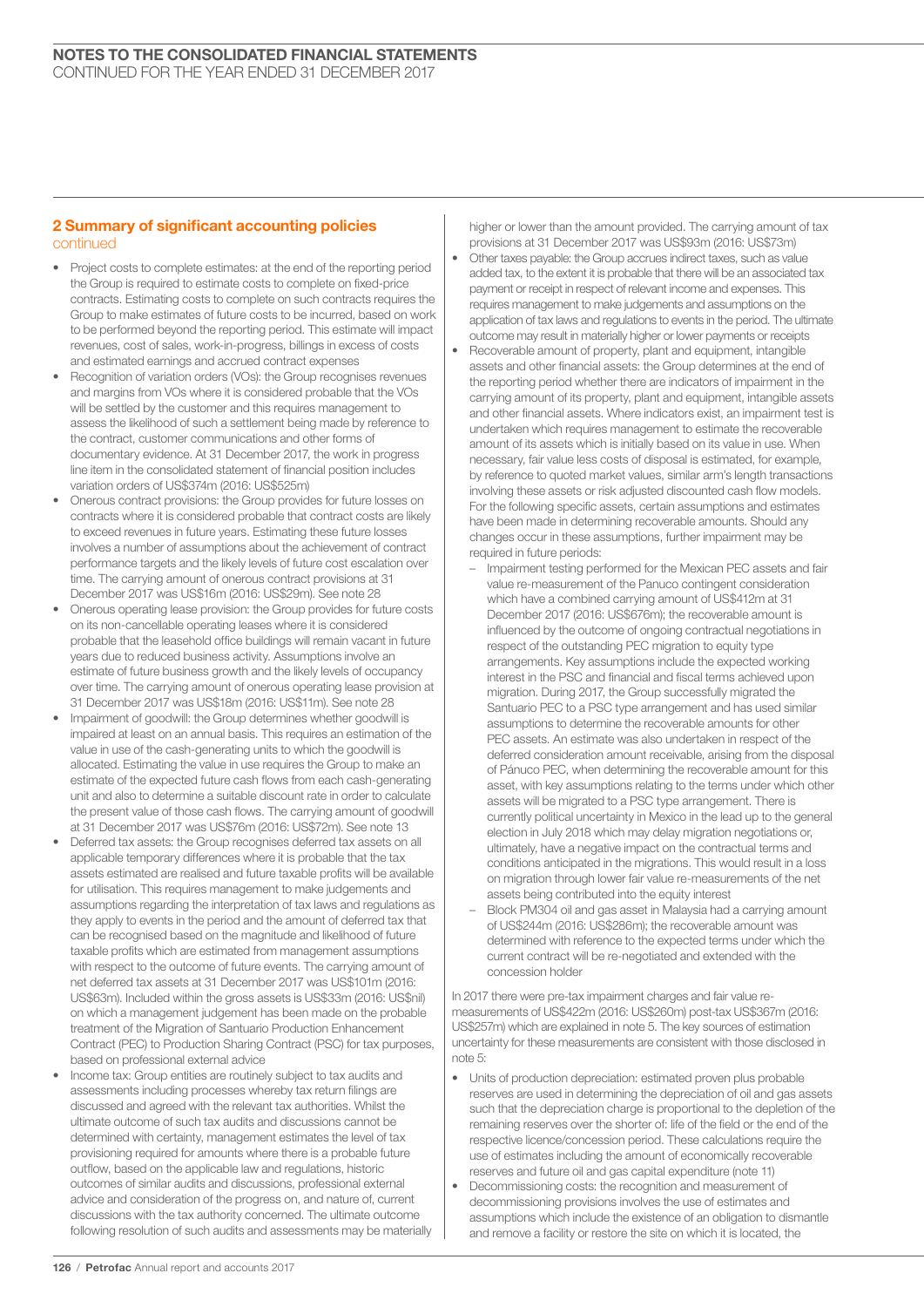## 2 Summary of significant accounting policies continued

- Project costs to complete estimates: at the end of the reporting period the Group is required to estimate costs to complete on fixed-price contracts. Estimating costs to complete on such contracts requires the Group to make estimates of future costs to be incurred, based on work to be performed beyond the reporting period. This estimate will impact revenues, cost of sales, work-in-progress, billings in excess of costs and estimated earnings and accrued contract expenses
- Recognition of variation orders (VOs): the Group recognises revenues and margins from VOs where it is considered probable that the VOs will be settled by the customer and this requires management to assess the likelihood of such a settlement being made by reference to the contract, customer communications and other forms of documentary evidence. At 31 December 2017, the work in progress line item in the consolidated statement of financial position includes variation orders of US$374m (2016: US$525m)
- Onerous contract provisions: the Group provides for future losses on contracts where it is considered probable that contract costs are likely to exceed revenues in future years. Estimating these future losses involves a number of assumptions about the achievement of contract performance targets and the likely levels of future cost escalation over time. The carrying amount of onerous contract provisions at 31 December 2017 was US$16m (2016: US$29m). See note 28
- Onerous operating lease provision: the Group provides for future costs on its non-cancellable operating leases where it is considered probable that the leasehold office buildings will remain vacant in future years due to reduced business activity. Assumptions involve an estimate of future business growth and the likely levels of occupancy over time. The carrying amount of onerous operating lease provision at 31 December 2017 was US$18m (2016: US$11m). See note 28
- Impairment of goodwill: the Group determines whether goodwill is impaired at least on an annual basis. This requires an estimation of the value in use of the cash-generating units to which the goodwill is allocated. Estimating the value in use requires the Group to make an estimate of the expected future cash flows from each cash-generating unit and also to determine a suitable discount rate in order to calculate the present value of those cash flows. The carrying amount of goodwill at 31 December 2017 was US$76m (2016: US$72m). See note 13
- Deferred tax assets: the Group recognises deferred tax assets on all applicable temporary differences where it is probable that the tax assets estimated are realised and future taxable profits will be available for utilisation. This requires management to make judgements and assumptions regarding the interpretation of tax laws and regulations as they apply to events in the period and the amount of deferred tax that can be recognised based on the magnitude and likelihood of future taxable profits which are estimated from management assumptions with respect to the outcome of future events. The carrying amount of net deferred tax assets at 31 December 2017 was US$101m (2016: US$63m). Included within the gross assets is US$33m (2016: US$nil) on which a management judgement has been made on the probable treatment of the Migration of Santuario Production Enhancement Contract (PEC) to Production Sharing Contract (PSC) for tax purposes, based on professional external advice
- Income tax: Group entities are routinely subject to tax audits and assessments including processes whereby tax return filings are discussed and agreed with the relevant tax authorities. Whilst the ultimate outcome of such tax audits and discussions cannot be determined with certainty, management estimates the level of tax provisioning required for amounts where there is a probable future outflow, based on the applicable law and regulations, historic outcomes of similar audits and discussions, professional external advice and consideration of the progress on, and nature of, current discussions with the tax authority concerned. The ultimate outcome following resolution of such audits and assessments may be materially higher or lower than the amount provided. The carrying amount of tax provisions at 31 December 2017 was US$93m (2016: US$73m)
- Other taxes payable: the Group accrues indirect taxes, such as value added tax, to the extent it is probable that there will be an associated tax payment or receipt in respect of relevant income and expenses. This requires management to make judgements and assumptions on the application of tax laws and regulations to events in the period. The ultimate outcome may result in materially higher or lower payments or receipts
- Recoverable amount of property, plant and equipment, intangible assets and other financial assets: the Group determines at the end of the reporting period whether there are indicators of impairment in the carrying amount of its property, plant and equipment, intangible assets and other financial assets. Where indicators exist, an impairment test is undertaken which requires management to estimate the recoverable amount of its assets which is initially based on its value in use. When necessary, fair value less costs of disposal is estimated, for example, by reference to quoted market values, similar arm's length transactions involving these assets or risk adjusted discounted cash flow models. For the following specific assets, certain assumptions and estimates have been made in determining recoverable amounts. Should any changes occur in these assumptions, further impairment may be required in future periods:
  - Impairment testing performed for the Mexican PEC assets and fair value re-measurement of the Panuco contingent consideration which have a combined carrying amount of US$412m at 31 December 2017 (2016: US$676m); the recoverable amount is influenced by the outcome of ongoing contractual negotiations in respect of the outstanding PEC migration to equity type arrangements. Key assumptions include the expected working interest in the PSC and financial and fiscal terms achieved upon migration. During 2017, the Group successfully migrated the Santuario PEC to a PSC type arrangement and has used similar assumptions to determine the recoverable amounts for other PEC assets. An estimate was also undertaken in respect of the deferred consideration amount receivable, arising from the disposal of Pánuco PEC, when determining the recoverable amount for this asset, with key assumptions relating to the terms under which other assets will be migrated to a PSC type arrangement. There is currently political uncertainty in Mexico in the lead up to the general election in July 2018 which may delay migration negotiations or, ultimately, have a negative impact on the contractual terms and conditions anticipated in the migrations. This would result in a loss on migration through lower fair value re-measurements of the net assets being contributed into the equity interest
  - Block PM304 oil and gas asset in Malaysia had a carrying amount of US$244m (2016: US$286m); the recoverable amount was determined with reference to the expected terms under which the current contract will be re-negotiated and extended with the concession holder

In 2017 there were pre-tax impairment charges and fair value re-measurements of US$422m (2016: US$260m) post-tax US$367m (2016: US$257m) which are explained in note 5. The key sources of estimation uncertainty for these measurements are consistent with those disclosed in note 5:

- Units of production depreciation: estimated proven plus probable reserves are used in determining the depreciation of oil and gas assets such that the depreciation charge is proportional to the depletion of the remaining reserves over the shorter of: life of the field or the end of the respective licence/concession period. These calculations require the use of estimates including the amount of economically recoverable reserves and future oil and gas capital expenditure (note 11)
- Decommissioning costs: the recognition and measurement of decommissioning provisions involves the use of estimates and assumptions which include the existence of an obligation to dismantle and remove a facility or restore the site on which it is located, the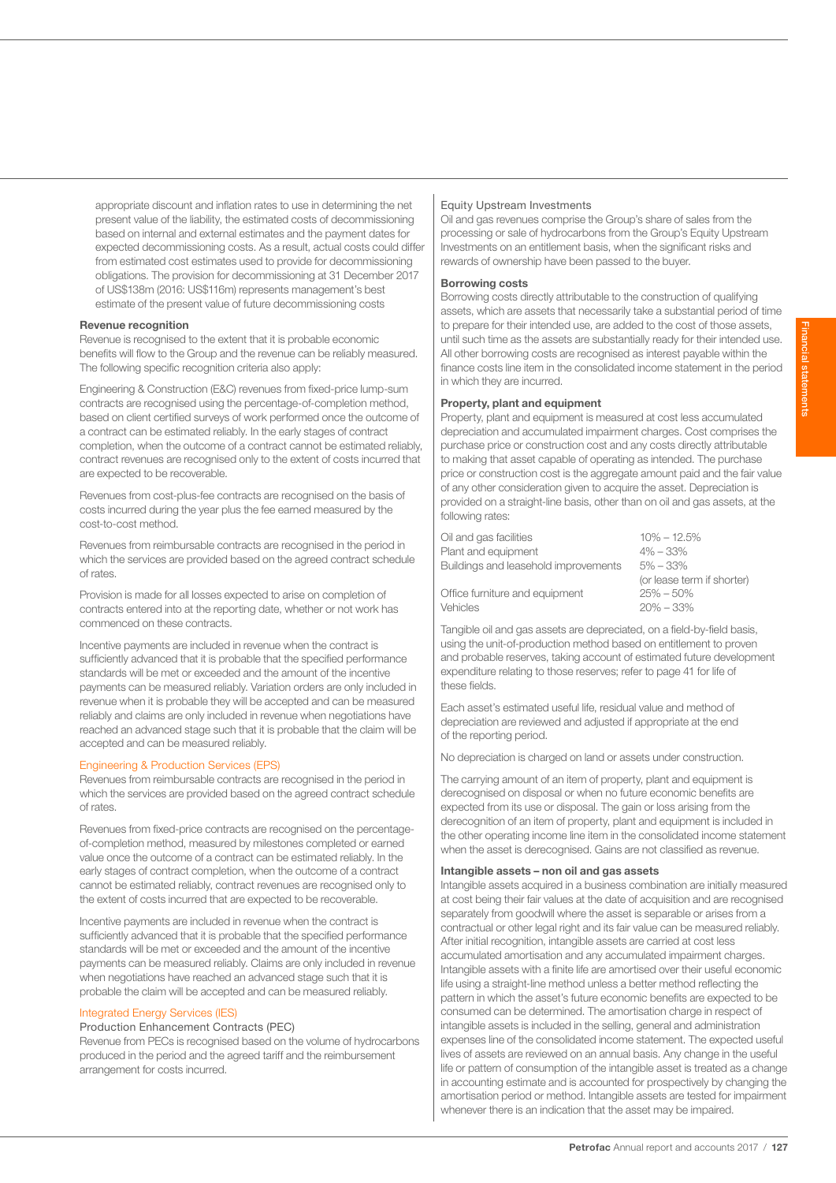appropriate discount and inflation rates to use in determining the net present value of the liability, the estimated costs of decommissioning based on internal and external estimates and the payment dates for expected decommissioning costs. As a result, actual costs could differ from estimated cost estimates used to provide for decommissioning obligations. The provision for decommissioning at 31 December 2017 of US$138m (2016: US$116m) represents management's best estimate of the present value of future decommissioning costs

**Revenue recognition**

Revenue is recognised to the extent that it is probable economic benefits will flow to the Group and the revenue can be reliably measured. The following specific recognition criteria also apply:

Engineering & Construction (E&C) revenues from fixed-price lump-sum contracts are recognised using the percentage-of-completion method, based on client certified surveys of work performed once the outcome of a contract can be estimated reliably. In the early stages of contract completion, when the outcome of a contract cannot be estimated reliably, contract revenues are recognised only to the extent of costs incurred that are expected to be recoverable.

Revenues from cost-plus-fee contracts are recognised on the basis of costs incurred during the year plus the fee earned measured by the cost-to-cost method.

Revenues from reimbursable contracts are recognised in the period in which the services are provided based on the agreed contract schedule of rates.

Provision is made for all losses expected to arise on completion of contracts entered into at the reporting date, whether or not work has commenced on these contracts.

Incentive payments are included in revenue when the contract is sufficiently advanced that it is probable that the specified performance standards will be met or exceeded and the amount of the incentive payments can be measured reliably. Variation orders are only included in revenue when it is probable they will be accepted and can be measured reliably and claims are only included in revenue when negotiations have reached an advanced stage such that it is probable that the claim will be accepted and can be measured reliably.

Engineering & Production Services (EPS)

Revenues from reimbursable contracts are recognised in the period in which the services are provided based on the agreed contract schedule of rates.

Revenues from fixed-price contracts are recognised on the percentage-of-completion method, measured by milestones completed or earned value once the outcome of a contract can be estimated reliably. In the early stages of contract completion, when the outcome of a contract cannot be estimated reliably, contract revenues are recognised only to the extent of costs incurred that are expected to be recoverable.

Incentive payments are included in revenue when the contract is sufficiently advanced that it is probable that the specified performance standards will be met or exceeded and the amount of the incentive payments can be measured reliably. Claims are only included in revenue when negotiations have reached an advanced stage such that it is probable the claim will be accepted and can be measured reliably.

Integrated Energy Services (IES)

Production Enhancement Contracts (PEC)

Revenue from PECs is recognised based on the volume of hydrocarbons produced in the period and the agreed tariff and the reimbursement arrangement for costs incurred.

Equity Upstream Investments

Oil and gas revenues comprise the Group's share of sales from the processing or sale of hydrocarbons from the Group's Equity Upstream Investments on an entitlement basis, when the significant risks and rewards of ownership have been passed to the buyer.

**Borrowing costs**

Borrowing costs directly attributable to the construction of qualifying assets, which are assets that necessarily take a substantial period of time to prepare for their intended use, are added to the cost of those assets, until such time as the assets are substantially ready for their intended use. All other borrowing costs are recognised as interest payable within the finance costs line item in the consolidated income statement in the period in which they are incurred.

**Property, plant and equipment**

Property, plant and equipment is measured at cost less accumulated depreciation and accumulated impairment charges. Cost comprises the purchase price or construction cost and any costs directly attributable to making that asset capable of operating as intended. The purchase price or construction cost is the aggregate amount paid and the fair value of any other consideration given to acquire the asset. Depreciation is provided on a straight-line basis, other than on oil and gas assets, at the following rates:

| | |
|---|---|
| Oil and gas facilities | 10% – 12.5% |
| Plant and equipment | 4% – 33% |
| Buildings and leasehold improvements | 5% – 33% (or lease term if shorter) |
| Office furniture and equipment | 25% – 50% |
| Vehicles | 20% – 33% |

Tangible oil and gas assets are depreciated, on a field-by-field basis, using the unit-of-production method based on entitlement to proven and probable reserves, taking account of estimated future development expenditure relating to those reserves; refer to page 41 for life of these fields.

Each asset's estimated useful life, residual value and method of depreciation are reviewed and adjusted if appropriate at the end of the reporting period.

No depreciation is charged on land or assets under construction.

The carrying amount of an item of property, plant and equipment is derecognised on disposal or when no future economic benefits are expected from its use or disposal. The gain or loss arising from the derecognition of an item of property, plant and equipment is included in the other operating income line item in the consolidated income statement when the asset is derecognised. Gains are not classified as revenue.

**Intangible assets – non oil and gas assets**

Intangible assets acquired in a business combination are initially measured at cost being their fair values at the date of acquisition and are recognised separately from goodwill where the asset is separable or arises from a contractual or other legal right and its fair value can be measured reliably. After initial recognition, intangible assets are carried at cost less accumulated amortisation and any accumulated impairment charges. Intangible assets with a finite life are amortised over their useful economic life using a straight-line method unless a better method reflecting the pattern in which the asset's future economic benefits are expected to be consumed can be determined. The amortisation charge in respect of intangible assets is included in the selling, general and administration expenses line of the consolidated income statement. The expected useful lives of assets are reviewed on an annual basis. Any change in the useful life or pattern of consumption of the intangible asset is treated as a change in accounting estimate and is accounted for prospectively by changing the amortisation period or method. Intangible assets are tested for impairment whenever there is an indication that the asset may be impaired.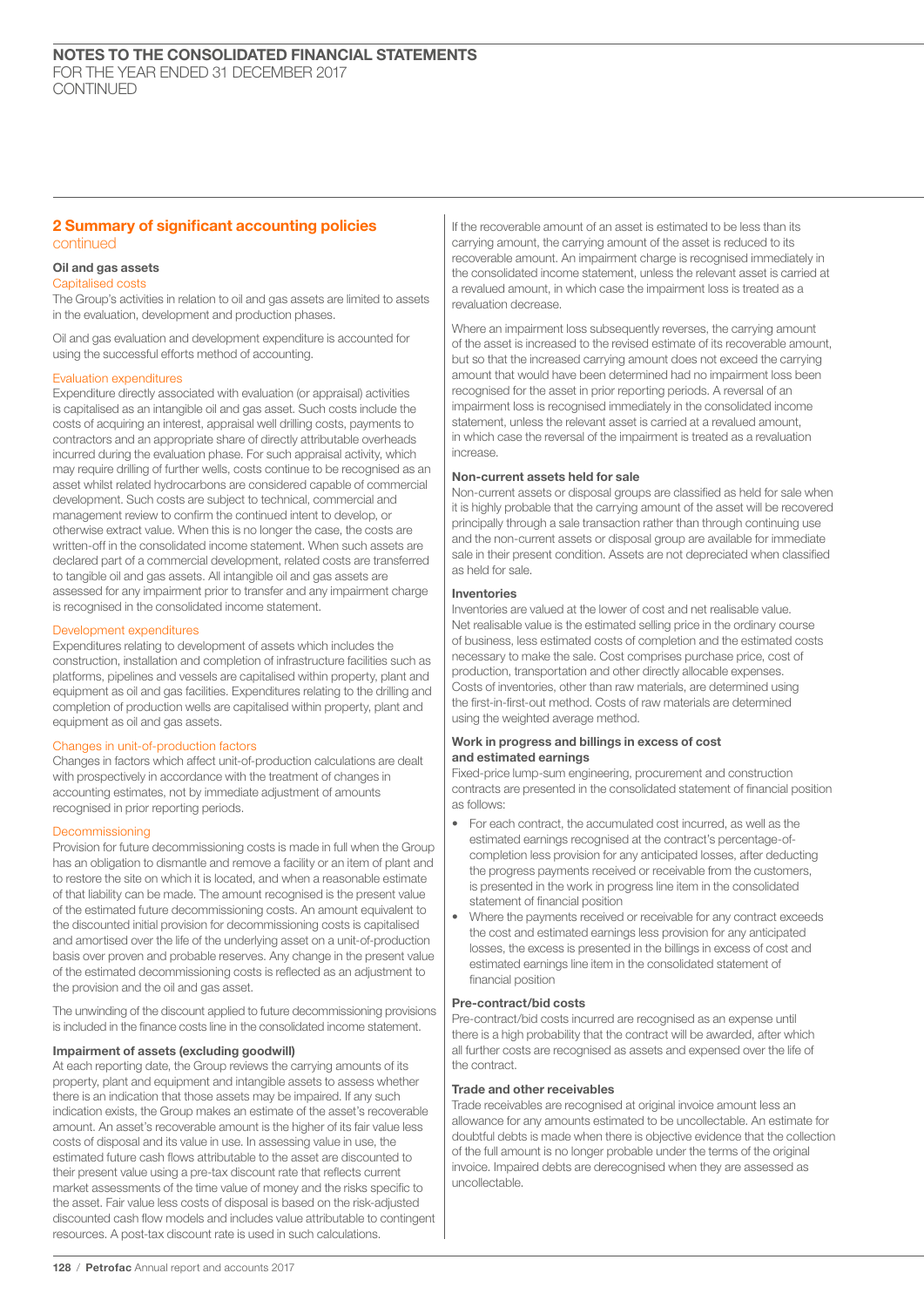## 2 Summary of significant accounting policies continued

### Oil and gas assets

#### Capitalised costs

The Group's activities in relation to oil and gas assets are limited to assets in the evaluation, development and production phases.

Oil and gas evaluation and development expenditure is accounted for using the successful efforts method of accounting.

#### Evaluation expenditures

Expenditure directly associated with evaluation (or appraisal) activities is capitalised as an intangible oil and gas asset. Such costs include the costs of acquiring an interest, appraisal well drilling costs, payments to contractors and an appropriate share of directly attributable overheads incurred during the evaluation phase. For such appraisal activity, which may require drilling of further wells, costs continue to be recognised as an asset whilst related hydrocarbons are considered capable of commercial development. Such costs are subject to technical, commercial and management review to confirm the continued intent to develop, or otherwise extract value. When this is no longer the case, the costs are written-off in the consolidated income statement. When such assets are declared part of a commercial development, related costs are transferred to tangible oil and gas assets. All intangible oil and gas assets are assessed for any impairment prior to transfer and any impairment charge is recognised in the consolidated income statement.

#### Development expenditures

Expenditures relating to development of assets which includes the construction, installation and completion of infrastructure facilities such as platforms, pipelines and vessels are capitalised within property, plant and equipment as oil and gas facilities. Expenditures relating to the drilling and completion of production wells are capitalised within property, plant and equipment as oil and gas assets.

#### Changes in unit-of-production factors

Changes in factors which affect unit-of-production calculations are dealt with prospectively in accordance with the treatment of changes in accounting estimates, not by immediate adjustment of amounts recognised in prior reporting periods.

#### Decommissioning

Provision for future decommissioning costs is made in full when the Group has an obligation to dismantle and remove a facility or an item of plant and to restore the site on which it is located, and when a reasonable estimate of that liability can be made. The amount recognised is the present value of the estimated future decommissioning costs. An amount equivalent to the discounted initial provision for decommissioning costs is capitalised and amortised over the life of the underlying asset on a unit-of-production basis over proven and probable reserves. Any change in the present value of the estimated decommissioning costs is reflected as an adjustment to the provision and the oil and gas asset.

The unwinding of the discount applied to future decommissioning provisions is included in the finance costs line in the consolidated income statement.

### Impairment of assets (excluding goodwill)

At each reporting date, the Group reviews the carrying amounts of its property, plant and equipment and intangible assets to assess whether there is an indication that those assets may be impaired. If any such indication exists, the Group makes an estimate of the asset's recoverable amount. An asset's recoverable amount is the higher of its fair value less costs of disposal and its value in use. In assessing value in use, the estimated future cash flows attributable to the asset are discounted to their present value using a pre-tax discount rate that reflects current market assessments of the time value of money and the risks specific to the asset. Fair value less costs of disposal is based on the risk-adjusted discounted cash flow models and includes value attributable to contingent resources. A post-tax discount rate is used in such calculations.

If the recoverable amount of an asset is estimated to be less than its carrying amount, the carrying amount of the asset is reduced to its recoverable amount. An impairment charge is recognised immediately in the consolidated income statement, unless the relevant asset is carried at a revalued amount, in which case the impairment loss is treated as a revaluation decrease.

Where an impairment loss subsequently reverses, the carrying amount of the asset is increased to the revised estimate of its recoverable amount, but so that the increased carrying amount does not exceed the carrying amount that would have been determined had no impairment loss been recognised for the asset in prior reporting periods. A reversal of an impairment loss is recognised immediately in the consolidated income statement, unless the relevant asset is carried at a revalued amount, in which case the reversal of the impairment is treated as a revaluation increase.

### Non-current assets held for sale

Non-current assets or disposal groups are classified as held for sale when it is highly probable that the carrying amount of the asset will be recovered principally through a sale transaction rather than through continuing use and the non-current assets or disposal group are available for immediate sale in their present condition. Assets are not depreciated when classified as held for sale.

### Inventories

Inventories are valued at the lower of cost and net realisable value. Net realisable value is the estimated selling price in the ordinary course of business, less estimated costs of completion and the estimated costs necessary to make the sale. Cost comprises purchase price, cost of production, transportation and other directly allocable expenses. Costs of inventories, other than raw materials, are determined using the first-in-first-out method. Costs of raw materials are determined using the weighted average method.

### Work in progress and billings in excess of cost and estimated earnings

Fixed-price lump-sum engineering, procurement and construction contracts are presented in the consolidated statement of financial position as follows:

- For each contract, the accumulated cost incurred, as well as the estimated earnings recognised at the contract's percentage-of-completion less provision for any anticipated losses, after deducting the progress payments received or receivable from the customers, is presented in the work in progress line item in the consolidated statement of financial position
- Where the payments received or receivable for any contract exceeds the cost and estimated earnings less provision for any anticipated losses, the excess is presented in the billings in excess of cost and estimated earnings line item in the consolidated statement of financial position

### Pre-contract/bid costs

Pre-contract/bid costs incurred are recognised as an expense until there is a high probability that the contract will be awarded, after which all further costs are recognised as assets and expensed over the life of the contract.

### Trade and other receivables

Trade receivables are recognised at original invoice amount less an allowance for any amounts estimated to be uncollectable. An estimate for doubtful debts is made when there is objective evidence that the collection of the full amount is no longer probable under the terms of the original invoice. Impaired debts are derecognised when they are assessed as uncollectable.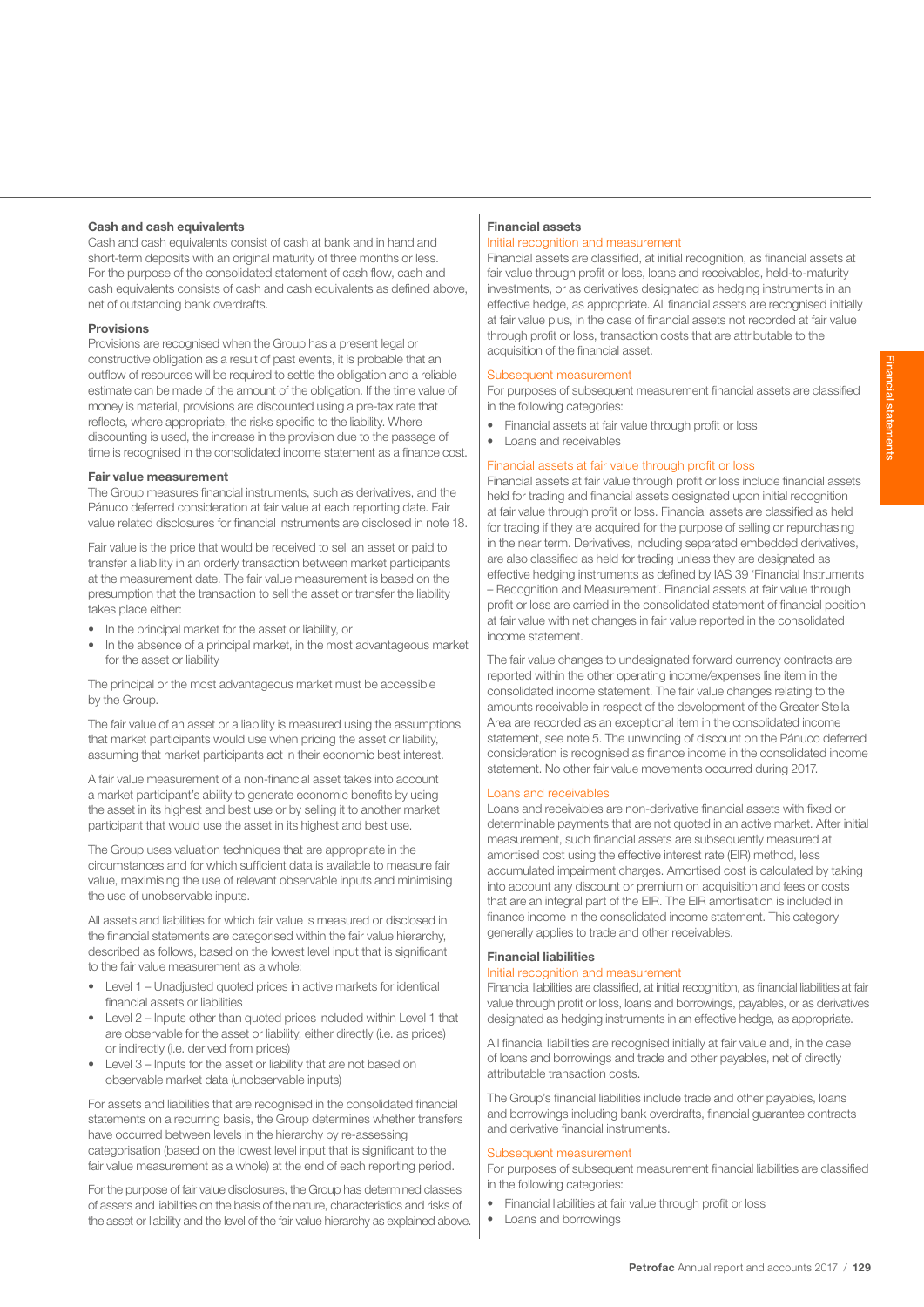### Cash and cash equivalents

Cash and cash equivalents consist of cash at bank and in hand and short-term deposits with an original maturity of three months or less. For the purpose of the consolidated statement of cash flow, cash and cash equivalents consists of cash and cash equivalents as defined above, net of outstanding bank overdrafts.

### Provisions

Provisions are recognised when the Group has a present legal or constructive obligation as a result of past events, it is probable that an outflow of resources will be required to settle the obligation and a reliable estimate can be made of the amount of the obligation. If the time value of money is material, provisions are discounted using a pre-tax rate that reflects, where appropriate, the risks specific to the liability. Where discounting is used, the increase in the provision due to the passage of time is recognised in the consolidated income statement as a finance cost.

### Fair value measurement

The Group measures financial instruments, such as derivatives, and the Pánuco deferred consideration at fair value at each reporting date. Fair value related disclosures for financial instruments are disclosed in note 18.

Fair value is the price that would be received to sell an asset or paid to transfer a liability in an orderly transaction between market participants at the measurement date. The fair value measurement is based on the presumption that the transaction to sell the asset or transfer the liability takes place either:

- In the principal market for the asset or liability, or
- In the absence of a principal market, in the most advantageous market for the asset or liability

The principal or the most advantageous market must be accessible by the Group.

The fair value of an asset or a liability is measured using the assumptions that market participants would use when pricing the asset or liability, assuming that market participants act in their economic best interest.

A fair value measurement of a non-financial asset takes into account a market participant's ability to generate economic benefits by using the asset in its highest and best use or by selling it to another market participant that would use the asset in its highest and best use.

The Group uses valuation techniques that are appropriate in the circumstances and for which sufficient data is available to measure fair value, maximising the use of relevant observable inputs and minimising the use of unobservable inputs.

All assets and liabilities for which fair value is measured or disclosed in the financial statements are categorised within the fair value hierarchy, described as follows, based on the lowest level input that is significant to the fair value measurement as a whole:

- Level 1 – Unadjusted quoted prices in active markets for identical financial assets or liabilities
- Level 2 – Inputs other than quoted prices included within Level 1 that are observable for the asset or liability, either directly (i.e. as prices) or indirectly (i.e. derived from prices)
- Level 3 – Inputs for the asset or liability that are not based on observable market data (unobservable inputs)

For assets and liabilities that are recognised in the consolidated financial statements on a recurring basis, the Group determines whether transfers have occurred between levels in the hierarchy by re-assessing categorisation (based on the lowest level input that is significant to the fair value measurement as a whole) at the end of each reporting period.

For the purpose of fair value disclosures, the Group has determined classes of assets and liabilities on the basis of the nature, characteristics and risks of the asset or liability and the level of the fair value hierarchy as explained above.

### Financial assets

#### Initial recognition and measurement

Financial assets are classified, at initial recognition, as financial assets at fair value through profit or loss, loans and receivables, held-to-maturity investments, or as derivatives designated as hedging instruments in an effective hedge, as appropriate. All financial assets are recognised initially at fair value plus, in the case of financial assets not recorded at fair value through profit or loss, transaction costs that are attributable to the acquisition of the financial asset.

#### Subsequent measurement

For purposes of subsequent measurement financial assets are classified in the following categories:

- Financial assets at fair value through profit or loss
- Loans and receivables

#### Financial assets at fair value through profit or loss

Financial assets at fair value through profit or loss include financial assets held for trading and financial assets designated upon initial recognition at fair value through profit or loss. Financial assets are classified as held for trading if they are acquired for the purpose of selling or repurchasing in the near term. Derivatives, including separated embedded derivatives, are also classified as held for trading unless they are designated as effective hedging instruments as defined by IAS 39 'Financial Instruments – Recognition and Measurement'. Financial assets at fair value through profit or loss are carried in the consolidated statement of financial position at fair value with net changes in fair value reported in the consolidated income statement.

The fair value changes to undesignated forward currency contracts are reported within the other operating income/expenses line item in the consolidated income statement. The fair value changes relating to the amounts receivable in respect of the development of the Greater Stella Area are recorded as an exceptional item in the consolidated income statement, see note 5. The unwinding of discount on the Pánuco deferred consideration is recognised as finance income in the consolidated income statement. No other fair value movements occurred during 2017.

#### Loans and receivables

Loans and receivables are non-derivative financial assets with fixed or determinable payments that are not quoted in an active market. After initial measurement, such financial assets are subsequently measured at amortised cost using the effective interest rate (EIR) method, less accumulated impairment charges. Amortised cost is calculated by taking into account any discount or premium on acquisition and fees or costs that are an integral part of the EIR. The EIR amortisation is included in finance income in the consolidated income statement. This category generally applies to trade and other receivables.

### Financial liabilities

#### Initial recognition and measurement

Financial liabilities are classified, at initial recognition, as financial liabilities at fair value through profit or loss, loans and borrowings, payables, or as derivatives designated as hedging instruments in an effective hedge, as appropriate.

All financial liabilities are recognised initially at fair value and, in the case of loans and borrowings and trade and other payables, net of directly attributable transaction costs.

The Group's financial liabilities include trade and other payables, loans and borrowings including bank overdrafts, financial guarantee contracts and derivative financial instruments.

#### Subsequent measurement

For purposes of subsequent measurement financial liabilities are classified in the following categories:

- Financial liabilities at fair value through profit or loss
- Loans and borrowings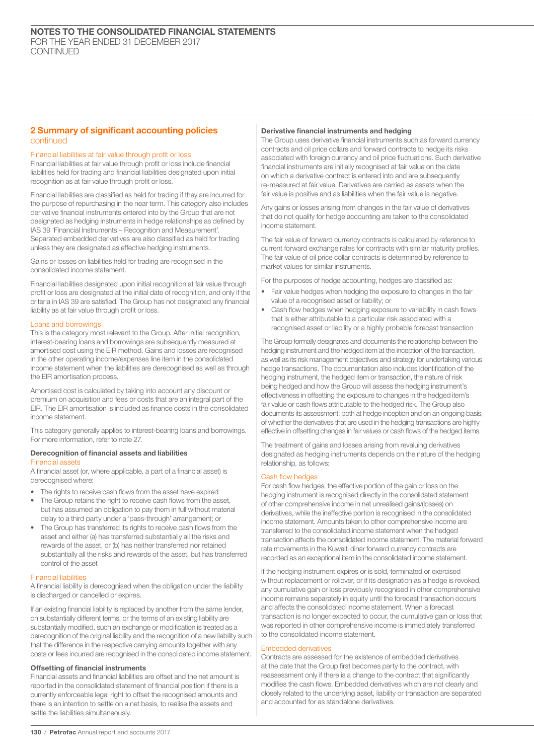## 2 Summary of significant accounting policies continued

### Financial liabilities at fair value through profit or loss

Financial liabilities at fair value through profit or loss include financial liabilities held for trading and financial liabilities designated upon initial recognition as at fair value through profit or loss.

Financial liabilities are classified as held for trading if they are incurred for the purpose of repurchasing in the near term. This category also includes derivative financial instruments entered into by the Group that are not designated as hedging instruments in hedge relationships as defined by IAS 39 'Financial Instruments – Recognition and Measurement'. Separated embedded derivatives are also classified as held for trading unless they are designated as effective hedging instruments.

Gains or losses on liabilities held for trading are recognised in the consolidated income statement.

Financial liabilities designated upon initial recognition at fair value through profit or loss are designated at the initial date of recognition, and only if the criteria in IAS 39 are satisfied. The Group has not designated any financial liability as at fair value through profit or loss.

### Loans and borrowings

This is the category most relevant to the Group. After initial recognition, interest-bearing loans and borrowings are subsequently measured at amortised cost using the EIR method. Gains and losses are recognised in the other operating income/expenses line item in the consolidated income statement when the liabilities are derecognised as well as through the EIR amortisation process.

Amortised cost is calculated by taking into account any discount or premium on acquisition and fees or costs that are an integral part of the EIR. The EIR amortisation is included as finance costs in the consolidated income statement.

This category generally applies to interest-bearing loans and borrowings. For more information, refer to note 27.

### Derecognition of financial assets and liabilities

#### Financial assets

A financial asset (or, where applicable, a part of a financial asset) is derecognised where:

- The rights to receive cash flows from the asset have expired
- The Group retains the right to receive cash flows from the asset, but has assumed an obligation to pay them in full without material delay to a third party under a 'pass-through' arrangement; or
- The Group has transferred its rights to receive cash flows from the asset and either (a) has transferred substantially all the risks and rewards of the asset, or (b) has neither transferred nor retained substantially all the risks and rewards of the asset, but has transferred control of the asset

#### Financial liabilities

A financial liability is derecognised when the obligation under the liability is discharged or cancelled or expires.

If an existing financial liability is replaced by another from the same lender, on substantially different terms, or the terms of an existing liability are substantially modified, such an exchange or modification is treated as a derecognition of the original liability and the recognition of a new liability such that the difference in the respective carrying amounts together with any costs or fees incurred are recognised in the consolidated income statement.

### Offsetting of financial instruments

Financial assets and financial liabilities are offset and the net amount is reported in the consolidated statement of financial position if there is a currently enforceable legal right to offset the recognised amounts and there is an intention to settle on a net basis, to realise the assets and settle the liabilities simultaneously.

### Derivative financial instruments and hedging

The Group uses derivative financial instruments such as forward currency contracts and oil price collars and forward contracts to hedge its risks associated with foreign currency and oil price fluctuations. Such derivative financial instruments are initially recognised at fair value on the date on which a derivative contract is entered into and are subsequently re-measured at fair value. Derivatives are carried as assets when the fair value is positive and as liabilities when the fair value is negative.

Any gains or losses arising from changes in the fair value of derivatives that do not qualify for hedge accounting are taken to the consolidated income statement.

The fair value of forward currency contracts is calculated by reference to current forward exchange rates for contracts with similar maturity profiles. The fair value of oil price collar contracts is determined by reference to market values for similar instruments.

For the purposes of hedge accounting, hedges are classified as:

- Fair value hedges when hedging the exposure to changes in the fair value of a recognised asset or liability; or
- Cash flow hedges when hedging exposure to variability in cash flows that is either attributable to a particular risk associated with a recognised asset or liability or a highly probable forecast transaction

The Group formally designates and documents the relationship between the hedging instrument and the hedged item at the inception of the transaction, as well as its risk management objectives and strategy for undertaking various hedge transactions. The documentation also includes identification of the hedging instrument, the hedged item or transaction, the nature of risk being hedged and how the Group will assess the hedging instrument's effectiveness in offsetting the exposure to changes in the hedged item's fair value or cash flows attributable to the hedged risk. The Group also documents its assessment, both at hedge inception and on an ongoing basis, of whether the derivatives that are used in the hedging transactions are highly effective in offsetting changes in fair values or cash flows of the hedged items.

The treatment of gains and losses arising from revaluing derivatives designated as hedging instruments depends on the nature of the hedging relationship, as follows:

#### Cash flow hedges

For cash flow hedges, the effective portion of the gain or loss on the hedging instrument is recognised directly in the consolidated statement of other comprehensive income in net unrealised gains/(losses) on derivatives, while the ineffective portion is recognised in the consolidated income statement. Amounts taken to other comprehensive income are transferred to the consolidated income statement when the hedged transaction affects the consolidated income statement. The material forward rate movements in the Kuwaiti dinar forward currency contracts are recorded as an exceptional item in the consolidated income statement.

If the hedging instrument expires or is sold, terminated or exercised without replacement or rollover, or if its designation as a hedge is revoked, any cumulative gain or loss previously recognised in other comprehensive income remains separately in equity until the forecast transaction occurs and affects the consolidated income statement. When a forecast transaction is no longer expected to occur, the cumulative gain or loss that was reported in other comprehensive income is immediately transferred to the consolidated income statement.

#### Embedded derivatives

Contracts are assessed for the existence of embedded derivatives at the date that the Group first becomes party to the contract, with reassessment only if there is a change to the contract that significantly modifies the cash flows. Embedded derivatives which are not clearly and closely related to the underlying asset, liability or transaction are separated and accounted for as standalone derivatives.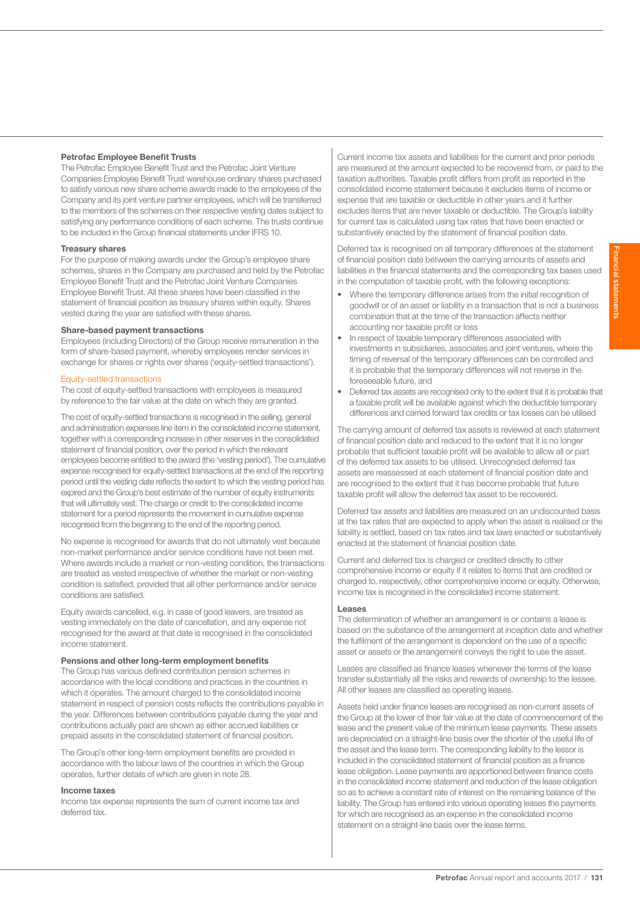### Petrofac Employee Benefit Trusts

The Petrofac Employee Benefit Trust and the Petrofac Joint Venture Companies Employee Benefit Trust warehouse ordinary shares purchased to satisfy various new share scheme awards made to the employees of the Company and its joint venture partner employees, which will be transferred to the members of the schemes on their respective vesting dates subject to satisfying any performance conditions of each scheme. The trusts continue to be included in the Group financial statements under IFRS 10.

### Treasury shares

For the purpose of making awards under the Group's employee share schemes, shares in the Company are purchased and held by the Petrofac Employee Benefit Trust and the Petrofac Joint Venture Companies Employee Benefit Trust. All these shares have been classified in the statement of financial position as treasury shares within equity. Shares vested during the year are satisfied with these shares.

### Share-based payment transactions

Employees (including Directors) of the Group receive remuneration in the form of share-based payment, whereby employees render services in exchange for shares or rights over shares ('equity-settled transactions').

#### Equity-settled transactions

The cost of equity-settled transactions with employees is measured by reference to the fair value at the date on which they are granted.

The cost of equity-settled transactions is recognised in the selling, general and administration expenses line item in the consolidated income statement, together with a corresponding increase in other reserves in the consolidated statement of financial position, over the period in which the relevant employees become entitled to the award (the 'vesting period'). The cumulative expense recognised for equity-settled transactions at the end of the reporting period until the vesting date reflects the extent to which the vesting period has expired and the Group's best estimate of the number of equity instruments that will ultimately vest. The charge or credit to the consolidated income statement for a period represents the movement in cumulative expense recognised from the beginning to the end of the reporting period.

No expense is recognised for awards that do not ultimately vest because non-market performance and/or service conditions have not been met. Where awards include a market or non-vesting condition, the transactions are treated as vested irrespective of whether the market or non-vesting condition is satisfied, provided that all other performance and/or service conditions are satisfied.

Equity awards cancelled, e.g. in case of good leavers, are treated as vesting immediately on the date of cancellation, and any expense not recognised for the award at that date is recognised in the consolidated income statement.

### Pensions and other long-term employment benefits

The Group has various defined contribution pension schemes in accordance with the local conditions and practices in the countries in which it operates. The amount charged to the consolidated income statement in respect of pension costs reflects the contributions payable in the year. Differences between contributions payable during the year and contributions actually paid are shown as either accrued liabilities or prepaid assets in the consolidated statement of financial position.

The Group's other long-term employment benefits are provided in accordance with the labour laws of the countries in which the Group operates, further details of which are given in note 28.

### Income taxes

Income tax expense represents the sum of current income tax and deferred tax.

Current income tax assets and liabilities for the current and prior periods are measured at the amount expected to be recovered from, or paid to the taxation authorities. Taxable profit differs from profit as reported in the consolidated income statement because it excludes items of income or expense that are taxable or deductible in other years and it further excludes items that are never taxable or deductible. The Group's liability for current tax is calculated using tax rates that have been enacted or substantively enacted by the statement of financial position date.

Deferred tax is recognised on all temporary differences at the statement of financial position date between the carrying amounts of assets and liabilities in the financial statements and the corresponding tax bases used in the computation of taxable profit, with the following exceptions:

- Where the temporary difference arises from the initial recognition of goodwill or of an asset or liability in a transaction that is not a business combination that at the time of the transaction affects neither accounting nor taxable profit or loss
- In respect of taxable temporary differences associated with investments in subsidiaries, associates and joint ventures, where the timing of reversal of the temporary differences can be controlled and it is probable that the temporary differences will not reverse in the foreseeable future, and
- Deferred tax assets are recognised only to the extent that it is probable that a taxable profit will be available against which the deductible temporary differences and carried forward tax credits or tax losses can be utilised

The carrying amount of deferred tax assets is reviewed at each statement of financial position date and reduced to the extent that it is no longer probable that sufficient taxable profit will be available to allow all or part of the deferred tax assets to be utilised. Unrecognised deferred tax assets are reassessed at each statement of financial position date and are recognised to the extent that it has become probable that future taxable profit will allow the deferred tax asset to be recovered.

Deferred tax assets and liabilities are measured on an undiscounted basis at the tax rates that are expected to apply when the asset is realised or the liability is settled, based on tax rates and tax laws enacted or substantively enacted at the statement of financial position date.

Current and deferred tax is charged or credited directly to other comprehensive income or equity if it relates to items that are credited or charged to, respectively, other comprehensive income or equity. Otherwise, income tax is recognised in the consolidated income statement.

### Leases

The determination of whether an arrangement is or contains a lease is based on the substance of the arrangement at inception date and whether the fulfilment of the arrangement is dependent on the use of a specific asset or assets or the arrangement conveys the right to use the asset.

Leases are classified as finance leases whenever the terms of the lease transfer substantially all the risks and rewards of ownership to the lessee. All other leases are classified as operating leases.

Assets held under finance leases are recognised as non-current assets of the Group at the lower of their fair value at the date of commencement of the lease and the present value of the minimum lease payments. These assets are depreciated on a straight-line basis over the shorter of the useful life of the asset and the lease term. The corresponding liability to the lessor is included in the consolidated statement of financial position as a finance lease obligation. Lease payments are apportioned between finance costs in the consolidated income statement and reduction of the lease obligation so as to achieve a constant rate of interest on the remaining balance of the liability. The Group has entered into various operating leases the payments for which are recognised as an expense in the consolidated income statement on a straight-line basis over the lease terms.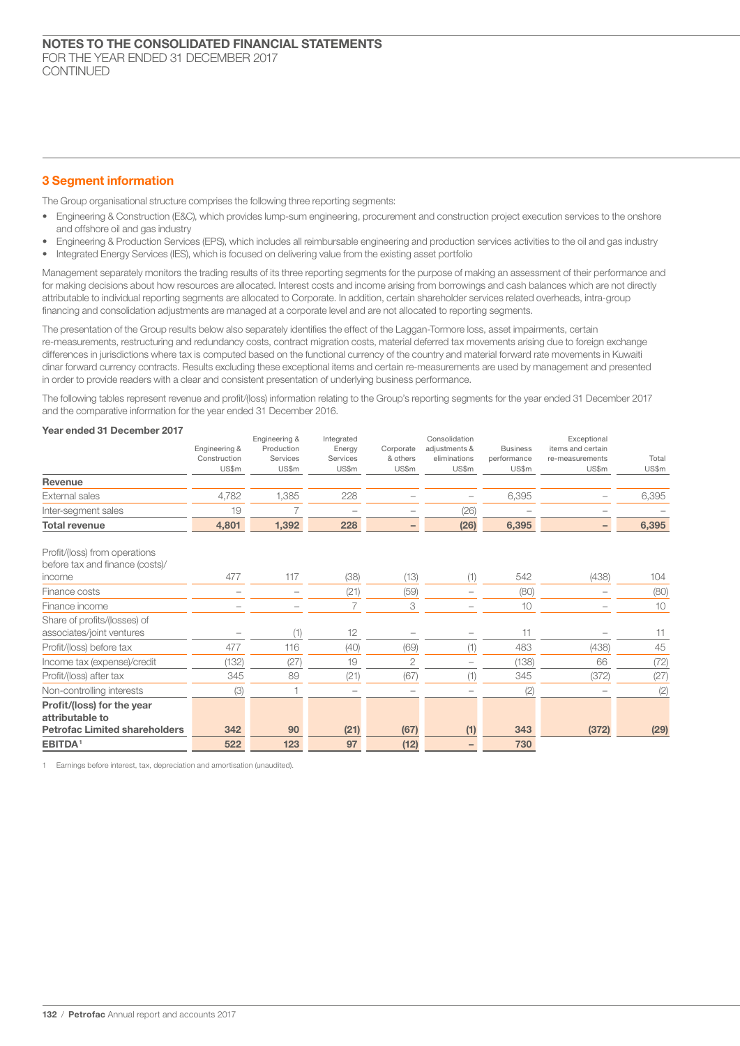## 3 Segment information

The Group organisational structure comprises the following three reporting segments:

- Engineering & Construction (E&C), which provides lump-sum engineering, procurement and construction project execution services to the onshore and offshore oil and gas industry
- Engineering & Production Services (EPS), which includes all reimbursable engineering and production services activities to the oil and gas industry
- Integrated Energy Services (IES), which is focused on delivering value from the existing asset portfolio

Management separately monitors the trading results of its three reporting segments for the purpose of making an assessment of their performance and for making decisions about how resources are allocated. Interest costs and income arising from borrowings and cash balances which are not directly attributable to individual reporting segments are allocated to Corporate. In addition, certain shareholder services related overheads, intra-group financing and consolidation adjustments are managed at a corporate level and are not allocated to reporting segments.

The presentation of the Group results below also separately identifies the effect of the Laggan-Tormore loss, asset impairments, certain re-measurements, restructuring and redundancy costs, contract migration costs, material deferred tax movements arising due to foreign exchange differences in jurisdictions where tax is computed based on the functional currency of the country and material forward rate movements in Kuwaiti dinar forward currency contracts. Results excluding these exceptional items and certain re-measurements are used by management and presented in order to provide readers with a clear and consistent presentation of underlying business performance.

The following tables represent revenue and profit/(loss) information relating to the Group's reporting segments for the year ended 31 December 2017 and the comparative information for the year ended 31 December 2016.

**Year ended 31 December 2017**

| | Engineering & Construction US$m | Engineering & Production Services US$m | Integrated Energy Services US$m | Corporate & others US$m | Consolidation adjustments & eliminations US$m | Business performance US$m | Exceptional items and certain re-measurements US$m | Total US$m |
|---|---|---|---|---|---|---|---|---|
| **Revenue** | | | | | | | | |
| External sales | 4,782 | 1,385 | 228 | – | – | 6,395 | – | 6,395 |
| Inter-segment sales | 19 | 7 | – | – | (26) | – | – | – |
| **Total revenue** | **4,801** | **1,392** | **228** | **–** | **(26)** | **6,395** | **–** | **6,395** |
| Profit/(loss) from operations before tax and finance (costs)/income | 477 | 117 | (38) | (13) | (1) | 542 | (438) | 104 |
| Finance costs | – | – | (21) | (59) | – | (80) | – | (80) |
| Finance income | – | – | 7 | 3 | – | 10 | – | 10 |
| Share of profits/(losses) of associates/joint ventures | – | (1) | 12 | – | – | 11 | – | 11 |
| Profit/(loss) before tax | 477 | 116 | (40) | (69) | (1) | 483 | (438) | 45 |
| Income tax (expense)/credit | (132) | (27) | 19 | 2 | – | (138) | 66 | (72) |
| Profit/(loss) after tax | 345 | 89 | (21) | (67) | (1) | 345 | (372) | (27) |
| Non-controlling interests | (3) | 1 | – | – | – | (2) | – | (2) |
| **Profit/(loss) for the year attributable to Petrofac Limited shareholders** | **342** | **90** | **(21)** | **(67)** | **(1)** | **343** | **(372)** | **(29)** |
| **EBITDA[1]** | **522** | **123** | **97** | **(12)** | **–** | **730** | | |

1 Earnings before interest, tax, depreciation and amortisation (unaudited).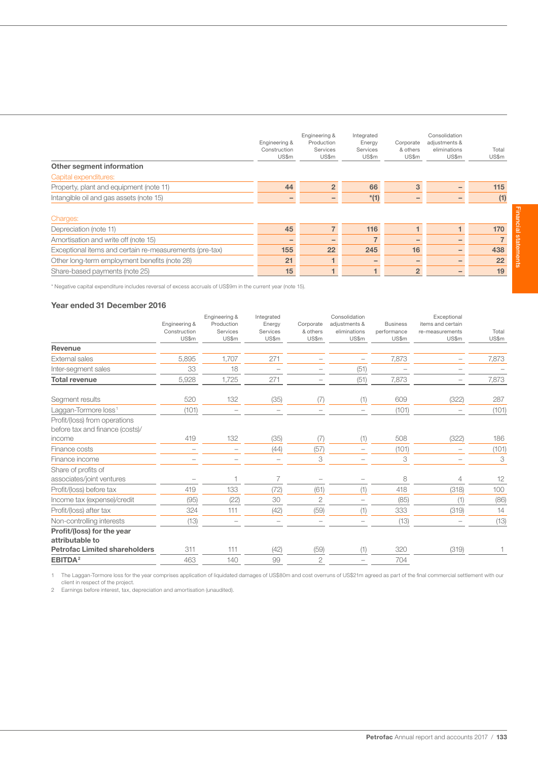| | Engineering & Construction US$m | Engineering & Production Services US$m | Integrated Energy Services US$m | Corporate & others US$m | Consolidation adjustments & eliminations US$m | Total US$m |
|---|---|---|---|---|---|---|
| **Other segment information** | | | | | | |
| Capital expenditures: | | | | | | |
| Property, plant and equipment (note 11) | 44 | 2 | 66 | 3 | – | 115 |
| Intangible oil and gas assets (note 15) | – | – | *(1) | – | – | (1) |
| Charges: | | | | | | |
| Depreciation (note 11) | 45 | 7 | 116 | 1 | 1 | 170 |
| Amortisation and write off (note 15) | – | – | 7 | – | – | 7 |
| Exceptional items and certain re-measurements (pre-tax) | 155 | 22 | 245 | 16 | – | 438 |
| Other long-term employment benefits (note 28) | 21 | 1 | – | – | – | 22 |
| Share-based payments (note 25) | 15 | 1 | 1 | 2 | – | 19 |

* Negative capital expenditure includes reversal of excess accruals of US$9m in the current year (note 15).

### Year ended 31 December 2016

| | Engineering & Construction US$m | Engineering & Production Services US$m | Integrated Energy Services US$m | Corporate & others US$m | Consolidation adjustments & eliminations US$m | Business performance US$m | Exceptional items and certain re-measurements US$m | Total US$m |
|---|---|---|---|---|---|---|---|---|
| **Revenue** | | | | | | | | |
| External sales | 5,895 | 1,707 | 271 | – | – | 7,873 | – | 7,873 |
| Inter-segment sales | 33 | 18 | – | – | (51) | – | – | – |
| **Total revenue** | 5,928 | 1,725 | 271 | – | (51) | 7,873 | – | 7,873 |
| Segment results | 520 | 132 | (35) | (7) | (1) | 609 | (322) | 287 |
| Laggan-Tormore loss[1] | (101) | – | – | – | – | (101) | – | (101) |
| Profit/(loss) from operations before tax and finance (costs)/income | 419 | 132 | (35) | (7) | (1) | 508 | (322) | 186 |
| Finance costs | – | – | (44) | (57) | – | (101) | – | (101) |
| Finance income | – | – | – | 3 | – | 3 | – | 3 |
| Share of profits of associates/joint ventures | – | 1 | 7 | – | – | 8 | 4 | 12 |
| Profit/(loss) before tax | 419 | 133 | (72) | (61) | (1) | 418 | (318) | 100 |
| Income tax (expense)/credit | (95) | (22) | 30 | 2 | – | (85) | (1) | (86) |
| Profit/(loss) after tax | 324 | 111 | (42) | (59) | (1) | 333 | (319) | 14 |
| Non-controlling interests | (13) | – | – | – | – | (13) | – | (13) |
| **Profit/(loss) for the year attributable to Petrofac Limited shareholders** | 311 | 111 | (42) | (59) | (1) | 320 | (319) | 1 |
| **EBITDA**[2] | 463 | 140 | 99 | 2 | – | 704 | | |

1 The Laggan-Tormore loss for the year comprises application of liquidated damages of US$80m and cost overruns of US$21m agreed as part of the final commercial settlement with our client in respect of the project.

2 Earnings before interest, tax, depreciation and amortisation (unaudited).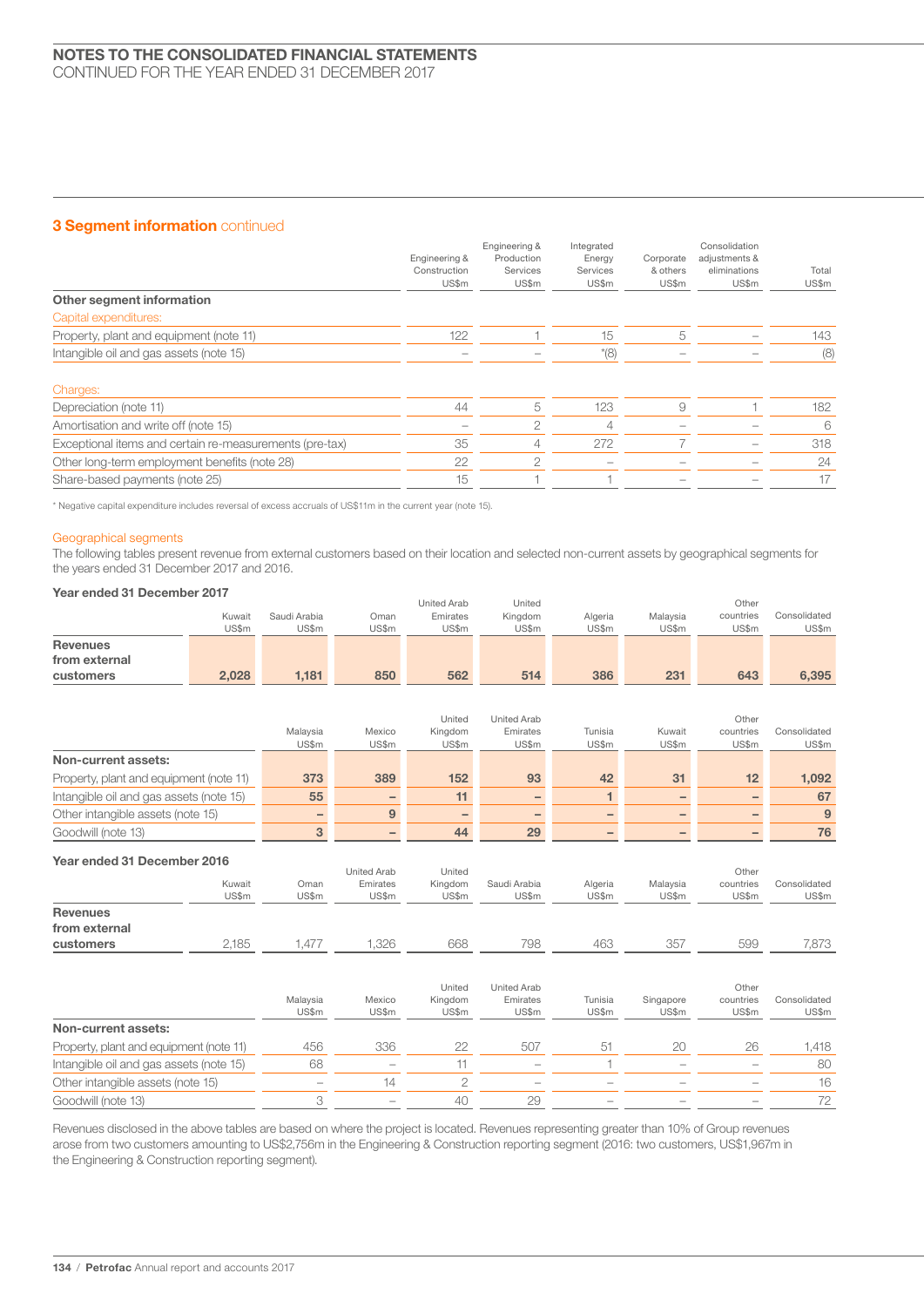## NOTES TO THE CONSOLIDATED FINANCIAL STATEMENTS

CONTINUED FOR THE YEAR ENDED 31 DECEMBER 2017

### 3 Segment information continued

| | Engineering & Construction US$m | Engineering & Production Services US$m | Integrated Energy Services US$m | Corporate & others US$m | Consolidation adjustments & eliminations US$m | Total US$m |
|---|---|---|---|---|---|---|
| **Other segment information** | | | | | | |
| Capital expenditures: | | | | | | |
| Property, plant and equipment (note 11) | 122 | 1 | 15 | 5 | – | 143 |
| Intangible oil and gas assets (note 15) | – | – | *(8) | – | – | (8) |
| Charges: | | | | | | |
| Depreciation (note 11) | 44 | 5 | 123 | 9 | 1 | 182 |
| Amortisation and write off (note 15) | – | 2 | 4 | – | – | 6 |
| Exceptional items and certain re-measurements (pre-tax) | 35 | 4 | 272 | 7 | – | 318 |
| Other long-term employment benefits (note 28) | 22 | 2 | – | – | – | 24 |
| Share-based payments (note 25) | 15 | 1 | 1 | – | – | 17 |

* Negative capital expenditure includes reversal of excess accruals of US$11m in the current year (note 15).

#### Geographical segments

The following tables present revenue from external customers based on their location and selected non-current assets by geographical segments for the years ended 31 December 2017 and 2016.

**Year ended 31 December 2017**

| | Kuwait US$m | Saudi Arabia US$m | Oman US$m | United Arab Emirates US$m | United Kingdom US$m | Algeria US$m | Malaysia US$m | Other countries US$m | Consolidated US$m |
|---|---|---|---|---|---|---|---|---|---|
| **Revenues from external customers** | **2,028** | **1,181** | **850** | **562** | **514** | **386** | **231** | **643** | **6,395** |

| | Malaysia US$m | Mexico US$m | United Kingdom US$m | United Arab Emirates US$m | Tunisia US$m | Kuwait US$m | Other countries US$m | Consolidated US$m |
|---|---|---|---|---|---|---|---|---|
| **Non-current assets:** | | | | | | | | |
| Property, plant and equipment (note 11) | **373** | **389** | **152** | **93** | **42** | **31** | **12** | **1,092** |
| Intangible oil and gas assets (note 15) | **55** | **–** | **11** | **–** | **1** | **–** | **–** | **67** |
| Other intangible assets (note 15) | **–** | **9** | **–** | **–** | **–** | **–** | **–** | **9** |
| Goodwill (note 13) | **3** | **–** | **44** | **29** | **–** | **–** | **–** | **76** |

**Year ended 31 December 2016**

| | Kuwait US$m | Oman US$m | United Arab Emirates US$m | United Kingdom US$m | Saudi Arabia US$m | Algeria US$m | Malaysia US$m | Other countries US$m | Consolidated US$m |
|---|---|---|---|---|---|---|---|---|---|
| **Revenues from external customers** | 2,185 | 1,477 | 1,326 | 668 | 798 | 463 | 357 | 599 | 7,873 |

| | Malaysia US$m | Mexico US$m | United Kingdom US$m | United Arab Emirates US$m | Tunisia US$m | Singapore US$m | Other countries US$m | Consolidated US$m |
|---|---|---|---|---|---|---|---|---|
| **Non-current assets:** | | | | | | | | |
| Property, plant and equipment (note 11) | 456 | 336 | 22 | 507 | 51 | 20 | 26 | 1,418 |
| Intangible oil and gas assets (note 15) | 68 | – | 11 | – | 1 | – | – | 80 |
| Other intangible assets (note 15) | – | 14 | 2 | – | – | – | – | 16 |
| Goodwill (note 13) | 3 | – | 40 | 29 | – | – | – | 72 |

Revenues disclosed in the above tables are based on where the project is located. Revenues representing greater than 10% of Group revenues arose from two customers amounting to US$2,756m in the Engineering & Construction reporting segment (2016: two customers, US$1,967m in the Engineering & Construction reporting segment).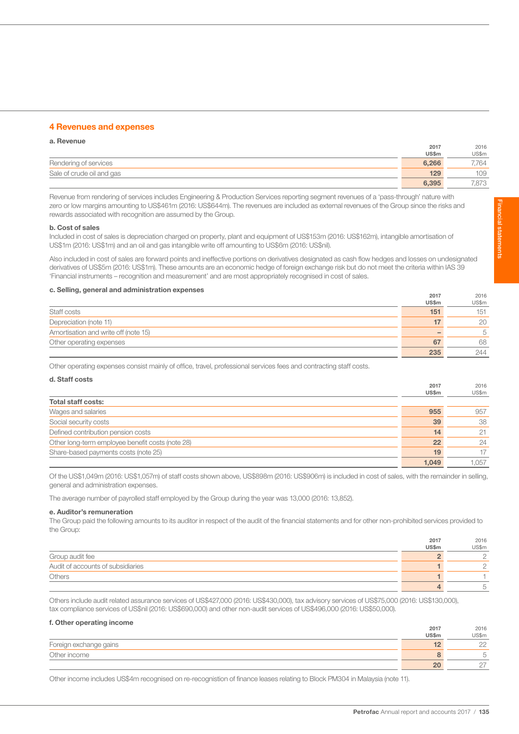## 4 Revenues and expenses

### a. Revenue

| | 2017 US$m | 2016 US$m |
|---|---|---|
| Rendering of services | **6,266** | 7,764 |
| Sale of crude oil and gas | **129** | 109 |
| | **6,395** | 7,873 |

Revenue from rendering of services includes Engineering & Production Services reporting segment revenues of a 'pass-through' nature with zero or low margins amounting to US$461m (2016: US$644m). The revenues are included as external revenues of the Group since the risks and rewards associated with recognition are assumed by the Group.

### b. Cost of sales

Included in cost of sales is depreciation charged on property, plant and equipment of US$153m (2016: US$162m), intangible amortisation of US$1m (2016: US$1m) and an oil and gas intangible write off amounting to US$6m (2016: US$nil).

Also included in cost of sales are forward points and ineffective portions on derivatives designated as cash flow hedges and losses on undesignated derivatives of US$5m (2016: US$1m). These amounts are an economic hedge of foreign exchange risk but do not meet the criteria within IAS 39 'Financial instruments – recognition and measurement' and are most appropriately recognised in cost of sales.

### c. Selling, general and administration expenses

| | 2017 US$m | 2016 US$m |
|---|---|---|
| Staff costs | **151** | 151 |
| Depreciation (note 11) | **17** | 20 |
| Amortisation and write off (note 15) | **–** | 5 |
| Other operating expenses | **67** | 68 |
| | **235** | 244 |

Other operating expenses consist mainly of office, travel, professional services fees and contracting staff costs.

### d. Staff costs

| | 2017 US$m | 2016 US$m |
|---|---|---|
| **Total staff costs:** | | |
| Wages and salaries | **955** | 957 |
| Social security costs | **39** | 38 |
| Defined contribution pension costs | **14** | 21 |
| Other long-term employee benefit costs (note 28) | **22** | 24 |
| Share-based payments costs (note 25) | **19** | 17 |
| | **1,049** | 1,057 |

Of the US$1,049m (2016: US$1,057m) of staff costs shown above, US$898m (2016: US$906m) is included in cost of sales, with the remainder in selling, general and administration expenses.

The average number of payrolled staff employed by the Group during the year was 13,000 (2016: 13,852).

### e. Auditor's remuneration

The Group paid the following amounts to its auditor in respect of the audit of the financial statements and for other non-prohibited services provided to the Group:

| | 2017 US$m | 2016 US$m |
|---|---|---|
| Group audit fee | **2** | 2 |
| Audit of accounts of subsidiaries | **1** | 2 |
| Others | **1** | 1 |
| | **4** | 5 |

Others include audit related assurance services of US$427,000 (2016: US$430,000), tax advisory services of US$75,000 (2016: US$130,000), tax compliance services of US$nil (2016: US$690,000) and other non-audit services of US$496,000 (2016: US$50,000).

### f. Other operating income

| | 2017 US$m | 2016 US$m |
|---|---|---|
| Foreign exchange gains | **12** | 22 |
| Other income | **8** | 5 |
| | **20** | 27 |

Other income includes US$4m recognised on re-recognition of finance leases relating to Block PM304 in Malaysia (note 11).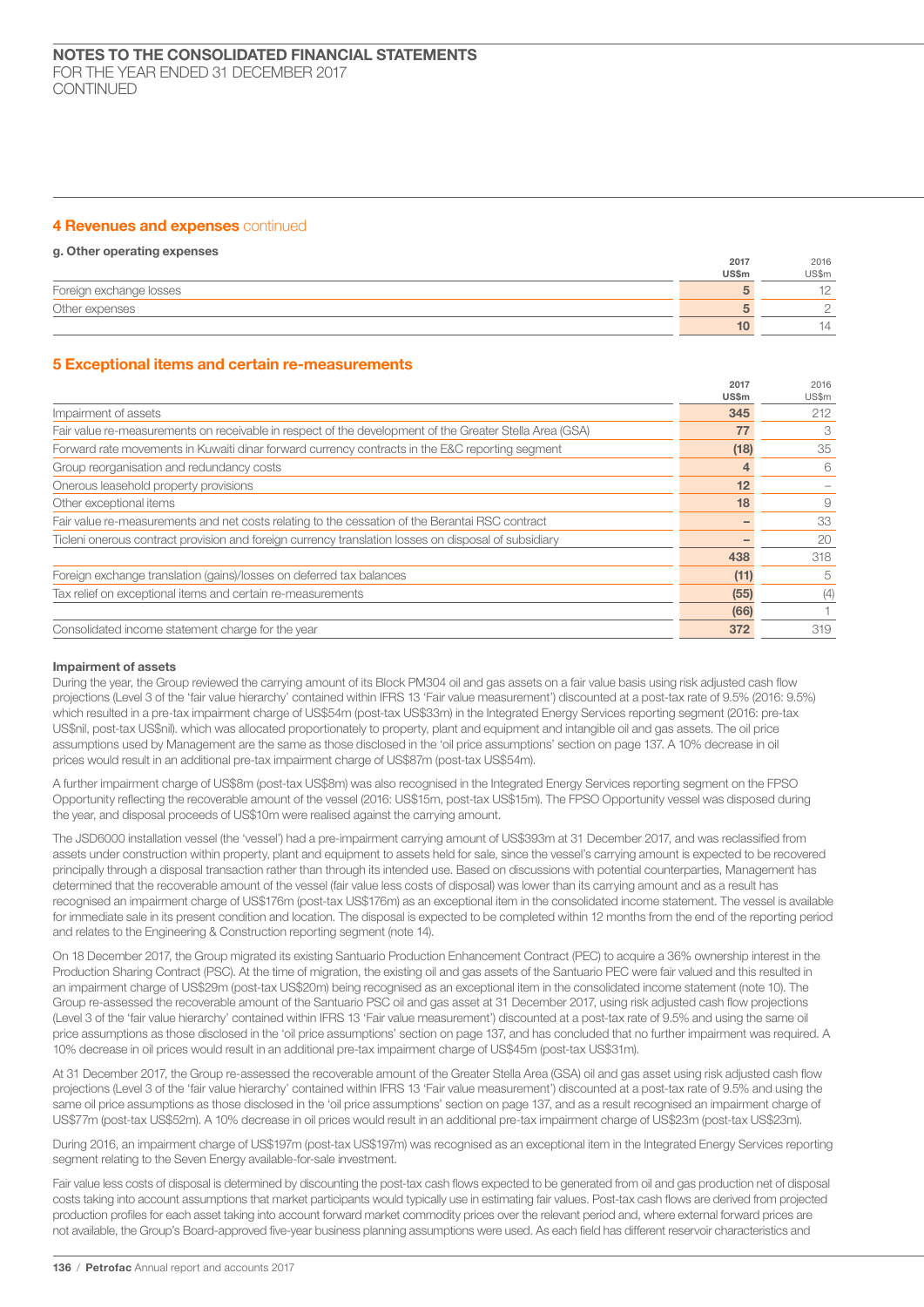# 4 Revenues and expenses continued

### g. Other operating expenses

| | 2017 US$m | 2016 US$m |
|---|---|---|
| Foreign exchange losses | 5 | 12 |
| Other expenses | 5 | 2 |
| | 10 | 14 |

# 5 Exceptional items and certain re-measurements

| | 2017 US$m | 2016 US$m |
|---|---|---|
| Impairment of assets | 345 | 212 |
| Fair value re-measurements on receivable in respect of the development of the Greater Stella Area (GSA) | 77 | 3 |
| Forward rate movements in Kuwaiti dinar forward currency contracts in the E&C reporting segment | (18) | 35 |
| Group reorganisation and redundancy costs | 4 | 6 |
| Onerous leasehold property provisions | 12 | – |
| Other exceptional items | 18 | 9 |
| Fair value re-measurements and net costs relating to the cessation of the Berantai RSC contract | – | 33 |
| Ticleni onerous contract provision and foreign currency translation losses on disposal of subsidiary | – | 20 |
| | 438 | 318 |
| Foreign exchange translation (gains)/losses on deferred tax balances | (11) | 5 |
| Tax relief on exceptional items and certain re-measurements | (55) | (4) |
| | (66) | 1 |
| Consolidated income statement charge for the year | 372 | 319 |

**Impairment of assets**

During the year, the Group reviewed the carrying amount of its Block PM304 oil and gas assets on a fair value basis using risk adjusted cash flow projections (Level 3 of the 'fair value hierarchy' contained within IFRS 13 'Fair value measurement') discounted at a post-tax rate of 9.5% (2016: 9.5%) which resulted in a pre-tax impairment charge of US$54m (post-tax US$33m) in the Integrated Energy Services reporting segment (2016: pre-tax US$nil, post-tax US$nil). which was allocated proportionately to property, plant and equipment and intangible oil and gas assets. The oil price assumptions used by Management are the same as those disclosed in the 'oil price assumptions' section on page 137. A 10% decrease in oil prices would result in an additional pre-tax impairment charge of US$87m (post-tax US$54m).

A further impairment charge of US$8m (post-tax US$8m) was also recognised in the Integrated Energy Services reporting segment on the FPSO Opportunity reflecting the recoverable amount of the vessel (2016: US$15m, post-tax US$15m). The FPSO Opportunity vessel was disposed during the year, and disposal proceeds of US$10m were realised against the carrying amount.

The JSD6000 installation vessel (the 'vessel') had a pre-impairment carrying amount of US$393m at 31 December 2017, and was reclassified from assets under construction within property, plant and equipment to assets held for sale, since the vessel's carrying amount is expected to be recovered principally through a disposal transaction rather than through its intended use. Based on discussions with potential counterparties, Management has determined that the recoverable amount of the vessel (fair value less costs of disposal) was lower than its carrying amount and as a result has recognised an impairment charge of US$176m (post-tax US$176m) as an exceptional item in the consolidated income statement. The vessel is available for immediate sale in its present condition and location. The disposal is expected to be completed within 12 months from the end of the reporting period and relates to the Engineering & Construction reporting segment (note 14).

On 18 December 2017, the Group migrated its existing Santuario Production Enhancement Contract (PEC) to acquire a 36% ownership interest in the Production Sharing Contract (PSC). At the time of migration, the existing oil and gas assets of the Santuario PEC were fair valued and this resulted in an impairment charge of US$29m (post-tax US$20m) being recognised as an exceptional item in the consolidated income statement (note 10). The Group re-assessed the recoverable amount of the Santuario PSC oil and gas asset at 31 December 2017, using risk adjusted cash flow projections (Level 3 of the 'fair value hierarchy' contained within IFRS 13 'Fair value measurement') discounted at a post-tax rate of 9.5% and using the same oil price assumptions as those disclosed in the 'oil price assumptions' section on page 137, and has concluded that no further impairment was required. A 10% decrease in oil prices would result in an additional pre-tax impairment charge of US$45m (post-tax US$31m).

At 31 December 2017, the Group re-assessed the recoverable amount of the Greater Stella Area (GSA) oil and gas asset using risk adjusted cash flow projections (Level 3 of the 'fair value hierarchy' contained within IFRS 13 'Fair value measurement') discounted at a post-tax rate of 9.5% and using the same oil price assumptions as those disclosed in the 'oil price assumptions' section on page 137, and as a result recognised an impairment charge of US$77m (post-tax US$52m). A 10% decrease in oil prices would result in an additional pre-tax impairment charge of US$23m (post-tax US$23m).

During 2016, an impairment charge of US$197m (post-tax US$197m) was recognised as an exceptional item in the Integrated Energy Services reporting segment relating to the Seven Energy available-for-sale investment.

Fair value less costs of disposal is determined by discounting the post-tax cash flows expected to be generated from oil and gas production net of disposal costs taking into account assumptions that market participants would typically use in estimating fair values. Post-tax cash flows are derived from projected production profiles for each asset taking into account forward market commodity prices over the relevant period and, where external forward prices are not available, the Group's Board-approved five-year business planning assumptions were used. As each field has different reservoir characteristics and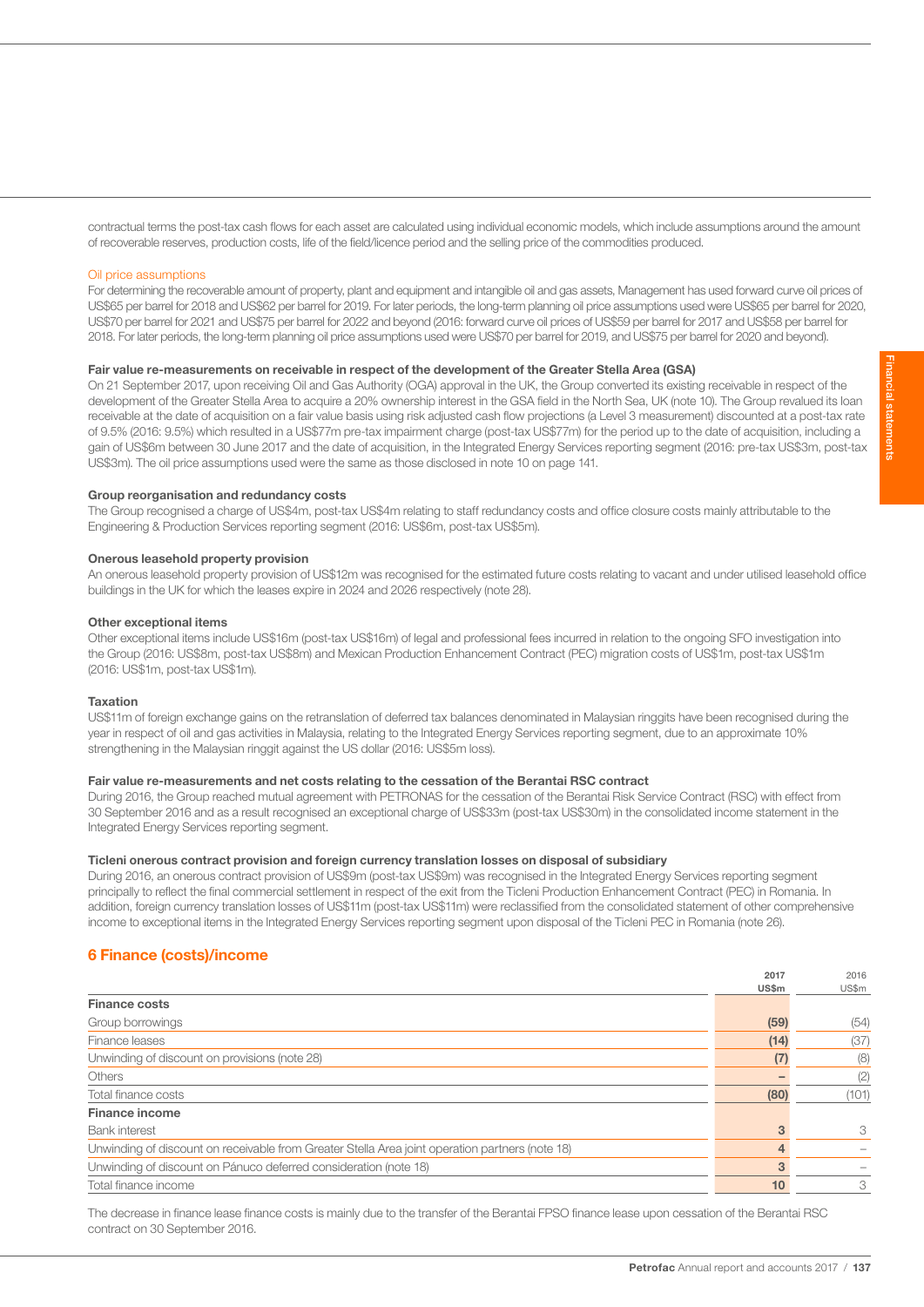contractual terms the post-tax cash flows for each asset are calculated using individual economic models, which include assumptions around the amount of recoverable reserves, production costs, life of the field/licence period and the selling price of the commodities produced.

Oil price assumptions

For determining the recoverable amount of property, plant and equipment and intangible oil and gas assets, Management has used forward curve oil prices of US$65 per barrel for 2018 and US$62 per barrel for 2019. For later periods, the long-term planning oil price assumptions used were US$65 per barrel for 2020, US$70 per barrel for 2021 and US$75 per barrel for 2022 and beyond (2016: forward curve oil prices of US$59 per barrel for 2017 and US$58 per barrel for 2018. For later periods, the long-term planning oil price assumptions used were US$70 per barrel for 2019, and US$75 per barrel for 2020 and beyond).

**Fair value re-measurements on receivable in respect of the development of the Greater Stella Area (GSA)**

On 21 September 2017, upon receiving Oil and Gas Authority (OGA) approval in the UK, the Group converted its existing receivable in respect of the development of the Greater Stella Area to acquire a 20% ownership interest in the GSA field in the North Sea, UK (note 10). The Group revalued its loan receivable at the date of acquisition on a fair value basis using risk adjusted cash flow projections (a Level 3 measurement) discounted at a post-tax rate of 9.5% (2016: 9.5%) which resulted in a US$77m pre-tax impairment charge (post-tax US$77m) for the period up to the date of acquisition, including a gain of US$6m between 30 June 2017 and the date of acquisition, in the Integrated Energy Services reporting segment (2016: pre-tax US$3m, post-tax US$3m). The oil price assumptions used were the same as those disclosed in note 10 on page 141.

**Group reorganisation and redundancy costs**

The Group recognised a charge of US$4m, post-tax US$4m relating to staff redundancy costs and office closure costs mainly attributable to the Engineering & Production Services reporting segment (2016: US$6m, post-tax US$5m).

**Onerous leasehold property provision**

An onerous leasehold property provision of US$12m was recognised for the estimated future costs relating to vacant and under utilised leasehold office buildings in the UK for which the leases expire in 2024 and 2026 respectively (note 28).

**Other exceptional items**

Other exceptional items include US$16m (post-tax US$16m) of legal and professional fees incurred in relation to the ongoing SFO investigation into the Group (2016: US$8m, post-tax US$8m) and Mexican Production Enhancement Contract (PEC) migration costs of US$1m, post-tax US$1m (2016: US$1m, post-tax US$1m).

**Taxation**

US$11m of foreign exchange gains on the retranslation of deferred tax balances denominated in Malaysian ringgits have been recognised during the year in respect of oil and gas activities in Malaysia, relating to the Integrated Energy Services reporting segment, due to an approximate 10% strengthening in the Malaysian ringgit against the US dollar (2016: US$5m loss).

**Fair value re-measurements and net costs relating to the cessation of the Berantai RSC contract**

During 2016, the Group reached mutual agreement with PETRONAS for the cessation of the Berantai Risk Service Contract (RSC) with effect from 30 September 2016 and as a result recognised an exceptional charge of US$33m (post-tax US$30m) in the consolidated income statement in the Integrated Energy Services reporting segment.

**Ticleni onerous contract provision and foreign currency translation losses on disposal of subsidiary**

During 2016, an onerous contract provision of US$9m (post-tax US$9m) was recognised in the Integrated Energy Services reporting segment principally to reflect the final commercial settlement in respect of the exit from the Ticleni Production Enhancement Contract (PEC) in Romania. In addition, foreign currency translation losses of US$11m (post-tax US$11m) were reclassified from the consolidated statement of other comprehensive income to exceptional items in the Integrated Energy Services reporting segment upon disposal of the Ticleni PEC in Romania (note 26).

## 6 Finance (costs)/income

| | 2017 US$m | 2016 US$m |
|---|---|---|
| **Finance costs** | | |
| Group borrowings | **(59)** | (54) |
| Finance leases | **(14)** | (37) |
| Unwinding of discount on provisions (note 28) | **(7)** | (8) |
| Others | **–** | (2) |
| Total finance costs | **(80)** | (101) |
| **Finance income** | | |
| Bank interest | **3** | 3 |
| Unwinding of discount on receivable from Greater Stella Area joint operation partners (note 18) | **4** | – |
| Unwinding of discount on Pánuco deferred consideration (note 18) | **3** | – |
| Total finance income | **10** | 3 |

The decrease in finance lease finance costs is mainly due to the transfer of the Berantai FPSO finance lease upon cessation of the Berantai RSC contract on 30 September 2016.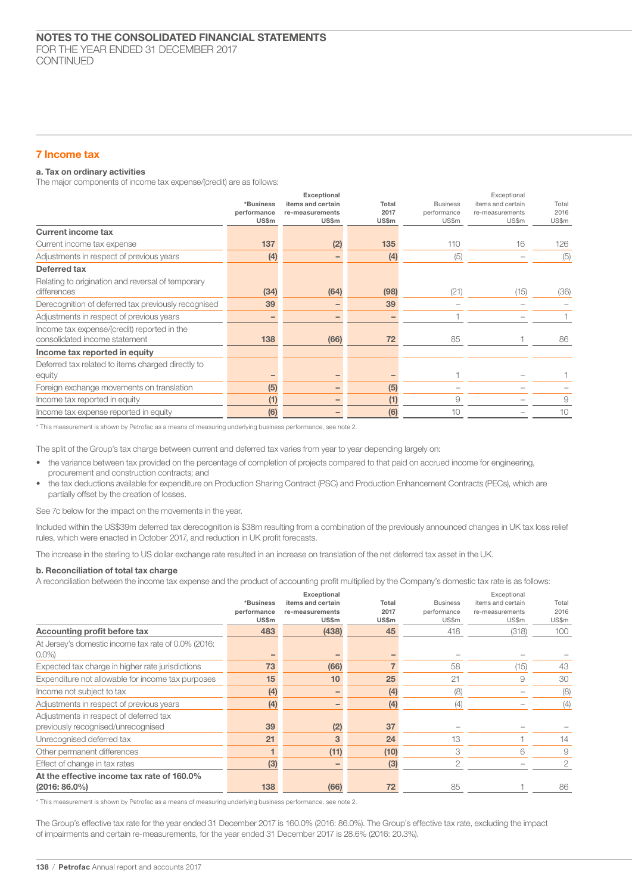## 7 Income tax

### a. Tax on ordinary activities

The major components of income tax expense/(credit) are as follows:

| | *Business performance US$m | Exceptional items and certain re-measurements US$m | Total 2017 US$m | Business performance US$m | Exceptional items and certain re-measurements US$m | Total 2016 US$m |
|---|---|---|---|---|---|---|
| **Current income tax** | | | | | | |
| Current income tax expense | 137 | (2) | 135 | 110 | 16 | 126 |
| Adjustments in respect of previous years | (4) | – | (4) | (5) | – | (5) |
| **Deferred tax** | | | | | | |
| Relating to origination and reversal of temporary differences | (34) | (64) | (98) | (21) | (15) | (36) |
| Derecognition of deferred tax previously recognised | 39 | – | 39 | – | – | – |
| Adjustments in respect of previous years | – | – | – | 1 | – | 1 |
| Income tax expense/(credit) reported in the consolidated income statement | 138 | (66) | 72 | 85 | 1 | 86 |
| **Income tax reported in equity** | | | | | | |
| Deferred tax related to items charged directly to equity | – | – | – | 1 | – | 1 |
| Foreign exchange movements on translation | (5) | – | (5) | – | – | – |
| Income tax reported in equity | (1) | – | (1) | 9 | – | 9 |
| Income tax expense reported in equity | (6) | – | (6) | 10 | – | 10 |

\* This measurement is shown by Petrofac as a means of measuring underlying business performance, see note 2.

The split of the Group's tax charge between current and deferred tax varies from year to year depending largely on:

- the variance between tax provided on the percentage of completion of projects compared to that paid on accrued income for engineering, procurement and construction contracts; and
- the tax deductions available for expenditure on Production Sharing Contract (PSC) and Production Enhancement Contracts (PECs), which are partially offset by the creation of losses.

See 7c below for the impact on the movements in the year.

Included within the US$39m deferred tax derecognition is $38m resulting from a combination of the previously announced changes in UK tax loss relief rules, which were enacted in October 2017, and reduction in UK profit forecasts.

The increase in the sterling to US dollar exchange rate resulted in an increase on translation of the net deferred tax asset in the UK.

### b. Reconciliation of total tax charge

A reconciliation between the income tax expense and the product of accounting profit multiplied by the Company's domestic tax rate is as follows:

| | *Business performance US$m | Exceptional items and certain re-measurements US$m | Total 2017 US$m | Business performance US$m | Exceptional items and certain re-measurements US$m | Total 2016 US$m |
|---|---|---|---|---|---|---|
| **Accounting profit before tax** | 483 | (438) | 45 | 418 | (318) | 100 |
| At Jersey's domestic income tax rate of 0.0% (2016: 0.0%) | – | – | – | – | – | – |
| Expected tax charge in higher rate jurisdictions | 73 | (66) | 7 | 58 | (15) | 43 |
| Expenditure not allowable for income tax purposes | 15 | 10 | 25 | 21 | 9 | 30 |
| Income not subject to tax | (4) | – | (4) | (8) | – | (8) |
| Adjustments in respect of previous years | (4) | – | (4) | (4) | – | (4) |
| Adjustments in respect of deferred tax previously recognised/unrecognised | 39 | (2) | 37 | – | – | – |
| Unrecognised deferred tax | 21 | 3 | 24 | 13 | 1 | 14 |
| Other permanent differences | 1 | (11) | (10) | 3 | 6 | 9 |
| Effect of change in tax rates | (3) | – | (3) | 2 | – | 2 |
| **At the effective income tax rate of 160.0% (2016: 86.0%)** | 138 | (66) | 72 | 85 | 1 | 86 |

\* This measurement is shown by Petrofac as a means of measuring underlying business performance, see note 2.

The Group's effective tax rate for the year ended 31 December 2017 is 160.0% (2016: 86.0%). The Group's effective tax rate, excluding the impact of impairments and certain re-measurements, for the year ended 31 December 2017 is 28.6% (2016: 20.3%).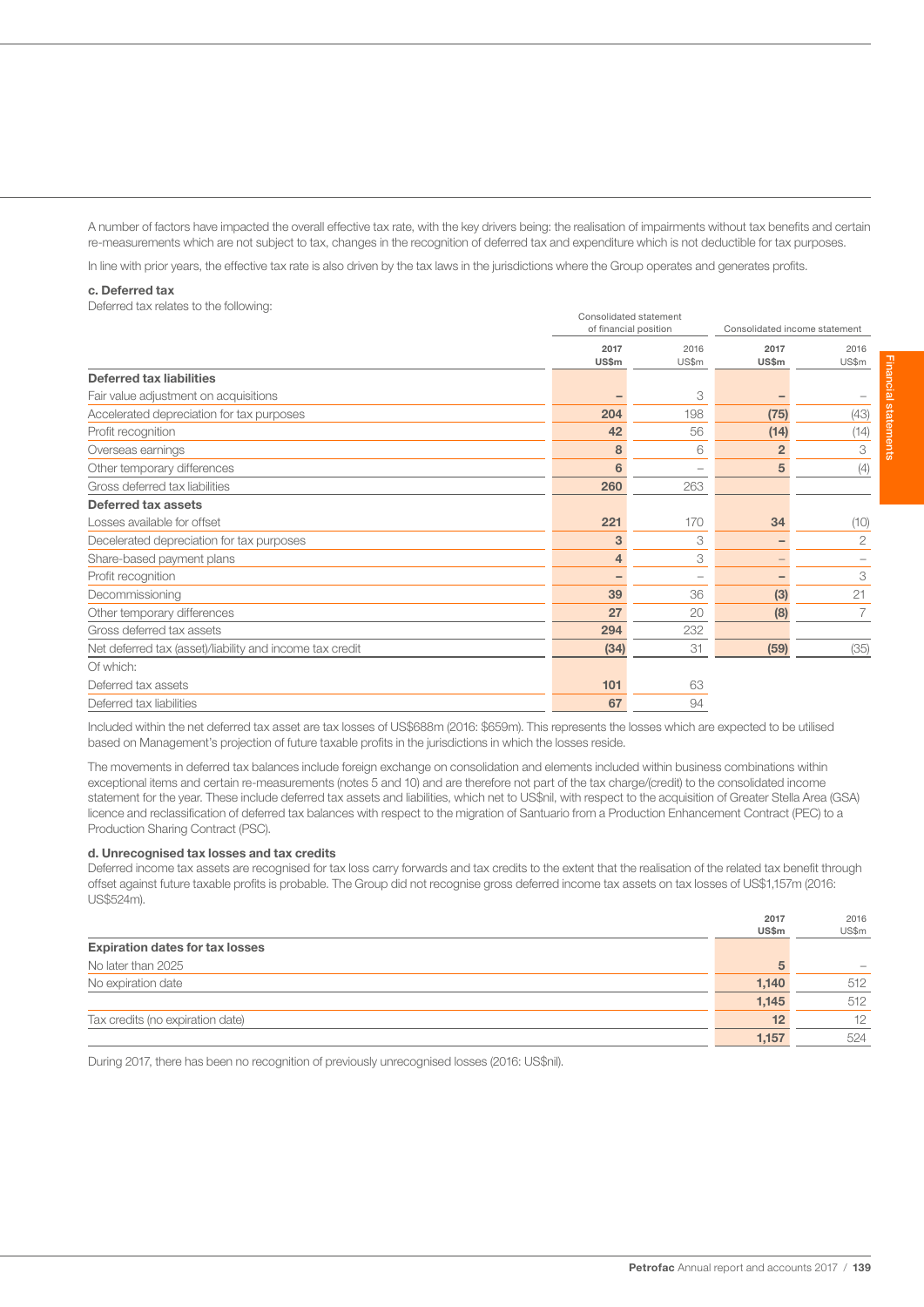A number of factors have impacted the overall effective tax rate, with the key drivers being: the realisation of impairments without tax benefits and certain re-measurements which are not subject to tax, changes in the recognition of deferred tax and expenditure which is not deductible for tax purposes.

In line with prior years, the effective tax rate is also driven by the tax laws in the jurisdictions where the Group operates and generates profits.

### c. Deferred tax

Deferred tax relates to the following:

| | Consolidated statement of financial position | | Consolidated income statement | |
|---|---|---|---|---|
| | **2017 US$m** | 2016 US$m | **2017 US$m** | 2016 US$m |
| **Deferred tax liabilities** | | | | |
| Fair value adjustment on acquisitions | **–** | 3 | **–** | – |
| Accelerated depreciation for tax purposes | **204** | 198 | **(75)** | (43) |
| Profit recognition | **42** | 56 | **(14)** | (14) |
| Overseas earnings | **8** | 6 | **2** | 3 |
| Other temporary differences | **6** | – | **5** | (4) |
| Gross deferred tax liabilities | **260** | 263 | | |
| **Deferred tax assets** | | | | |
| Losses available for offset | **221** | 170 | **34** | (10) |
| Decelerated depreciation for tax purposes | **3** | 3 | **–** | 2 |
| Share-based payment plans | **4** | 3 | – | – |
| Profit recognition | **–** | – | **–** | 3 |
| Decommissioning | **39** | 36 | **(3)** | 21 |
| Other temporary differences | **27** | 20 | **(8)** | 7 |
| Gross deferred tax assets | **294** | 232 | | |
| Net deferred tax (asset)/liability and income tax credit | **(34)** | 31 | **(59)** | (35) |
| Of which: | | | | |
| Deferred tax assets | **101** | 63 | | |
| Deferred tax liabilities | **67** | 94 | | |

Included within the net deferred tax asset are tax losses of US$688m (2016: $659m). This represents the losses which are expected to be utilised based on Management's projection of future taxable profits in the jurisdictions in which the losses reside.

The movements in deferred tax balances include foreign exchange on consolidation and elements included within business combinations within exceptional items and certain re-measurements (notes 5 and 10) and are therefore not part of the tax charge/(credit) to the consolidated income statement for the year. These include deferred tax assets and liabilities, which net to US$nil, with respect to the acquisition of Greater Stella Area (GSA) licence and reclassification of deferred tax balances with respect to the migration of Santuario from a Production Enhancement Contract (PEC) to a Production Sharing Contract (PSC).

### d. Unrecognised tax losses and tax credits

Deferred income tax assets are recognised for tax loss carry forwards and tax credits to the extent that the realisation of the related tax benefit through offset against future taxable profits is probable. The Group did not recognise gross deferred income tax assets on tax losses of US$1,157m (2016: US$524m).

| | **2017 US$m** | 2016 US$m |
|---|---|---|
| **Expiration dates for tax losses** | | |
| No later than 2025 | **5** | – |
| No expiration date | **1,140** | 512 |
| | **1,145** | 512 |
| Tax credits (no expiration date) | **12** | 12 |
| | **1,157** | 524 |

During 2017, there has been no recognition of previously unrecognised losses (2016: US$nil).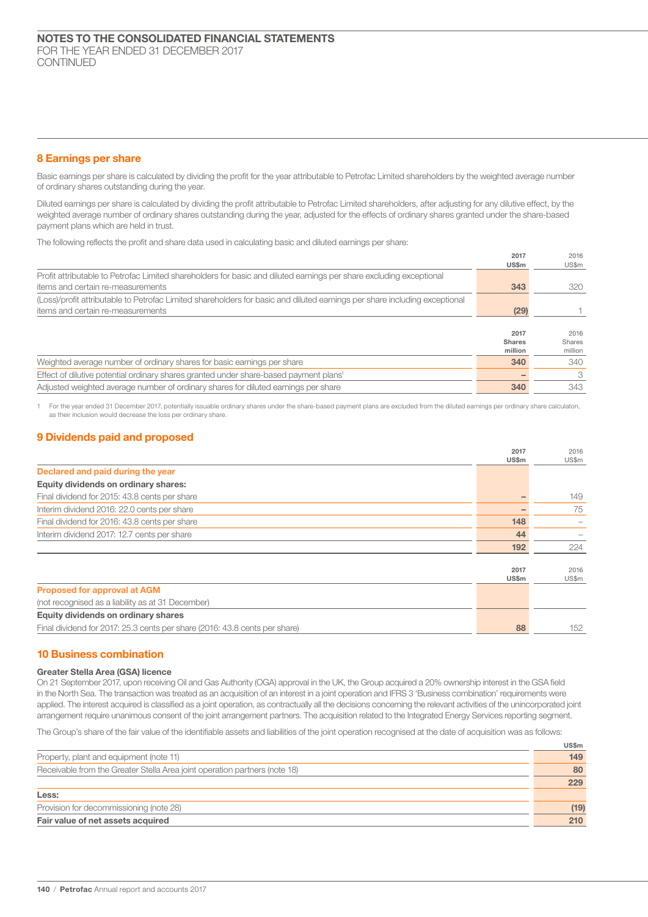# NOTES TO THE CONSOLIDATED FINANCIAL STATEMENTS
FOR THE YEAR ENDED 31 DECEMBER 2017
CONTINUED

## 8 Earnings per share

Basic earnings per share is calculated by dividing the profit for the year attributable to Petrofac Limited shareholders by the weighted average number of ordinary shares outstanding during the year.

Diluted earnings per share is calculated by dividing the profit attributable to Petrofac Limited shareholders, after adjusting for any dilutive effect, by the weighted average number of ordinary shares outstanding during the year, adjusted for the effects of ordinary shares granted under the share-based payment plans which are held in trust.

The following reflects the profit and share data used in calculating basic and diluted earnings per share:

| | 2017 US$m | 2016 US$m |
|---|---|---|
| Profit attributable to Petrofac Limited shareholders for basic and diluted earnings per share excluding exceptional items and certain re-measurements | 343 | 320 |
| (Loss)/profit attributable to Petrofac Limited shareholders for basic and diluted earnings per share including exceptional items and certain re-measurements | (29) | 1 |

| | 2017 Shares million | 2016 Shares million |
|---|---|---|
| Weighted average number of ordinary shares for basic earnings per share | 340 | 340 |
| Effect of dilutive potential ordinary shares granted under share-based payment plans[1] | – | 3 |
| Adjusted weighted average number of ordinary shares for diluted earnings per share | 340 | 343 |

1 For the year ended 31 December 2017, potentially issuable ordinary shares under the share-based payment plans are excluded from the diluted earnings per ordinary share calculaton, as their inclusion would decrease the loss per ordinary share.

## 9 Dividends paid and proposed

| | 2017 US$m | 2016 US$m |
|---|---|---|
| **Declared and paid during the year** | | |
| **Equity dividends on ordinary shares:** | | |
| Final dividend for 2015: 43.8 cents per share | – | 149 |
| Interim dividend 2016: 22.0 cents per share | – | 75 |
| Final dividend for 2016: 43.8 cents per share | 148 | – |
| Interim dividend 2017: 12.7 cents per share | 44 | – |
| | 192 | 224 |

| | 2017 US$m | 2016 US$m |
|---|---|---|
| **Proposed for approval at AGM** | | |
| (not recognised as a liability as at 31 December) | | |
| **Equity dividends on ordinary shares** | | |
| Final dividend for 2017: 25.3 cents per share (2016: 43.8 cents per share) | 88 | 152 |

## 10 Business combination

### Greater Stella Area (GSA) licence

On 21 September 2017, upon receiving Oil and Gas Authority (OGA) approval in the UK, the Group acquired a 20% ownership interest in the GSA field in the North Sea. The transaction was treated as an acquisition of an interest in a joint operation and IFRS 3 'Business combination' requirements were applied. The interest acquired is classified as a joint operation, as contractually all the decisions concerning the relevant activities of the unincorporated joint arrangement require unanimous consent of the joint arrangement partners. The acquisition related to the Integrated Energy Services reporting segment.

The Group's share of the fair value of the identifiable assets and liabilities of the joint operation recognised at the date of acquisition was as follows:

| | US$m |
|---|---|
| Property, plant and equipment (note 11) | 149 |
| Receivable from the Greater Stella Area joint operation partners (note 18) | 80 |
| | 229 |
| **Less:** | |
| Provision for decommissioning (note 28) | (19) |
| **Fair value of net assets acquired** | 210 |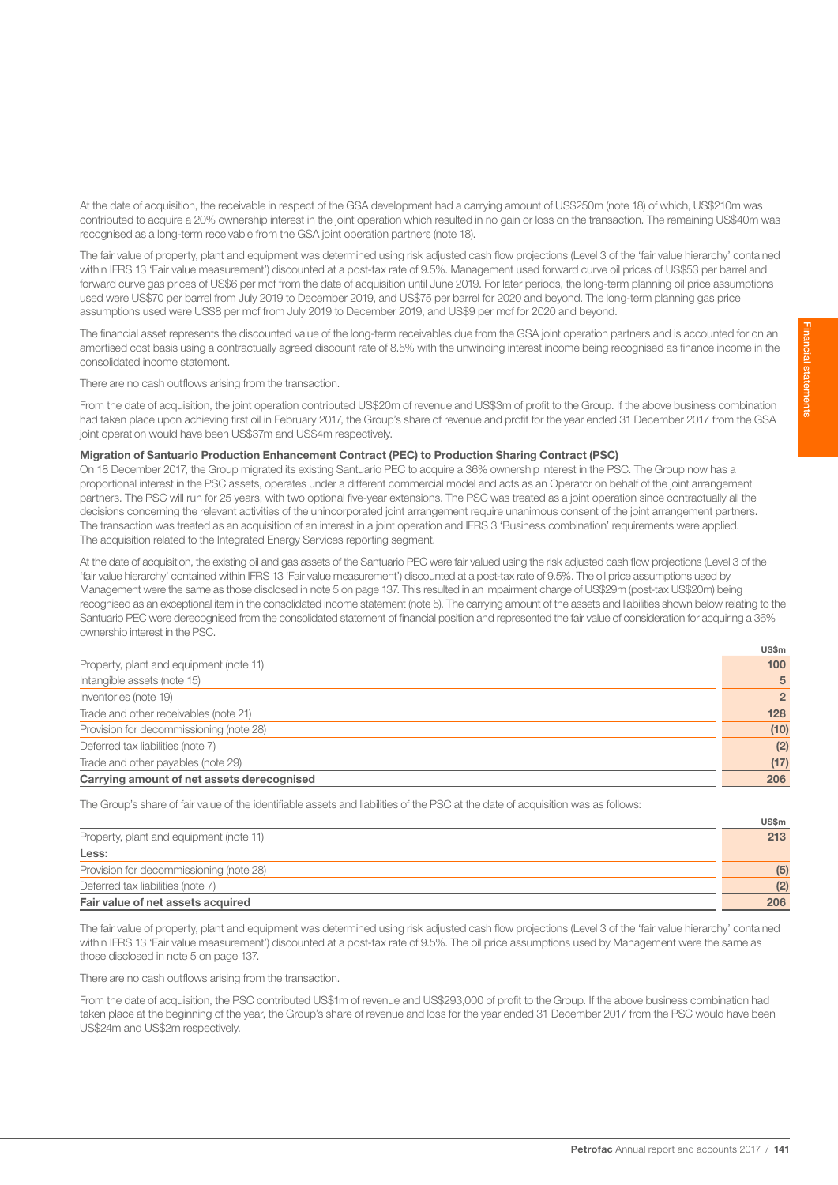At the date of acquisition, the receivable in respect of the GSA development had a carrying amount of US$250m (note 18) of which, US$210m was contributed to acquire a 20% ownership interest in the joint operation which resulted in no gain or loss on the transaction. The remaining US$40m was recognised as a long-term receivable from the GSA joint operation partners (note 18).

The fair value of property, plant and equipment was determined using risk adjusted cash flow projections (Level 3 of the 'fair value hierarchy' contained within IFRS 13 'Fair value measurement') discounted at a post-tax rate of 9.5%. Management used forward curve oil prices of US$53 per barrel and forward curve gas prices of US$6 per mcf from the date of acquisition until June 2019. For later periods, the long-term planning oil price assumptions used were US$70 per barrel from July 2019 to December 2019, and US$75 per barrel for 2020 and beyond. The long-term planning gas price assumptions used were US$8 per mcf from July 2019 to December 2019, and US$9 per mcf for 2020 and beyond.

The financial asset represents the discounted value of the long-term receivables due from the GSA joint operation partners and is accounted for on an amortised cost basis using a contractually agreed discount rate of 8.5% with the unwinding interest income being recognised as finance income in the consolidated income statement.

There are no cash outflows arising from the transaction.

From the date of acquisition, the joint operation contributed US$20m of revenue and US$3m of profit to the Group. If the above business combination had taken place upon achieving first oil in February 2017, the Group's share of revenue and profit for the year ended 31 December 2017 from the GSA joint operation would have been US$37m and US$4m respectively.

**Migration of Santuario Production Enhancement Contract (PEC) to Production Sharing Contract (PSC)**

On 18 December 2017, the Group migrated its existing Santuario PEC to acquire a 36% ownership interest in the PSC. The Group now has a proportional interest in the PSC assets, operates under a different commercial model and acts as an Operator on behalf of the joint arrangement partners. The PSC will run for 25 years, with two optional five-year extensions. The PSC was treated as a joint operation since contractually all the decisions concerning the relevant activities of the unincorporated joint arrangement require unanimous consent of the joint arrangement partners. The transaction was treated as an acquisition of an interest in a joint operation and IFRS 3 'Business combination' requirements were applied. The acquisition related to the Integrated Energy Services reporting segment.

At the date of acquisition, the existing oil and gas assets of the Santuario PEC were fair valued using the risk adjusted cash flow projections (Level 3 of the 'fair value hierarchy' contained within IFRS 13 'Fair value measurement') discounted at a post-tax rate of 9.5%. The oil price assumptions used by Management were the same as those disclosed in note 5 on page 137. This resulted in an impairment charge of US$29m (post-tax US$20m) being recognised as an exceptional item in the consolidated income statement (note 5). The carrying amount of the assets and liabilities shown below relating to the Santuario PEC were derecognised from the consolidated statement of financial position and represented the fair value of consideration for acquiring a 36% ownership interest in the PSC.

| | US$m |
|---|---|
| Property, plant and equipment (note 11) | 100 |
| Intangible assets (note 15) | 5 |
| Inventories (note 19) | 2 |
| Trade and other receivables (note 21) | 128 |
| Provision for decommissioning (note 28) | (10) |
| Deferred tax liabilities (note 7) | (2) |
| Trade and other payables (note 29) | (17) |
| **Carrying amount of net assets derecognised** | **206** |

The Group's share of fair value of the identifiable assets and liabilities of the PSC at the date of acquisition was as follows:

| | US$m |
|---|---|
| Property, plant and equipment (note 11) | 213 |
| **Less:** | |
| Provision for decommissioning (note 28) | (5) |
| Deferred tax liabilities (note 7) | (2) |
| **Fair value of net assets acquired** | **206** |

The fair value of property, plant and equipment was determined using risk adjusted cash flow projections (Level 3 of the 'fair value hierarchy' contained within IFRS 13 'Fair value measurement') discounted at a post-tax rate of 9.5%. The oil price assumptions used by Management were the same as those disclosed in note 5 on page 137.

There are no cash outflows arising from the transaction.

From the date of acquisition, the PSC contributed US$1m of revenue and US$293,000 of profit to the Group. If the above business combination had taken place at the beginning of the year, the Group's share of revenue and loss for the year ended 31 December 2017 from the PSC would have been US$24m and US$2m respectively.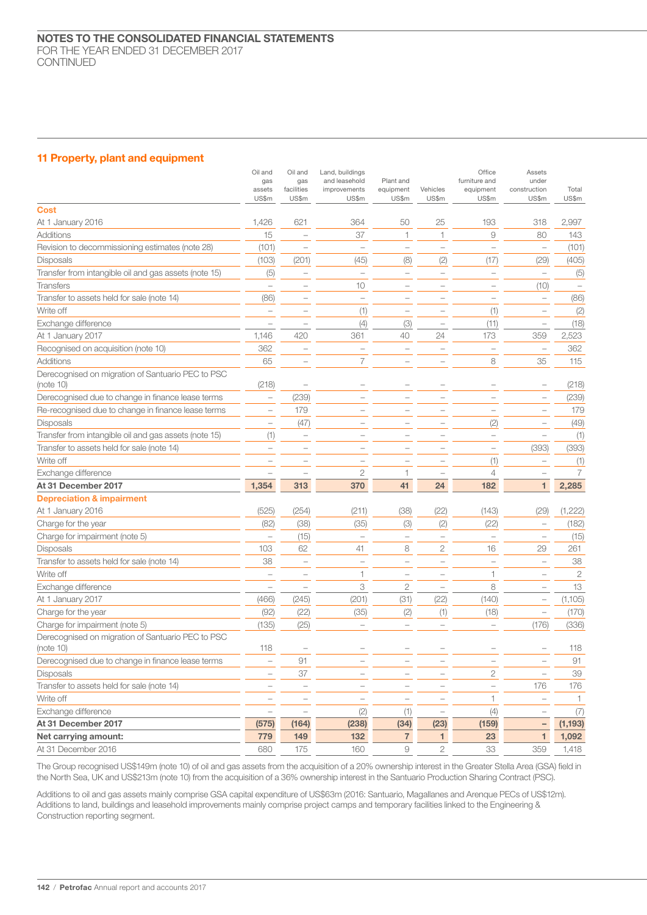## 11 Property, plant and equipment

| | Oil and gas assets US$m | Oil and gas facilities US$m | Land, buildings and leasehold improvements US$m | Plant and equipment US$m | Vehicles US$m | Office furniture and equipment US$m | Assets under construction US$m | Total US$m |
|---|---|---|---|---|---|---|---|---|
| **Cost** | | | | | | | | |
| At 1 January 2016 | 1,426 | 621 | 364 | 50 | 25 | 193 | 318 | 2,997 |
| Additions | 15 | – | 37 | 1 | 1 | 9 | 80 | 143 |
| Revision to decommissioning estimates (note 28) | (101) | – | – | – | – | – | – | (101) |
| Disposals | (103) | (201) | (45) | (8) | (2) | (17) | (29) | (405) |
| Transfer from intangible oil and gas assets (note 15) | (5) | – | – | – | – | – | – | (5) |
| Transfers | – | – | 10 | – | – | – | (10) | – |
| Transfer to assets held for sale (note 14) | (86) | – | – | – | – | – | – | (86) |
| Write off | – | – | (1) | – | – | (1) | – | (2) |
| Exchange difference | – | – | (4) | (3) | – | (11) | – | (18) |
| At 1 January 2017 | 1,146 | 420 | 361 | 40 | 24 | 173 | 359 | 2,523 |
| Recognised on acquisition (note 10) | 362 | – | – | – | – | – | – | 362 |
| Additions | 65 | – | 7 | – | – | 8 | 35 | 115 |
| Derecognised on migration of Santuario PEC to PSC (note 10) | (218) | – | – | – | – | – | – | (218) |
| Derecognised due to change in finance lease terms | – | (239) | – | – | – | – | – | (239) |
| Re-recognised due to change in finance lease terms | – | 179 | – | – | – | – | – | 179 |
| Disposals | – | (47) | – | – | – | (2) | – | (49) |
| Transfer from intangible oil and gas assets (note 15) | (1) | – | – | – | – | – | – | (1) |
| Transfer to assets held for sale (note 14) | – | – | – | – | – | – | (393) | (393) |
| Write off | – | – | – | – | – | (1) | – | (1) |
| Exchange difference | – | – | 2 | 1 | – | 4 | – | 7 |
| **At 31 December 2017** | **1,354** | **313** | **370** | **41** | **24** | **182** | **1** | **2,285** |
| **Depreciation & impairment** | | | | | | | | |
| At 1 January 2016 | (525) | (254) | (211) | (38) | (22) | (143) | (29) | (1,222) |
| Charge for the year | (82) | (38) | (35) | (3) | (2) | (22) | – | (182) |
| Charge for impairment (note 5) | – | (15) | – | – | – | – | – | (15) |
| Disposals | 103 | 62 | 41 | 8 | 2 | 16 | 29 | 261 |
| Transfer to assets held for sale (note 14) | 38 | – | – | – | – | – | – | 38 |
| Write off | – | – | 1 | – | – | 1 | – | 2 |
| Exchange difference | – | – | 3 | 2 | – | 8 | – | 13 |
| At 1 January 2017 | (466) | (245) | (201) | (31) | (22) | (140) | – | (1,105) |
| Charge for the year | (92) | (22) | (35) | (2) | (1) | (18) | – | (170) |
| Charge for impairment (note 5) | (135) | (25) | – | – | – | – | (176) | (336) |
| Derecognised on migration of Santuario PEC to PSC (note 10) | 118 | – | – | – | – | – | – | 118 |
| Derecognised due to change in finance lease terms | – | 91 | – | – | – | – | – | 91 |
| Disposals | – | 37 | – | – | – | 2 | – | 39 |
| Transfer to assets held for sale (note 14) | – | – | – | – | – | – | 176 | 176 |
| Write off | – | – | – | – | – | 1 | – | 1 |
| Exchange difference | – | – | (2) | (1) | – | (4) | – | (7) |
| **At 31 December 2017** | **(575)** | **(164)** | **(238)** | **(34)** | **(23)** | **(159)** | **–** | **(1,193)** |
| **Net carrying amount:** | **779** | **149** | **132** | **7** | **1** | **23** | **1** | **1,092** |
| At 31 December 2016 | 680 | 175 | 160 | 9 | 2 | 33 | 359 | 1,418 |

The Group recognised US$149m (note 10) of oil and gas assets from the acquisition of a 20% ownership interest in the Greater Stella Area (GSA) field in the North Sea, UK and US$213m (note 10) from the acquisition of a 36% ownership interest in the Santuario Production Sharing Contract (PSC).

Additions to oil and gas assets mainly comprise GSA capital expenditure of US$63m (2016: Santuario, Magallanes and Arenque PECs of US$12m). Additions to land, buildings and leasehold improvements mainly comprise project camps and temporary facilities linked to the Engineering & Construction reporting segment.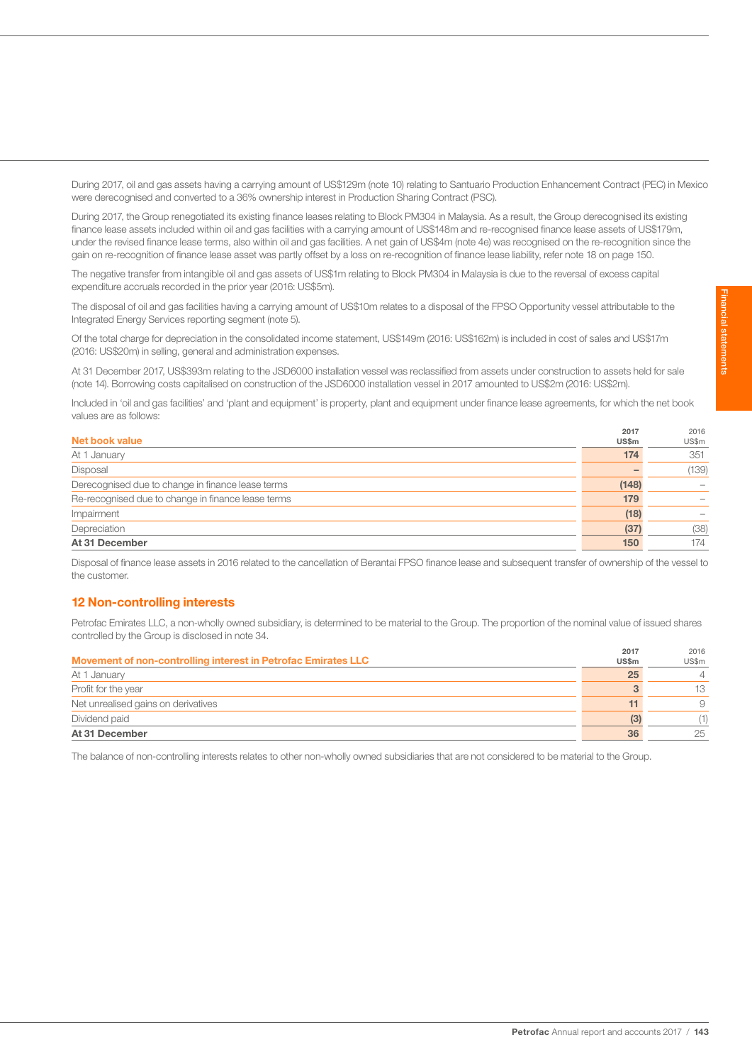During 2017, oil and gas assets having a carrying amount of US$129m (note 10) relating to Santuario Production Enhancement Contract (PEC) in Mexico were derecognised and converted to a 36% ownership interest in Production Sharing Contract (PSC).

During 2017, the Group renegotiated its existing finance leases relating to Block PM304 in Malaysia. As a result, the Group derecognised its existing finance lease assets included within oil and gas facilities with a carrying amount of US$148m and re-recognised finance lease assets of US$179m, under the revised finance lease terms, also within oil and gas facilities. A net gain of US$4m (note 4e) was recognised on the re-recognition since the gain on re-recognition of finance lease asset was partly offset by a loss on re-recognition of finance lease liability, refer note 18 on page 150.

The negative transfer from intangible oil and gas assets of US$1m relating to Block PM304 in Malaysia is due to the reversal of excess capital expenditure accruals recorded in the prior year (2016: US$5m).

The disposal of oil and gas facilities having a carrying amount of US$10m relates to a disposal of the FPSO Opportunity vessel attributable to the Integrated Energy Services reporting segment (note 5).

Of the total charge for depreciation in the consolidated income statement, US$149m (2016: US$162m) is included in cost of sales and US$17m (2016: US$20m) in selling, general and administration expenses.

At 31 December 2017, US$393m relating to the JSD6000 installation vessel was reclassified from assets under construction to assets held for sale (note 14). Borrowing costs capitalised on construction of the JSD6000 installation vessel in 2017 amounted to US$2m (2016: US$2m).

Included in 'oil and gas facilities' and 'plant and equipment' is property, plant and equipment under finance lease agreements, for which the net book values are as follows:

| Net book value | 2017 US$m | 2016 US$m |
|---|---|---|
| At 1 January | **174** | 351 |
| Disposal | **–** | (139) |
| Derecognised due to change in finance lease terms | **(148)** | – |
| Re-recognised due to change in finance lease terms | **179** | – |
| Impairment | **(18)** | – |
| Depreciation | **(37)** | (38) |
| **At 31 December** | **150** | 174 |

Disposal of finance lease assets in 2016 related to the cancellation of Berantai FPSO finance lease and subsequent transfer of ownership of the vessel to the customer.

## 12 Non-controlling interests

Petrofac Emirates LLC, a non-wholly owned subsidiary, is determined to be material to the Group. The proportion of the nominal value of issued shares controlled by the Group is disclosed in note 34.

| Movement of non-controlling interest in Petrofac Emirates LLC | 2017 US$m | 2016 US$m |
|---|---|---|
| At 1 January | **25** | 4 |
| Profit for the year | **3** | 13 |
| Net unrealised gains on derivatives | **11** | 9 |
| Dividend paid | **(3)** | (1) |
| **At 31 December** | **36** | 25 |

The balance of non-controlling interests relates to other non-wholly owned subsidiaries that are not considered to be material to the Group.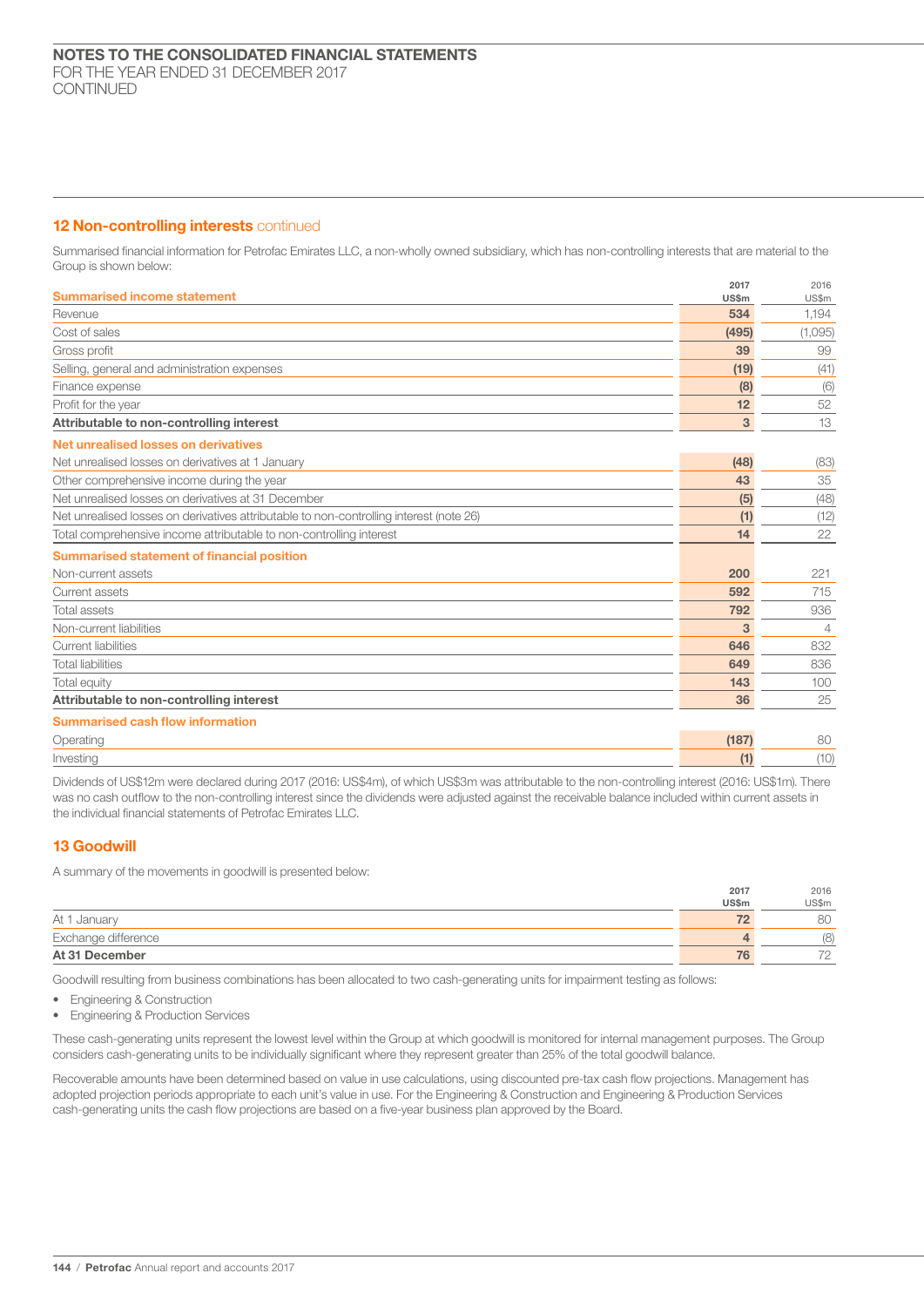## 12 Non-controlling interests continued

Summarised financial information for Petrofac Emirates LLC, a non-wholly owned subsidiary, which has non-controlling interests that are material to the Group is shown below:

| Summarised income statement | 2017 US$m | 2016 US$m |
|---|---|---|
| Revenue | **534** | 1,194 |
| Cost of sales | **(495)** | (1,095) |
| Gross profit | **39** | 99 |
| Selling, general and administration expenses | **(19)** | (41) |
| Finance expense | **(8)** | (6) |
| Profit for the year | **12** | 52 |
| **Attributable to non-controlling interest** | **3** | 13 |
| **Net unrealised losses on derivatives** | | |
| Net unrealised losses on derivatives at 1 January | **(48)** | (83) |
| Other comprehensive income during the year | **43** | 35 |
| Net unrealised losses on derivatives at 31 December | **(5)** | (48) |
| Net unrealised losses on derivatives attributable to non-controlling interest (note 26) | **(1)** | (12) |
| Total comprehensive income attributable to non-controlling interest | **14** | 22 |
| **Summarised statement of financial position** | | |
| Non-current assets | **200** | 221 |
| Current assets | **592** | 715 |
| Total assets | **792** | 936 |
| Non-current liabilities | **3** | 4 |
| Current liabilities | **646** | 832 |
| Total liabilities | **649** | 836 |
| Total equity | **143** | 100 |
| **Attributable to non-controlling interest** | **36** | 25 |
| **Summarised cash flow information** | | |
| Operating | **(187)** | 80 |
| Investing | **(1)** | (10) |

Dividends of US$12m were declared during 2017 (2016: US$4m), of which US$3m was attributable to the non-controlling interest (2016: US$1m). There was no cash outflow to the non-controlling interest since the dividends were adjusted against the receivable balance included within current assets in the individual financial statements of Petrofac Emirates LLC.

## 13 Goodwill

A summary of the movements in goodwill is presented below:

| | 2017 US$m | 2016 US$m |
|---|---|---|
| At 1 January | **72** | 80 |
| Exchange difference | **4** | (8) |
| **At 31 December** | **76** | 72 |

Goodwill resulting from business combinations has been allocated to two cash-generating units for impairment testing as follows:

- Engineering & Construction
- Engineering & Production Services

These cash-generating units represent the lowest level within the Group at which goodwill is monitored for internal management purposes. The Group considers cash-generating units to be individually significant where they represent greater than 25% of the total goodwill balance.

Recoverable amounts have been determined based on value in use calculations, using discounted pre-tax cash flow projections. Management has adopted projection periods appropriate to each unit's value in use. For the Engineering & Construction and Engineering & Production Services cash-generating units the cash flow projections are based on a five-year business plan approved by the Board.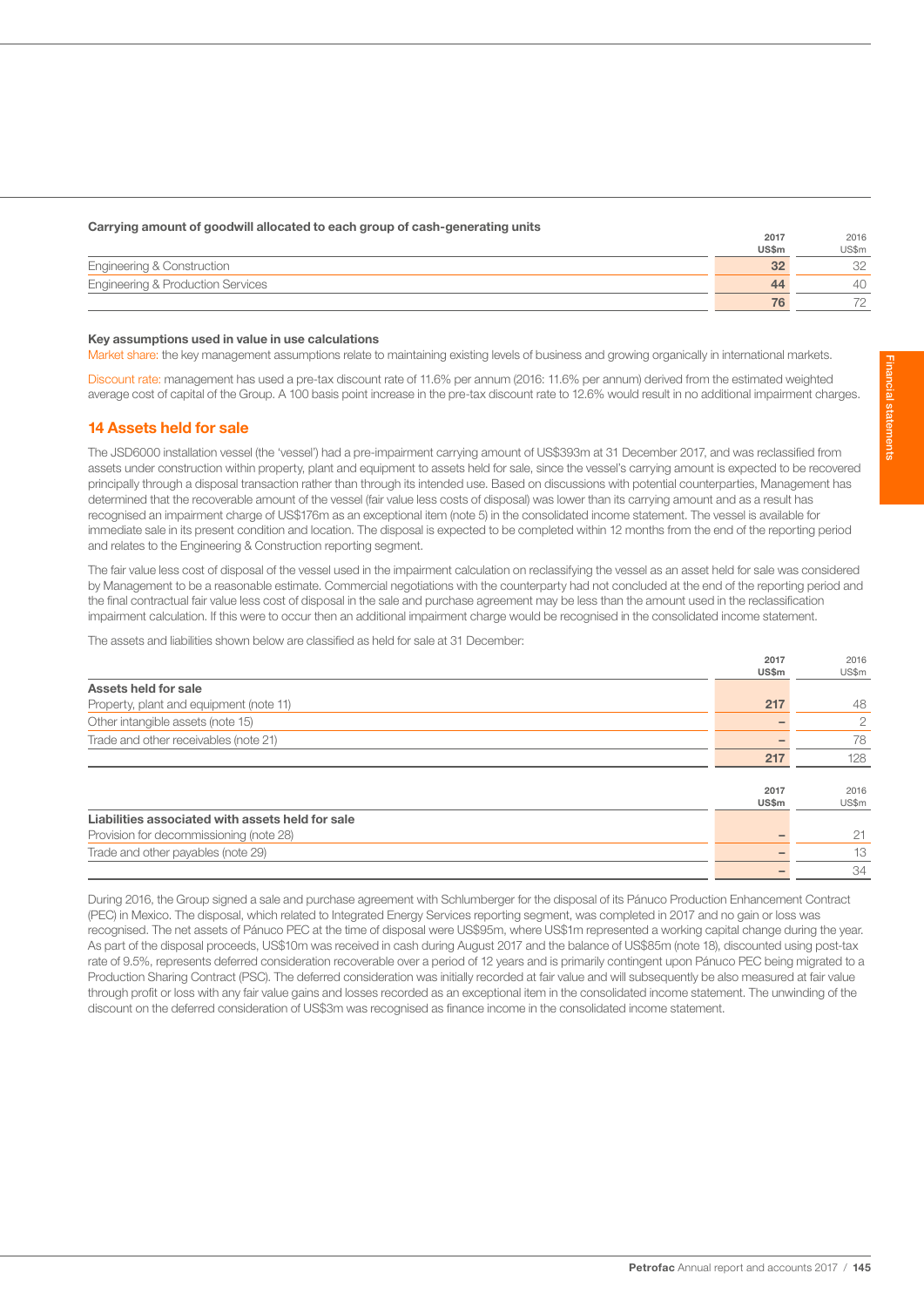**Carrying amount of goodwill allocated to each group of cash-generating units**

| | 2017 US$m | 2016 US$m |
|---|---|---|
| Engineering & Construction | **32** | 32 |
| Engineering & Production Services | **44** | 40 |
| | **76** | 72 |

**Key assumptions used in value in use calculations**

Market share: the key management assumptions relate to maintaining existing levels of business and growing organically in international markets.

Discount rate: management has used a pre-tax discount rate of 11.6% per annum (2016: 11.6% per annum) derived from the estimated weighted average cost of capital of the Group. A 100 basis point increase in the pre-tax discount rate to 12.6% would result in no additional impairment charges.

## 14 Assets held for sale

The JSD6000 installation vessel (the 'vessel') had a pre-impairment carrying amount of US$393m at 31 December 2017, and was reclassified from assets under construction within property, plant and equipment to assets held for sale, since the vessel's carrying amount is expected to be recovered principally through a disposal transaction rather than through its intended use. Based on discussions with potential counterparties, Management has determined that the recoverable amount of the vessel (fair value less costs of disposal) was lower than its carrying amount and as a result has recognised an impairment charge of US$176m as an exceptional item (note 5) in the consolidated income statement. The vessel is available for immediate sale in its present condition and location. The disposal is expected to be completed within 12 months from the end of the reporting period and relates to the Engineering & Construction reporting segment.

The fair value less cost of disposal of the vessel used in the impairment calculation on reclassifying the vessel as an asset held for sale was considered by Management to be a reasonable estimate. Commercial negotiations with the counterparty had not concluded at the end of the reporting period and the final contractual fair value less cost of disposal in the sale and purchase agreement may be less than the amount used in the reclassification impairment calculation. If this were to occur then an additional impairment charge would be recognised in the consolidated income statement.

The assets and liabilities shown below are classified as held for sale at 31 December:

| | 2017 US$m | 2016 US$m |
|---|---|---|
| **Assets held for sale** | | |
| Property, plant and equipment (note 11) | **217** | 48 |
| Other intangible assets (note 15) | **–** | 2 |
| Trade and other receivables (note 21) | **–** | 78 |
| | **217** | 128 |

| | 2017 US$m | 2016 US$m |
|---|---|---|
| **Liabilities associated with assets held for sale** | | |
| Provision for decommissioning (note 28) | **–** | 21 |
| Trade and other payables (note 29) | **–** | 13 |
| | **–** | 34 |

During 2016, the Group signed a sale and purchase agreement with Schlumberger for the disposal of its Pánuco Production Enhancement Contract (PEC) in Mexico. The disposal, which related to Integrated Energy Services reporting segment, was completed in 2017 and no gain or loss was recognised. The net assets of Pánuco PEC at the time of disposal were US$95m, where US$1m represented a working capital change during the year. As part of the disposal proceeds, US$10m was received in cash during August 2017 and the balance of US$85m (note 18), discounted using post-tax rate of 9.5%, represents deferred consideration recoverable over a period of 12 years and is primarily contingent upon Pánuco PEC being migrated to a Production Sharing Contract (PSC). The deferred consideration was initially recorded at fair value and will subsequently be also measured at fair value through profit or loss with any fair value gains and losses recorded as an exceptional item in the consolidated income statement. The unwinding of the discount on the deferred consideration of US$3m was recognised as finance income in the consolidated income statement.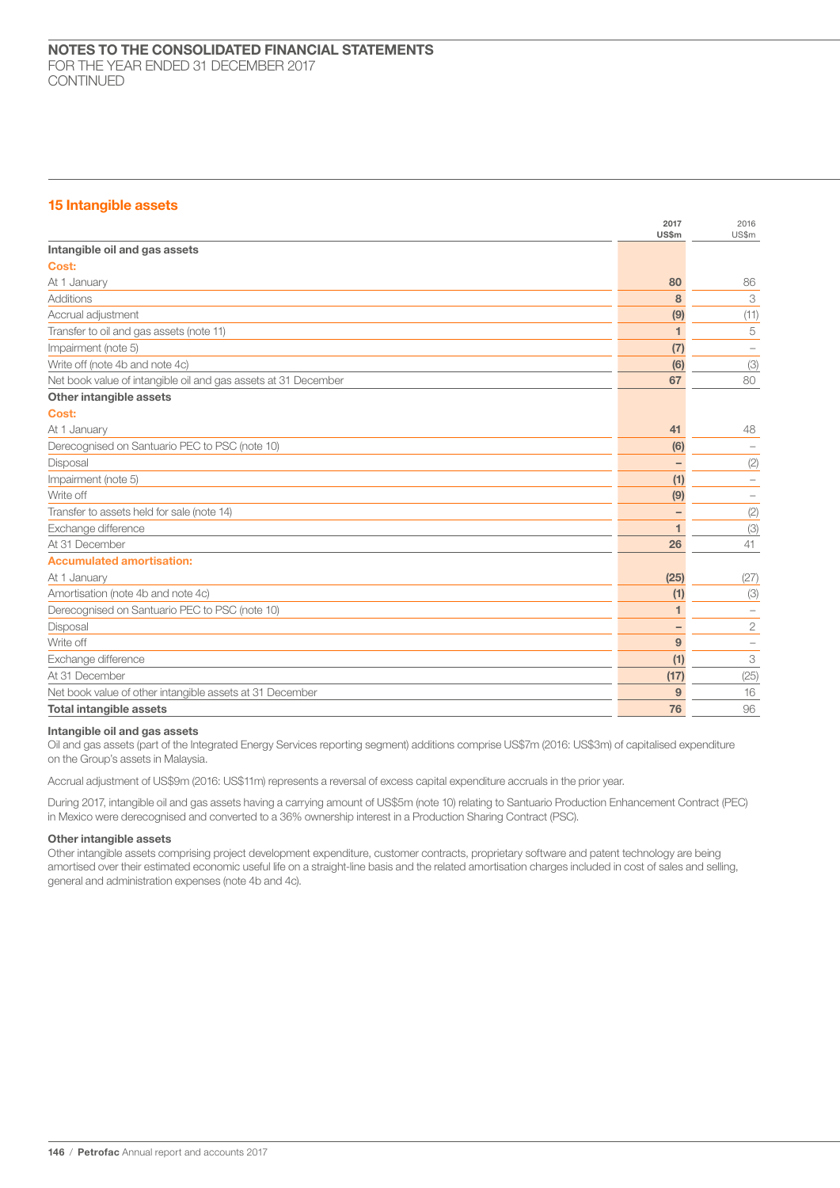# NOTES TO THE CONSOLIDATED FINANCIAL STATEMENTS
FOR THE YEAR ENDED 31 DECEMBER 2017
CONTINUED

## 15 Intangible assets

| | 2017 US$m | 2016 US$m |
|---|---|---|
| **Intangible oil and gas assets** | | |
| **Cost:** | | |
| At 1 January | **80** | 86 |
| Additions | **8** | 3 |
| Accrual adjustment | **(9)** | (11) |
| Transfer to oil and gas assets (note 11) | **1** | 5 |
| Impairment (note 5) | **(7)** | – |
| Write off (note 4b and note 4c) | **(6)** | (3) |
| Net book value of intangible oil and gas assets at 31 December | **67** | 80 |
| **Other intangible assets** | | |
| **Cost:** | | |
| At 1 January | **41** | 48 |
| Derecognised on Santuario PEC to PSC (note 10) | **(6)** | – |
| Disposal | **–** | (2) |
| Impairment (note 5) | **(1)** | – |
| Write off | **(9)** | – |
| Transfer to assets held for sale (note 14) | **–** | (2) |
| Exchange difference | **1** | (3) |
| At 31 December | **26** | 41 |
| **Accumulated amortisation:** | | |
| At 1 January | **(25)** | (27) |
| Amortisation (note 4b and note 4c) | **(1)** | (3) |
| Derecognised on Santuario PEC to PSC (note 10) | **1** | – |
| Disposal | **–** | 2 |
| Write off | **9** | – |
| Exchange difference | **(1)** | 3 |
| At 31 December | **(17)** | (25) |
| Net book value of other intangible assets at 31 December | **9** | 16 |
| **Total intangible assets** | **76** | 96 |

**Intangible oil and gas assets**
Oil and gas assets (part of the Integrated Energy Services reporting segment) additions comprise US$7m (2016: US$3m) of capitalised expenditure on the Group's assets in Malaysia.

Accrual adjustment of US$9m (2016: US$11m) represents a reversal of excess capital expenditure accruals in the prior year.

During 2017, intangible oil and gas assets having a carrying amount of US$5m (note 10) relating to Santuario Production Enhancement Contract (PEC) in Mexico were derecognised and converted to a 36% ownership interest in a Production Sharing Contract (PSC).

**Other intangible assets**
Other intangible assets comprising project development expenditure, customer contracts, proprietary software and patent technology are being amortised over their estimated economic useful life on a straight-line basis and the related amortisation charges included in cost of sales and selling, general and administration expenses (note 4b and 4c).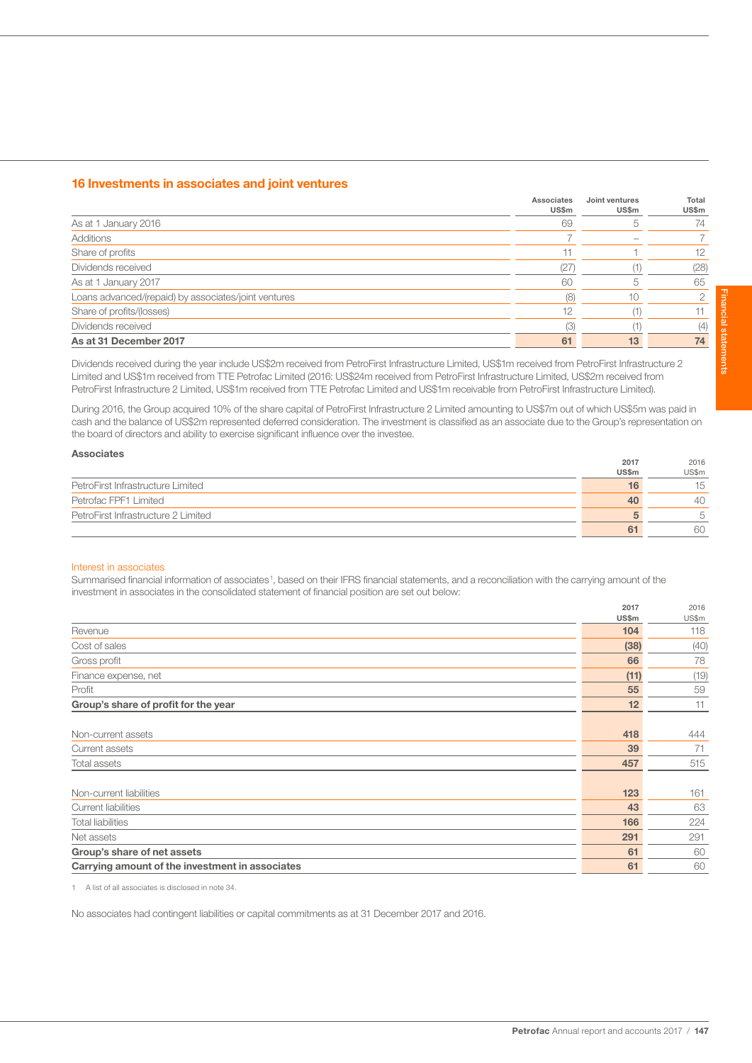## 16 Investments in associates and joint ventures

| | Associates US$m | Joint ventures US$m | Total US$m |
|---|---|---|---|
| As at 1 January 2016 | 69 | 5 | 74 |
| Additions | 7 | – | 7 |
| Share of profits | 11 | 1 | 12 |
| Dividends received | (27) | (1) | (28) |
| As at 1 January 2017 | 60 | 5 | 65 |
| Loans advanced/(repaid) by associates/joint ventures | (8) | 10 | 2 |
| Share of profits/(losses) | 12 | (1) | 11 |
| Dividends received | (3) | (1) | (4) |
| **As at 31 December 2017** | **61** | **13** | **74** |

Dividends received during the year include US$2m received from PetroFirst Infrastructure Limited, US$1m received from PetroFirst Infrastructure 2 Limited and US$1m received from TTE Petrofac Limited (2016: US$24m received from PetroFirst Infrastructure Limited, US$2m received from PetroFirst Infrastructure 2 Limited, US$1m received from TTE Petrofac Limited and US$1m receivable from PetroFirst Infrastructure Limited).

During 2016, the Group acquired 10% of the share capital of PetroFirst Infrastructure 2 Limited amounting to US$7m out of which US$5m was paid in cash and the balance of US$2m represented deferred consideration. The investment is classified as an associate due to the Group's representation on the board of directors and ability to exercise significant influence over the investee.

**Associates**

| | 2017 US$m | 2016 US$m |
|---|---|---|
| PetroFirst Infrastructure Limited | **16** | 15 |
| Petrofac FPF1 Limited | **40** | 40 |
| PetroFirst Infrastructure 2 Limited | **5** | 5 |
| | **61** | 60 |

### Interest in associates

Summarised financial information of associates[1], based on their IFRS financial statements, and a reconciliation with the carrying amount of the investment in associates in the consolidated statement of financial position are set out below:

| | 2017 US$m | 2016 US$m |
|---|---|---|
| Revenue | **104** | 118 |
| Cost of sales | **(38)** | (40) |
| Gross profit | **66** | 78 |
| Finance expense, net | **(11)** | (19) |
| Profit | **55** | 59 |
| **Group's share of profit for the year** | **12** | 11 |
| | | |
| Non-current assets | **418** | 444 |
| Current assets | **39** | 71 |
| Total assets | **457** | 515 |
| | | |
| Non-current liabilities | **123** | 161 |
| Current liabilities | **43** | 63 |
| Total liabilities | **166** | 224 |
| Net assets | **291** | 291 |
| **Group's share of net assets** | **61** | 60 |
| **Carrying amount of the investment in associates** | **61** | 60 |

1 A list of all associates is disclosed in note 34.

No associates had contingent liabilities or capital commitments as at 31 December 2017 and 2016.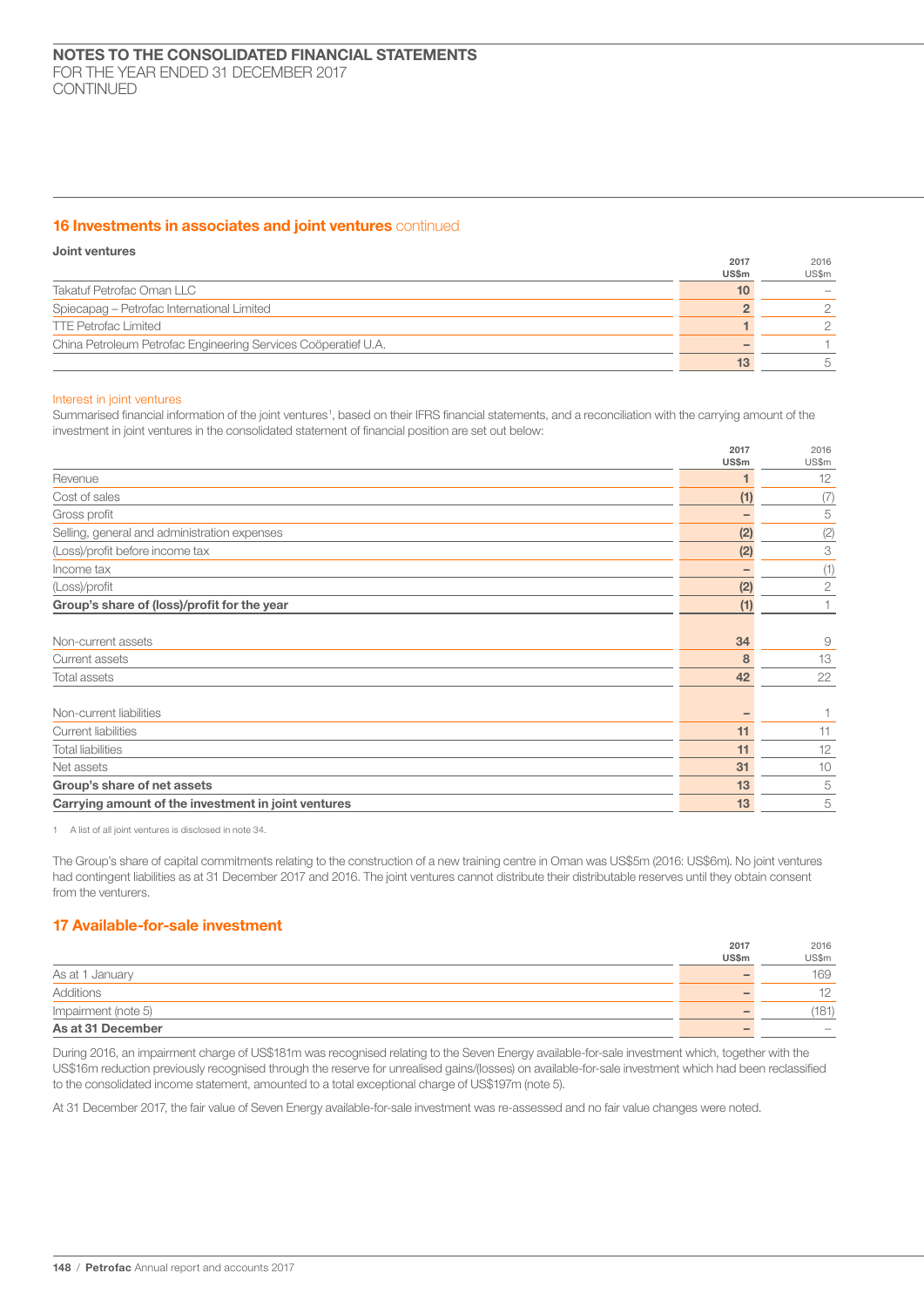## 16 Investments in associates and joint ventures continued

**Joint ventures**

| | 2017 US$m | 2016 US$m |
|---|---|---|
| Takatuf Petrofac Oman LLC | 10 | – |
| Spiecapag – Petrofac International Limited | 2 | 2 |
| TTE Petrofac Limited | 1 | 2 |
| China Petroleum Petrofac Engineering Services Coöperatief U.A. | – | 1 |
| | 13 | 5 |

### Interest in joint ventures

Summarised financial information of the joint ventures[1], based on their IFRS financial statements, and a reconciliation with the carrying amount of the investment in joint ventures in the consolidated statement of financial position are set out below:

| | 2017 US$m | 2016 US$m |
|---|---|---|
| Revenue | 1 | 12 |
| Cost of sales | (1) | (7) |
| Gross profit | – | 5 |
| Selling, general and administration expenses | (2) | (2) |
| (Loss)/profit before income tax | (2) | 3 |
| Income tax | – | (1) |
| (Loss)/profit | (2) | 2 |
| **Group's share of (loss)/profit for the year** | **(1)** | **1** |
| | | |
| Non-current assets | 34 | 9 |
| Current assets | 8 | 13 |
| Total assets | 42 | 22 |
| | | |
| Non-current liabilities | – | 1 |
| Current liabilities | 11 | 11 |
| Total liabilities | 11 | 12 |
| Net assets | 31 | 10 |
| **Group's share of net assets** | **13** | **5** |
| **Carrying amount of the investment in joint ventures** | **13** | **5** |

1 A list of all joint ventures is disclosed in note 34.

The Group's share of capital commitments relating to the construction of a new training centre in Oman was US$5m (2016: US$6m). No joint ventures had contingent liabilities as at 31 December 2017 and 2016. The joint ventures cannot distribute their distributable reserves until they obtain consent from the venturers.

## 17 Available-for-sale investment

| | 2017 US$m | 2016 US$m |
|---|---|---|
| As at 1 January | – | 169 |
| Additions | – | 12 |
| Impairment (note 5) | – | (181) |
| **As at 31 December** | **–** | **–** |

During 2016, an impairment charge of US$181m was recognised relating to the Seven Energy available-for-sale investment which, together with the US$16m reduction previously recognised through the reserve for unrealised gains/(losses) on available-for-sale investment which had been reclassified to the consolidated income statement, amounted to a total exceptional charge of US$197m (note 5).

At 31 December 2017, the fair value of Seven Energy available-for-sale investment was re-assessed and no fair value changes were noted.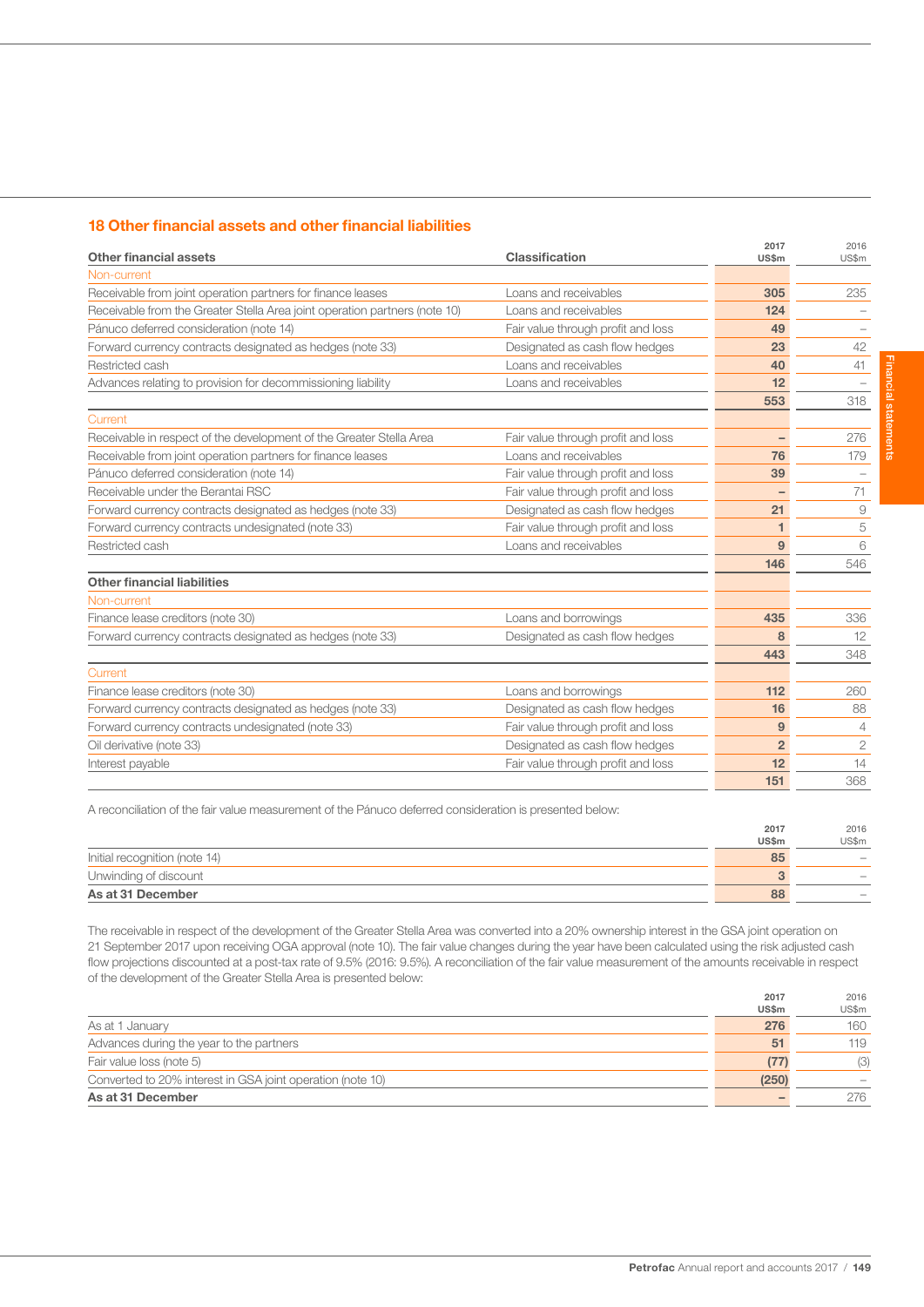## 18 Other financial assets and other financial liabilities

| Other financial assets | Classification | 2017 US$m | 2016 US$m |
|---|---|---|---|
| Non-current | | | |
| Receivable from joint operation partners for finance leases | Loans and receivables | 305 | 235 |
| Receivable from the Greater Stella Area joint operation partners (note 10) | Loans and receivables | 124 | – |
| Pánuco deferred consideration (note 14) | Fair value through profit and loss | 49 | – |
| Forward currency contracts designated as hedges (note 33) | Designated as cash flow hedges | 23 | 42 |
| Restricted cash | Loans and receivables | 40 | 41 |
| Advances relating to provision for decommissioning liability | Loans and receivables | 12 | – |
| | | 553 | 318 |
| Current | | | |
| Receivable in respect of the development of the Greater Stella Area | Fair value through profit and loss | – | 276 |
| Receivable from joint operation partners for finance leases | Loans and receivables | 76 | 179 |
| Pánuco deferred consideration (note 14) | Fair value through profit and loss | 39 | – |
| Receivable under the Berantai RSC | Fair value through profit and loss | – | 71 |
| Forward currency contracts designated as hedges (note 33) | Designated as cash flow hedges | 21 | 9 |
| Forward currency contracts undesignated (note 33) | Fair value through profit and loss | 1 | 5 |
| Restricted cash | Loans and receivables | 9 | 6 |
| | | 146 | 546 |
| **Other financial liabilities** | | | |
| Non-current | | | |
| Finance lease creditors (note 30) | Loans and borrowings | 435 | 336 |
| Forward currency contracts designated as hedges (note 33) | Designated as cash flow hedges | 8 | 12 |
| | | 443 | 348 |
| Current | | | |
| Finance lease creditors (note 30) | Loans and borrowings | 112 | 260 |
| Forward currency contracts designated as hedges (note 33) | Designated as cash flow hedges | 16 | 88 |
| Forward currency contracts undesignated (note 33) | Fair value through profit and loss | 9 | 4 |
| Oil derivative (note 33) | Designated as cash flow hedges | 2 | 2 |
| Interest payable | Fair value through profit and loss | 12 | 14 |
| | | 151 | 368 |

A reconciliation of the fair value measurement of the Pánuco deferred consideration is presented below:

| | 2017 US$m | 2016 US$m |
|---|---|---|
| Initial recognition (note 14) | 85 | – |
| Unwinding of discount | 3 | – |
| **As at 31 December** | 88 | – |

The receivable in respect of the development of the Greater Stella Area was converted into a 20% ownership interest in the GSA joint operation on 21 September 2017 upon receiving OGA approval (note 10). The fair value changes during the year have been calculated using the risk adjusted cash flow projections discounted at a post-tax rate of 9.5% (2016: 9.5%). A reconciliation of the fair value measurement of the amounts receivable in respect of the development of the Greater Stella Area is presented below:

| | 2017 US$m | 2016 US$m |
|---|---|---|
| As at 1 January | 276 | 160 |
| Advances during the year to the partners | 51 | 119 |
| Fair value loss (note 5) | (77) | (3) |
| Converted to 20% interest in GSA joint operation (note 10) | (250) | – |
| **As at 31 December** | – | 276 |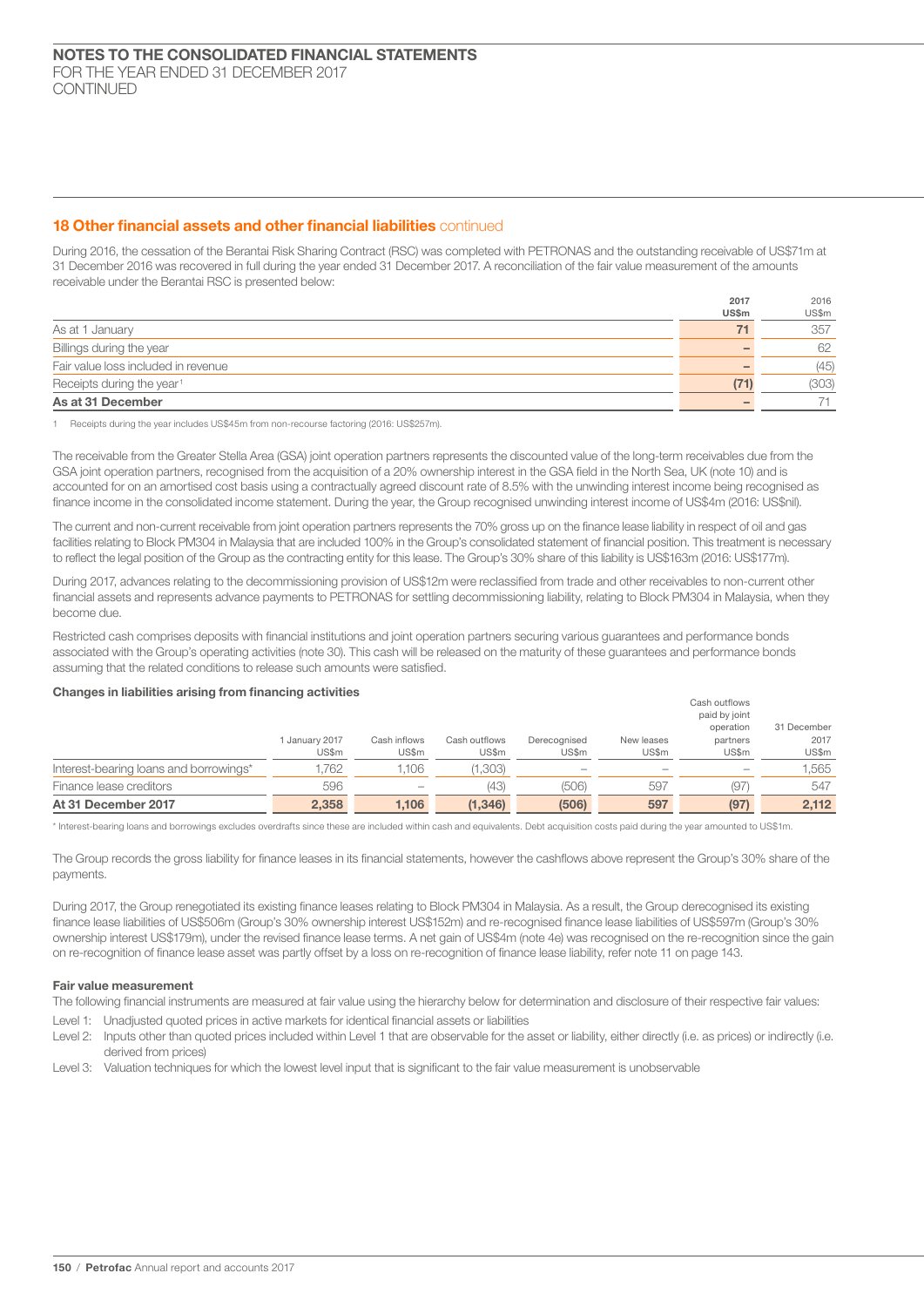## 18 Other financial assets and other financial liabilities continued

During 2016, the cessation of the Berantai Risk Sharing Contract (RSC) was completed with PETRONAS and the outstanding receivable of US$71m at 31 December 2016 was recovered in full during the year ended 31 December 2017. A reconciliation of the fair value measurement of the amounts receivable under the Berantai RSC is presented below:

| | 2017 US$m | 2016 US$m |
|---|---|---|
| As at 1 January | 71 | 357 |
| Billings during the year | – | 62 |
| Fair value loss included in revenue | – | (45) |
| Receipts during the year[1] | (71) | (303) |
| **As at 31 December** | – | 71 |

1 Receipts during the year includes US$45m from non-recourse factoring (2016: US$257m).

The receivable from the Greater Stella Area (GSA) joint operation partners represents the discounted value of the long-term receivables due from the GSA joint operation partners, recognised from the acquisition of a 20% ownership interest in the GSA field in the North Sea, UK (note 10) and is accounted for on an amortised cost basis using a contractually agreed discount rate of 8.5% with the unwinding interest income being recognised as finance income in the consolidated income statement. During the year, the Group recognised unwinding interest income of US$4m (2016: US$nil).

The current and non-current receivable from joint operation partners represents the 70% gross up on the finance lease liability in respect of oil and gas facilities relating to Block PM304 in Malaysia that are included 100% in the Group's consolidated statement of financial position. This treatment is necessary to reflect the legal position of the Group as the contracting entity for this lease. The Group's 30% share of this liability is US$163m (2016: US$177m).

During 2017, advances relating to the decommissioning provision of US$12m were reclassified from trade and other receivables to non-current other financial assets and represents advance payments to PETRONAS for settling decommissioning liability, relating to Block PM304 in Malaysia, when they become due.

Restricted cash comprises deposits with financial institutions and joint operation partners securing various guarantees and performance bonds associated with the Group's operating activities (note 30). This cash will be released on the maturity of these guarantees and performance bonds assuming that the related conditions to release such amounts were satisfied.

### Changes in liabilities arising from financing activities

| | 1 January 2017 US$m | Cash inflows US$m | Cash outflows US$m | Derecognised US$m | New leases US$m | Cash outflows paid by joint operation partners US$m | 31 December 2017 US$m |
|---|---|---|---|---|---|---|---|
| Interest-bearing loans and borrowings* | 1,762 | 1,106 | (1,303) | – | – | – | 1,565 |
| Finance lease creditors | 596 | – | (43) | (506) | 597 | (97) | 547 |
| **At 31 December 2017** | **2,358** | **1,106** | **(1,346)** | **(506)** | **597** | **(97)** | **2,112** |

* Interest-bearing loans and borrowings excludes overdrafts since these are included within cash and equivalents. Debt acquisition costs paid during the year amounted to US$1m.

The Group records the gross liability for finance leases in its financial statements, however the cashflows above represent the Group's 30% share of the payments.

During 2017, the Group renegotiated its existing finance leases relating to Block PM304 in Malaysia. As a result, the Group derecognised its existing finance lease liabilities of US$506m (Group's 30% ownership interest US$152m) and re-recognised finance lease liabilities of US$597m (Group's 30% ownership interest US$179m), under the revised finance lease terms. A net gain of US$4m (note 4e) was recognised on the re-recognition since the gain on re-recognition of finance lease asset was partly offset by a loss on re-recognition of finance lease liability, refer note 11 on page 143.

### Fair value measurement

The following financial instruments are measured at fair value using the hierarchy below for determination and disclosure of their respective fair values:

Level 1: Unadjusted quoted prices in active markets for identical financial assets or liabilities

Level 2: Inputs other than quoted prices included within Level 1 that are observable for the asset or liability, either directly (i.e. as prices) or indirectly (i.e. derived from prices)

Level 3: Valuation techniques for which the lowest level input that is significant to the fair value measurement is unobservable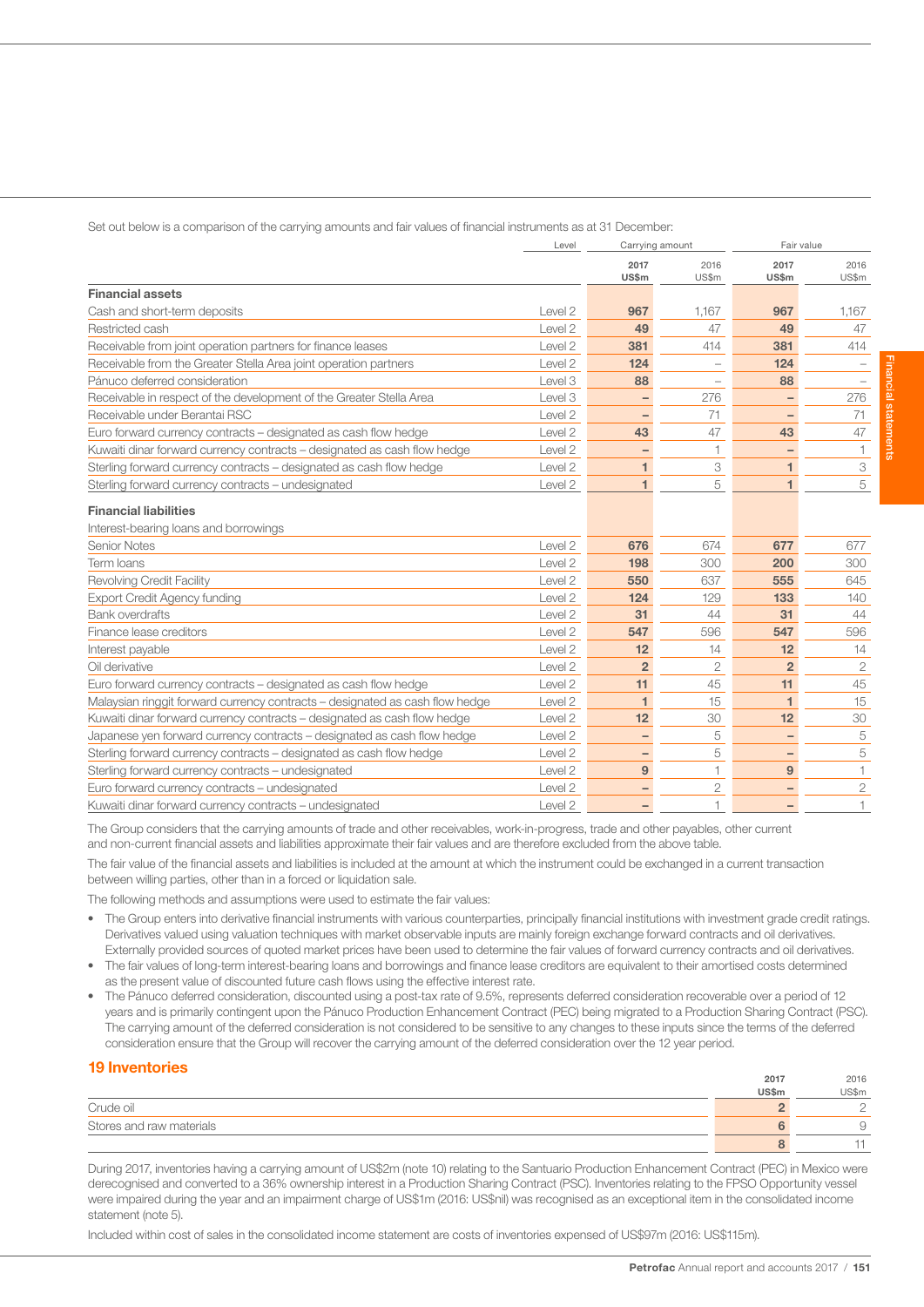Set out below is a comparison of the carrying amounts and fair values of financial instruments as at 31 December:

| | Level | Carrying amount | | Fair value | |
|---|---|---|---|---|---|
| | | **2017 US$m** | 2016 US$m | **2017 US$m** | 2016 US$m |
| **Financial assets** | | | | | |
| Cash and short-term deposits | Level 2 | **967** | 1,167 | **967** | 1,167 |
| Restricted cash | Level 2 | **49** | 47 | **49** | 47 |
| Receivable from joint operation partners for finance leases | Level 2 | **381** | 414 | **381** | 414 |
| Receivable from the Greater Stella Area joint operation partners | Level 2 | **124** | – | **124** | – |
| Pánuco deferred consideration | Level 3 | **88** | – | **88** | – |
| Receivable in respect of the development of the Greater Stella Area | Level 3 | **–** | 276 | **–** | 276 |
| Receivable under Berantai RSC | Level 2 | **–** | 71 | **–** | 71 |
| Euro forward currency contracts – designated as cash flow hedge | Level 2 | **43** | 47 | **43** | 47 |
| Kuwaiti dinar forward currency contracts – designated as cash flow hedge | Level 2 | **–** | 1 | **–** | 1 |
| Sterling forward currency contracts – designated as cash flow hedge | Level 2 | **1** | 3 | **1** | 3 |
| Sterling forward currency contracts – undesignated | Level 2 | **1** | 5 | **1** | 5 |
| **Financial liabilities** | | | | | |
| Interest-bearing loans and borrowings | | | | | |
| Senior Notes | Level 2 | **676** | 674 | **677** | 677 |
| Term loans | Level 2 | **198** | 300 | **200** | 300 |
| Revolving Credit Facility | Level 2 | **550** | 637 | **555** | 645 |
| Export Credit Agency funding | Level 2 | **124** | 129 | **133** | 140 |
| Bank overdrafts | Level 2 | **31** | 44 | **31** | 44 |
| Finance lease creditors | Level 2 | **547** | 596 | **547** | 596 |
| Interest payable | Level 2 | **12** | 14 | **12** | 14 |
| Oil derivative | Level 2 | **2** | 2 | **2** | 2 |
| Euro forward currency contracts – designated as cash flow hedge | Level 2 | **11** | 45 | **11** | 45 |
| Malaysian ringgit forward currency contracts – designated as cash flow hedge | Level 2 | **1** | 15 | **1** | 15 |
| Kuwaiti dinar forward currency contracts – designated as cash flow hedge | Level 2 | **12** | 30 | **12** | 30 |
| Japanese yen forward currency contracts – designated as cash flow hedge | Level 2 | **–** | 5 | **–** | 5 |
| Sterling forward currency contracts – designated as cash flow hedge | Level 2 | **–** | 5 | **–** | 5 |
| Sterling forward currency contracts – undesignated | Level 2 | **9** | 1 | **9** | 1 |
| Euro forward currency contracts – undesignated | Level 2 | **–** | 2 | **–** | 2 |
| Kuwaiti dinar forward currency contracts – undesignated | Level 2 | **–** | 1 | **–** | 1 |

The Group considers that the carrying amounts of trade and other receivables, work-in-progress, trade and other payables, other current and non-current financial assets and liabilities approximate their fair values and are therefore excluded from the above table.

The fair value of the financial assets and liabilities is included at the amount at which the instrument could be exchanged in a current transaction between willing parties, other than in a forced or liquidation sale.

The following methods and assumptions were used to estimate the fair values:

- The Group enters into derivative financial instruments with various counterparties, principally financial institutions with investment grade credit ratings. Derivatives valued using valuation techniques with market observable inputs are mainly foreign exchange forward contracts and oil derivatives. Externally provided sources of quoted market prices have been used to determine the fair values of forward currency contracts and oil derivatives.
- The fair values of long-term interest-bearing loans and borrowings and finance lease creditors are equivalent to their amortised costs determined as the present value of discounted future cash flows using the effective interest rate.
- The Pánuco deferred consideration, discounted using a post-tax rate of 9.5%, represents deferred consideration recoverable over a period of 12 years and is primarily contingent upon the Pánuco Production Enhancement Contract (PEC) being migrated to a Production Sharing Contract (PSC). The carrying amount of the deferred consideration is not considered to be sensitive to any changes to these inputs since the terms of the deferred consideration ensure that the Group will recover the carrying amount of the deferred consideration over the 12 year period.

## 19 Inventories

| | **2017 US$m** | 2016 US$m |
|---|---|---|
| Crude oil | **2** | 2 |
| Stores and raw materials | **6** | 9 |
| | **8** | 11 |

During 2017, inventories having a carrying amount of US$2m (note 10) relating to the Santuario Production Enhancement Contract (PEC) in Mexico were derecognised and converted to a 36% ownership interest in a Production Sharing Contract (PSC). Inventories relating to the FPSO Opportunity vessel were impaired during the year and an impairment charge of US$1m (2016: US$nil) was recognised as an exceptional item in the consolidated income statement (note 5).

Included within cost of sales in the consolidated income statement are costs of inventories expensed of US$97m (2016: US$115m).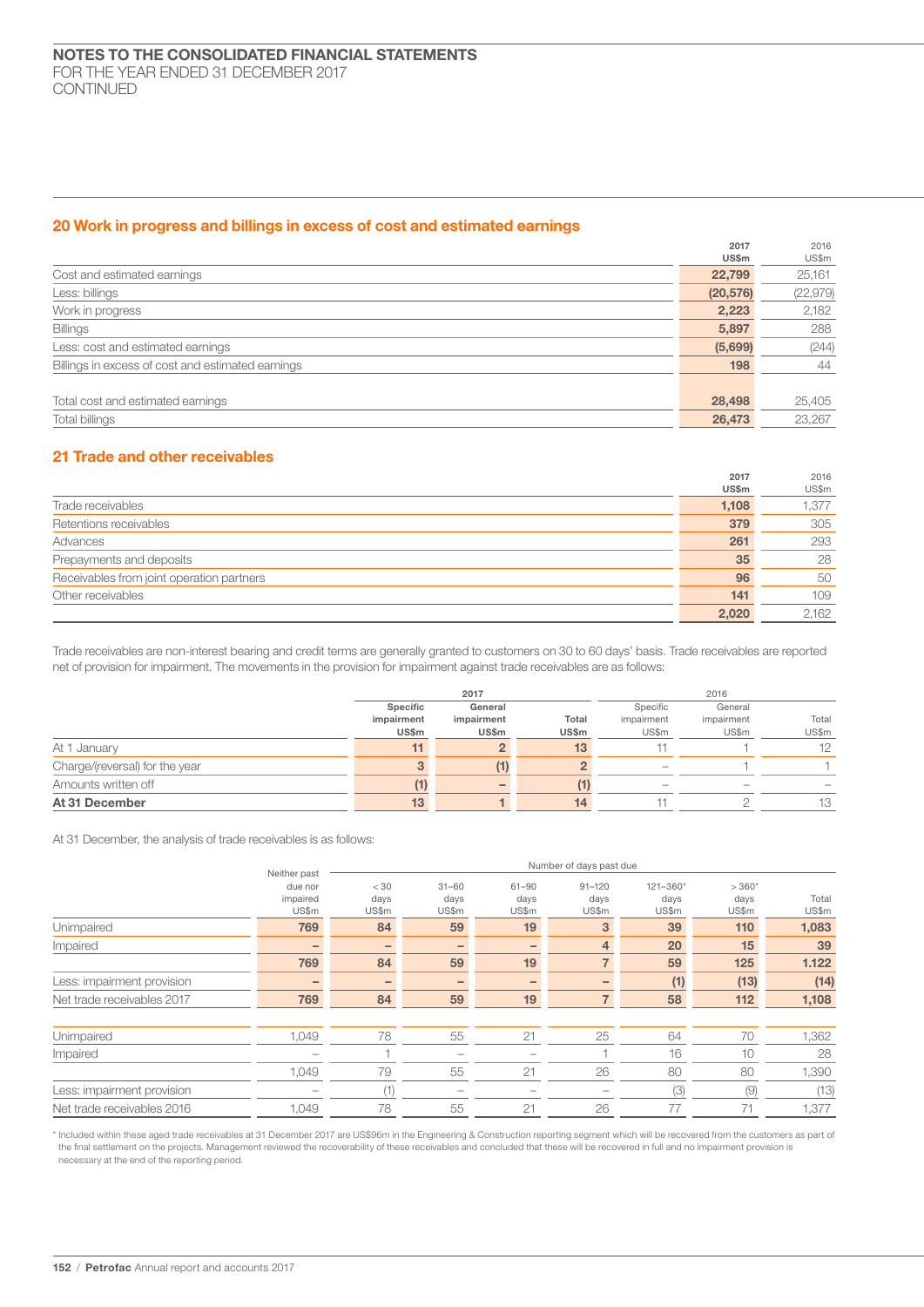# NOTES TO THE CONSOLIDATED FINANCIAL STATEMENTS
FOR THE YEAR ENDED 31 DECEMBER 2017
CONTINUED

## 20 Work in progress and billings in excess of cost and estimated earnings

| | 2017 US$m | 2016 US$m |
|---|---|---|
| Cost and estimated earnings | **22,799** | 25,161 |
| Less: billings | **(20,576)** | (22,979) |
| Work in progress | **2,223** | 2,182 |
| Billings | **5,897** | 288 |
| Less: cost and estimated earnings | **(5,699)** | (244) |
| Billings in excess of cost and estimated earnings | **198** | 44 |
| | | |
| Total cost and estimated earnings | **28,498** | 25,405 |
| Total billings | **26,473** | 23,267 |

## 21 Trade and other receivables

| | 2017 US$m | 2016 US$m |
|---|---|---|
| Trade receivables | **1,108** | 1,377 |
| Retentions receivables | **379** | 305 |
| Advances | **261** | 293 |
| Prepayments and deposits | **35** | 28 |
| Receivables from joint operation partners | **96** | 50 |
| Other receivables | **141** | 109 |
| | **2,020** | 2,162 |

Trade receivables are non-interest bearing and credit terms are generally granted to customers on 30 to 60 days' basis. Trade receivables are reported net of provision for impairment. The movements in the provision for impairment against trade receivables are as follows:

| | 2017 | | | 2016 | | |
|---|---|---|---|---|---|---|
| | Specific impairment US$m | General impairment US$m | Total US$m | Specific impairment US$m | General impairment US$m | Total US$m |
| At 1 January | **11** | **2** | **13** | 11 | 1 | 12 |
| Charge/(reversal) for the year | **3** | **(1)** | **2** | – | 1 | 1 |
| Amounts written off | **(1)** | **–** | **(1)** | – | – | – |
| **At 31 December** | **13** | **1** | **14** | 11 | 2 | 13 |

At 31 December, the analysis of trade receivables is as follows:

| | | Number of days past due | | | | | | |
|---|---|---|---|---|---|---|---|---|
| | Neither past due nor impaired US$m | < 30 days US$m | 31–60 days US$m | 61–90 days US$m | 91–120 days US$m | 121–360* days US$m | > 360* days US$m | Total US$m |
| Unimpaired | **769** | **84** | **59** | **19** | **3** | **39** | **110** | **1,083** |
| Impaired | **–** | **–** | **–** | **–** | **4** | **20** | **15** | **39** |
| | **769** | **84** | **59** | **19** | **7** | **59** | **125** | **1.122** |
| Less: impairment provision | **–** | **–** | **–** | **–** | **–** | **(1)** | **(13)** | **(14)** |
| Net trade receivables 2017 | **769** | **84** | **59** | **19** | **7** | **58** | **112** | **1,108** |
| | | | | | | | | |
| Unimpaired | 1,049 | 78 | 55 | 21 | 25 | 64 | 70 | 1,362 |
| Impaired | – | 1 | – | – | 1 | 16 | 10 | 28 |
| | 1,049 | 79 | 55 | 21 | 26 | 80 | 80 | 1,390 |
| Less: impairment provision | – | (1) | – | – | – | (3) | (9) | (13) |
| Net trade receivables 2016 | 1,049 | 78 | 55 | 21 | 26 | 77 | 71 | 1,377 |

\* Included within these aged trade receivables at 31 December 2017 are US$96m in the Engineering & Construction reporting segment which will be recovered from the customers as part of the final settlement on the projects. Management reviewed the recoverability of these receivables and concluded that these will be recovered in full and no impairment provision is necessary at the end of the reporting period.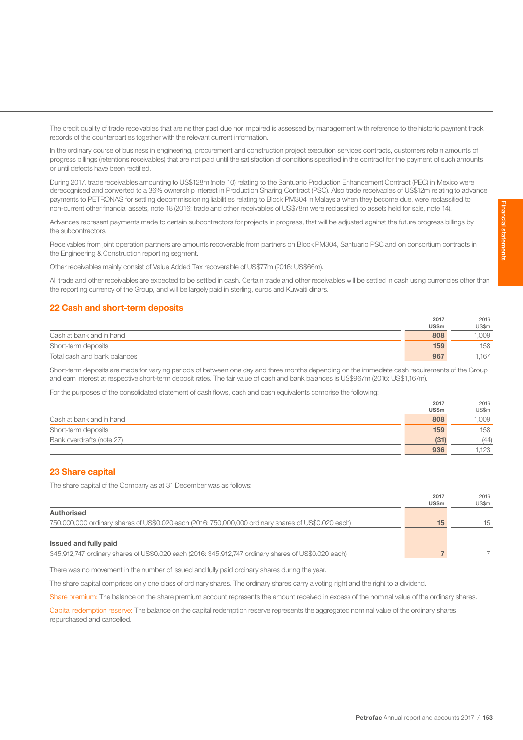The credit quality of trade receivables that are neither past due nor impaired is assessed by management with reference to the historic payment track records of the counterparties together with the relevant current information.

In the ordinary course of business in engineering, procurement and construction project execution services contracts, customers retain amounts of progress billings (retentions receivables) that are not paid until the satisfaction of conditions specified in the contract for the payment of such amounts or until defects have been rectified.

During 2017, trade receivables amounting to US$128m (note 10) relating to the Santuario Production Enhancement Contract (PEC) in Mexico were derecognised and converted to a 36% ownership interest in Production Sharing Contract (PSC). Also trade receivables of US$12m relating to advance payments to PETRONAS for settling decommissioning liabilities relating to Block PM304 in Malaysia when they become due, were reclassified to non-current other financial assets, note 18 (2016: trade and other receivables of US$78m were reclassified to assets held for sale, note 14).

Advances represent payments made to certain subcontractors for projects in progress, that will be adjusted against the future progress billings by the subcontractors.

Receivables from joint operation partners are amounts recoverable from partners on Block PM304, Santuario PSC and on consortium contracts in the Engineering & Construction reporting segment.

Other receivables mainly consist of Value Added Tax recoverable of US$77m (2016: US$66m).

All trade and other receivables are expected to be settled in cash. Certain trade and other receivables will be settled in cash using currencies other than the reporting currency of the Group, and will be largely paid in sterling, euros and Kuwaiti dinars.

## 22 Cash and short-term deposits

| | 2017 US$m | 2016 US$m |
|---|---|---|
| Cash at bank and in hand | 808 | 1,009 |
| Short-term deposits | 159 | 158 |
| Total cash and bank balances | 967 | 1,167 |

Short-term deposits are made for varying periods of between one day and three months depending on the immediate cash requirements of the Group, and earn interest at respective short-term deposit rates. The fair value of cash and bank balances is US$967m (2016: US$1,167m).

For the purposes of the consolidated statement of cash flows, cash and cash equivalents comprise the following:

| | 2017 US$m | 2016 US$m |
|---|---|---|
| Cash at bank and in hand | 808 | 1,009 |
| Short-term deposits | 159 | 158 |
| Bank overdrafts (note 27) | (31) | (44) |
| | 936 | 1,123 |

## 23 Share capital

The share capital of the Company as at 31 December was as follows:

| | 2017 US$m | 2016 US$m |
|---|---|---|
| **Authorised** | | |
| 750,000,000 ordinary shares of US$0.020 each (2016: 750,000,000 ordinary shares of US$0.020 each) | 15 | 15 |
| **Issued and fully paid** | | |
| 345,912,747 ordinary shares of US$0.020 each (2016: 345,912,747 ordinary shares of US$0.020 each) | 7 | 7 |

There was no movement in the number of issued and fully paid ordinary shares during the year.

The share capital comprises only one class of ordinary shares. The ordinary shares carry a voting right and the right to a dividend.

Share premium: The balance on the share premium account represents the amount received in excess of the nominal value of the ordinary shares.

Capital redemption reserve: The balance on the capital redemption reserve represents the aggregated nominal value of the ordinary shares repurchased and cancelled.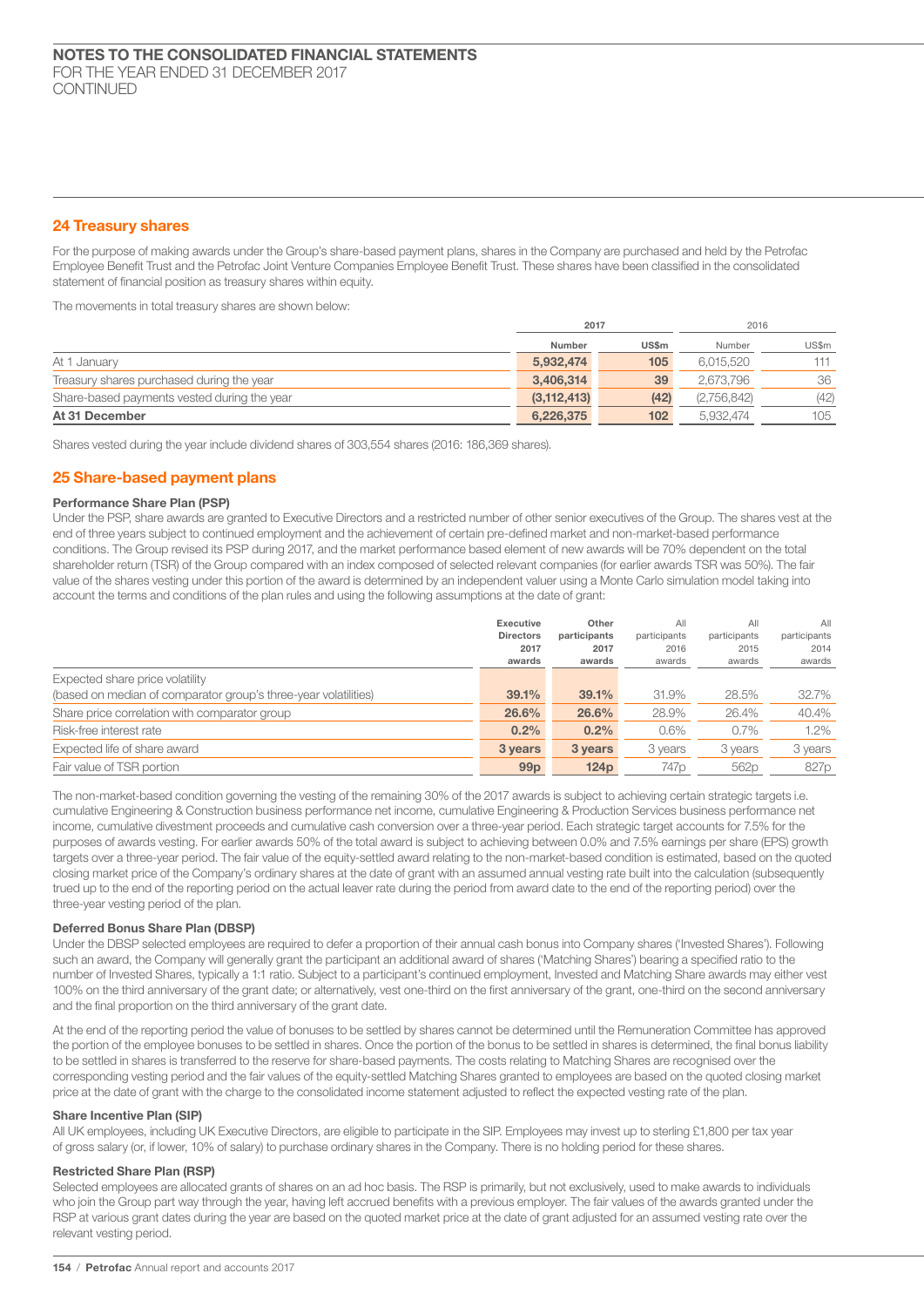## 24 Treasury shares

For the purpose of making awards under the Group's share-based payment plans, shares in the Company are purchased and held by the Petrofac Employee Benefit Trust and the Petrofac Joint Venture Companies Employee Benefit Trust. These shares have been classified in the consolidated statement of financial position as treasury shares within equity.

The movements in total treasury shares are shown below:

| | 2017 | | 2016 | |
|---|---|---|---|---|
| | **Number** | **US$m** | Number | US$m |
| At 1 January | **5,932,474** | **105** | 6,015,520 | 111 |
| Treasury shares purchased during the year | **3,406,314** | **39** | 2,673,796 | 36 |
| Share-based payments vested during the year | **(3,112,413)** | **(42)** | (2,756,842) | (42) |
| **At 31 December** | **6,226,375** | **102** | 5,932,474 | 105 |

Shares vested during the year include dividend shares of 303,554 shares (2016: 186,369 shares).

## 25 Share-based payment plans

### Performance Share Plan (PSP)

Under the PSP, share awards are granted to Executive Directors and a restricted number of other senior executives of the Group. The shares vest at the end of three years subject to continued employment and the achievement of certain pre-defined market and non-market-based performance conditions. The Group revised its PSP during 2017, and the market performance based element of new awards will be 70% dependent on the total shareholder return (TSR) of the Group compared with an index composed of selected relevant companies (for earlier awards TSR was 50%). The fair value of the shares vesting under this portion of the award is determined by an independent valuer using a Monte Carlo simulation model taking into account the terms and conditions of the plan rules and using the following assumptions at the date of grant:

| | **Executive Directors 2017 awards** | **Other participants 2017 awards** | All participants 2016 awards | All participants 2015 awards | All participants 2014 awards |
|---|---|---|---|---|---|
| Expected share price volatility (based on median of comparator group's three-year volatilities) | **39.1%** | **39.1%** | 31.9% | 28.5% | 32.7% |
| Share price correlation with comparator group | **26.6%** | **26.6%** | 28.9% | 26.4% | 40.4% |
| Risk-free interest rate | **0.2%** | **0.2%** | 0.6% | 0.7% | 1.2% |
| Expected life of share award | **3 years** | **3 years** | 3 years | 3 years | 3 years |
| Fair value of TSR portion | **99p** | **124p** | 747p | 562p | 827p |

The non-market-based condition governing the vesting of the remaining 30% of the 2017 awards is subject to achieving certain strategic targets i.e. cumulative Engineering & Construction business performance net income, cumulative Engineering & Production Services business performance net income, cumulative divestment proceeds and cumulative cash conversion over a three-year period. Each strategic target accounts for 7.5% for the purposes of awards vesting. For earlier awards 50% of the total award is subject to achieving between 0.0% and 7.5% earnings per share (EPS) growth targets over a three-year period. The fair value of the equity-settled award relating to the non-market-based condition is estimated, based on the quoted closing market price of the Company's ordinary shares at the date of grant with an assumed annual vesting rate built into the calculation (subsequently trued up to the end of the reporting period on the actual leaver rate during the period from award date to the end of the reporting period) over the three-year vesting period of the plan.

### Deferred Bonus Share Plan (DBSP)

Under the DBSP selected employees are required to defer a proportion of their annual cash bonus into Company shares ('Invested Shares'). Following such an award, the Company will generally grant the participant an additional award of shares ('Matching Shares') bearing a specified ratio to the number of Invested Shares, typically a 1:1 ratio. Subject to a participant's continued employment, Invested and Matching Share awards may either vest 100% on the third anniversary of the grant date; or alternatively, vest one-third on the first anniversary of the grant, one-third on the second anniversary and the final proportion on the third anniversary of the grant date.

At the end of the reporting period the value of bonuses to be settled by shares cannot be determined until the Remuneration Committee has approved the portion of the employee bonuses to be settled in shares. Once the portion of the bonus to be settled in shares is determined, the final bonus liability to be settled in shares is transferred to the reserve for share-based payments. The costs relating to Matching Shares are recognised over the corresponding vesting period and the fair values of the equity-settled Matching Shares granted to employees are based on the quoted closing market price at the date of grant with the charge to the consolidated income statement adjusted to reflect the expected vesting rate of the plan.

### Share Incentive Plan (SIP)

All UK employees, including UK Executive Directors, are eligible to participate in the SIP. Employees may invest up to sterling £1,800 per tax year of gross salary (or, if lower, 10% of salary) to purchase ordinary shares in the Company. There is no holding period for these shares.

### Restricted Share Plan (RSP)

Selected employees are allocated grants of shares on an ad hoc basis. The RSP is primarily, but not exclusively, used to make awards to individuals who join the Group part way through the year, having left accrued benefits with a previous employer. The fair values of the awards granted under the RSP at various grant dates during the year are based on the quoted market price at the date of grant adjusted for an assumed vesting rate over the relevant vesting period.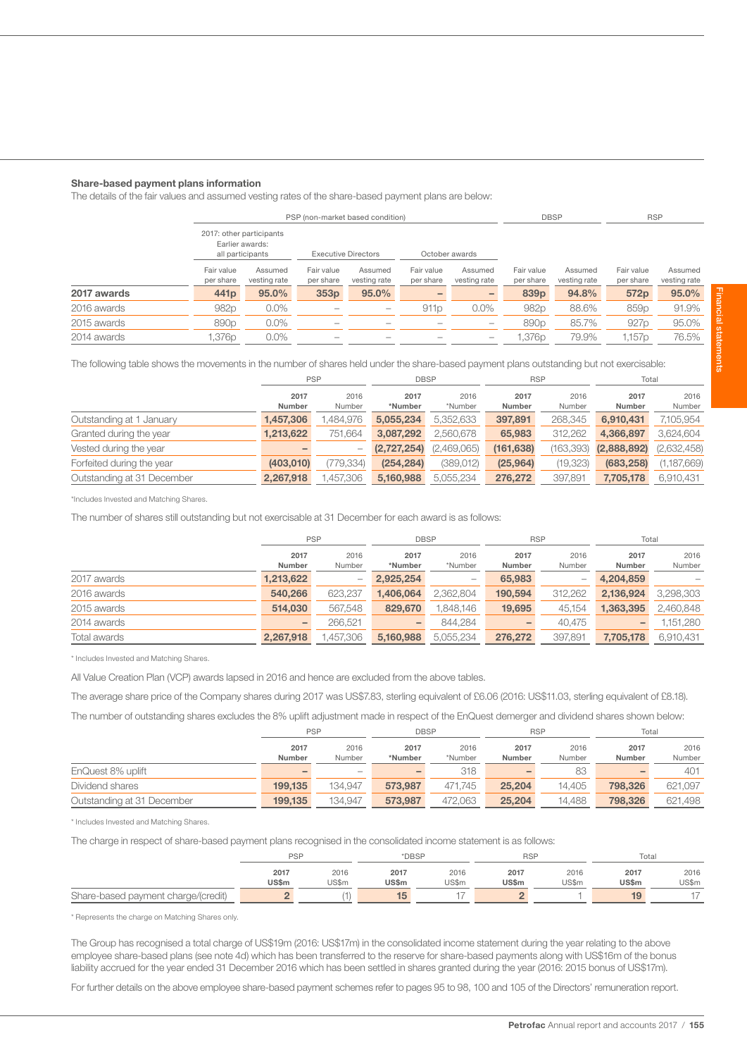### Share-based payment plans information

The details of the fair values and assumed vesting rates of the share-based payment plans are below:

| | PSP (non-market based condition) | | | | | | DBSP | | RSP | |
|---|---|---|---|---|---|---|---|---|---|---|
| | 2017: other participants Earlier awards: all participants | | Executive Directors | | October awards | | | | | |
| | Fair value per share | Assumed vesting rate | Fair value per share | Assumed vesting rate | Fair value per share | Assumed vesting rate | Fair value per share | Assumed vesting rate | Fair value per share | Assumed vesting rate |
| **2017 awards** | **441p** | **95.0%** | **353p** | **95.0%** | **–** | **–** | **839p** | **94.8%** | **572p** | **95.0%** |
| 2016 awards | 982p | 0.0% | – | – | 911p | 0.0% | 982p | 88.6% | 859p | 91.9% |
| 2015 awards | 890p | 0.0% | – | – | – | – | 890p | 85.7% | 927p | 95.0% |
| 2014 awards | 1,376p | 0.0% | – | – | – | – | 1,376p | 79.9% | 1,157p | 76.5% |

The following table shows the movements in the number of shares held under the share-based payment plans outstanding but not exercisable:

| | PSP | | DBSP | | RSP | | Total | |
|---|---|---|---|---|---|---|---|---|
| | **2017 Number** | 2016 Number | **2017 *Number** | 2016 *Number | **2017 Number** | 2016 Number | **2017 Number** | 2016 Number |
| Outstanding at 1 January | **1,457,306** | 1,484,976 | **5,055,234** | 5,352,633 | **397,891** | 268,345 | **6,910,431** | 7,105,954 |
| Granted during the year | **1,213,622** | 751,664 | **3,087,292** | 2,560,678 | **65,983** | 312,262 | **4,366,897** | 3,624,604 |
| Vested during the year | **–** | – | **(2,727,254)** | (2,469,065) | **(161,638)** | (163,393) | **(2,888,892)** | (2,632,458) |
| Forfeited during the year | **(403,010)** | (779,334) | **(254,284)** | (389,012) | **(25,964)** | (19,323) | **(683,258)** | (1,187,669) |
| Outstanding at 31 December | **2,267,918** | 1,457,306 | **5,160,988** | 5,055,234 | **276,272** | 397,891 | **7,705,178** | 6,910,431 |

*Includes Invested and Matching Shares.

The number of shares still outstanding but not exercisable at 31 December for each award is as follows:

| | PSP | | DBSP | | RSP | | Total | |
|---|---|---|---|---|---|---|---|---|
| | **2017 Number** | 2016 Number | **2017 *Number** | 2016 *Number | **2017 Number** | 2016 Number | **2017 Number** | 2016 Number |
| 2017 awards | **1,213,622** | – | **2,925,254** | – | **65,983** | – | **4,204,859** | – |
| 2016 awards | **540,266** | 623,237 | **1,406,064** | 2,362,804 | **190,594** | 312,262 | **2,136,924** | 3,298,303 |
| 2015 awards | **514,030** | 567,548 | **829,670** | 1,848,146 | **19,695** | 45,154 | **1,363,395** | 2,460,848 |
| 2014 awards | **–** | 266,521 | **–** | 844,284 | **–** | 40,475 | **–** | 1,151,280 |
| Total awards | **2,267,918** | 1,457,306 | **5,160,988** | 5,055,234 | **276,272** | 397,891 | **7,705,178** | 6,910,431 |

* Includes Invested and Matching Shares.

All Value Creation Plan (VCP) awards lapsed in 2016 and hence are excluded from the above tables.

The average share price of the Company shares during 2017 was US$7.83, sterling equivalent of £6.06 (2016: US$11.03, sterling equivalent of £8.18).

The number of outstanding shares excludes the 8% uplift adjustment made in respect of the EnQuest demerger and dividend shares shown below:

| | PSP | | DBSP | | RSP | | Total | |
|---|---|---|---|---|---|---|---|---|
| | **2017 Number** | 2016 Number | **2017 *Number** | 2016 *Number | **2017 Number** | 2016 Number | **2017 Number** | 2016 Number |
| EnQuest 8% uplift | **–** | – | **–** | 318 | **–** | 83 | **–** | 401 |
| Dividend shares | **199,135** | 134,947 | **573,987** | 471,745 | **25,204** | 14,405 | **798,326** | 621,097 |
| Outstanding at 31 December | **199,135** | 134,947 | **573,987** | 472,063 | **25,204** | 14,488 | **798,326** | 621,498 |

* Includes Invested and Matching Shares.

The charge in respect of share-based payment plans recognised in the consolidated income statement is as follows:

| | PSP | | *DBSP | | RSP | | Total | |
|---|---|---|---|---|---|---|---|---|
| | **2017 US$m** | 2016 US$m | **2017 US$m** | 2016 US$m | **2017 US$m** | 2016 US$m | **2017 US$m** | 2016 US$m |
| Share-based payment charge/(credit) | **2** | (1) | **15** | 17 | **2** | 1 | **19** | 17 |

* Represents the charge on Matching Shares only.

The Group has recognised a total charge of US$19m (2016: US$17m) in the consolidated income statement during the year relating to the above employee share-based plans (see note 4d) which has been transferred to the reserve for share-based payments along with US$16m of the bonus liability accrued for the year ended 31 December 2016 which has been settled in shares granted during the year (2016: 2015 bonus of US$17m).

For further details on the above employee share-based payment schemes refer to pages 95 to 98, 100 and 105 of the Directors' remuneration report.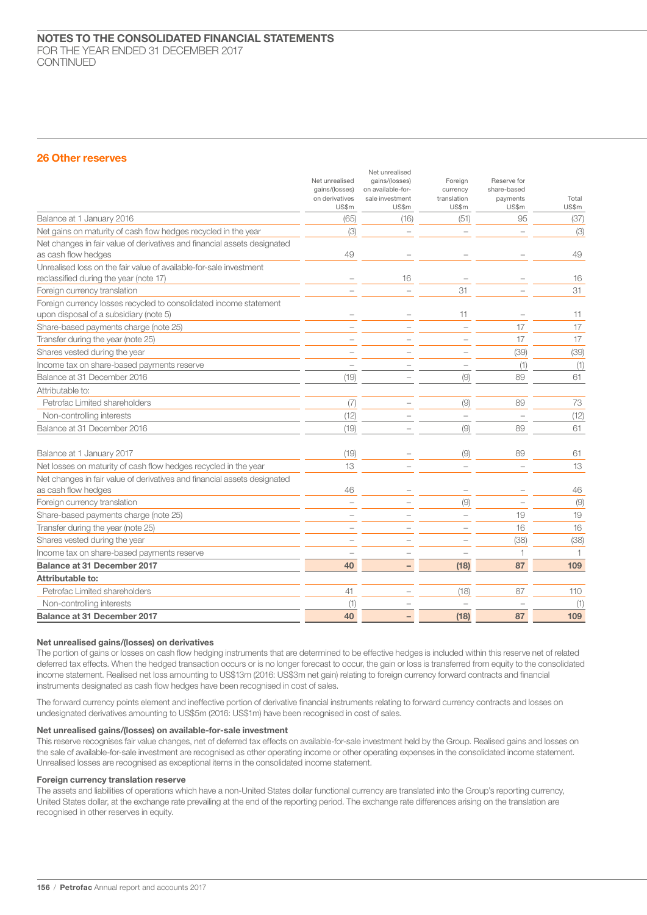## 26 Other reserves

| | Net unrealised gains/(losses) on derivatives US$m | Net unrealised gains/(losses) on available-for-sale investment US$m | Foreign currency translation US$m | Reserve for share-based payments US$m | Total US$m |
|---|---|---|---|---|---|
| Balance at 1 January 2016 | (65) | (16) | (51) | 95 | (37) |
| Net gains on maturity of cash flow hedges recycled in the year | (3) | – | – | – | (3) |
| Net changes in fair value of derivatives and financial assets designated as cash flow hedges | 49 | – | – | – | 49 |
| Unrealised loss on the fair value of available-for-sale investment reclassified during the year (note 17) | – | 16 | – | – | 16 |
| Foreign currency translation | – | – | 31 | – | 31 |
| Foreign currency losses recycled to consolidated income statement upon disposal of a subsidiary (note 5) | – | – | 11 | – | 11 |
| Share-based payments charge (note 25) | – | – | – | 17 | 17 |
| Transfer during the year (note 25) | – | – | – | 17 | 17 |
| Shares vested during the year | – | – | – | (39) | (39) |
| Income tax on share-based payments reserve | – | – | – | (1) | (1) |
| Balance at 31 December 2016 | (19) | – | (9) | 89 | 61 |
| Attributable to: | | | | | |
| Petrofac Limited shareholders | (7) | – | (9) | 89 | 73 |
| Non-controlling interests | (12) | – | – | – | (12) |
| Balance at 31 December 2016 | (19) | – | (9) | 89 | 61 |
| | | | | | |
| Balance at 1 January 2017 | (19) | – | (9) | 89 | 61 |
| Net losses on maturity of cash flow hedges recycled in the year | 13 | – | – | – | 13 |
| Net changes in fair value of derivatives and financial assets designated as cash flow hedges | 46 | – | – | – | 46 |
| Foreign currency translation | – | – | (9) | – | (9) |
| Share-based payments charge (note 25) | – | – | – | 19 | 19 |
| Transfer during the year (note 25) | – | – | – | 16 | 16 |
| Shares vested during the year | – | – | – | (38) | (38) |
| Income tax on share-based payments reserve | – | – | – | 1 | 1 |
| **Balance at 31 December 2017** | **40** | **–** | **(18)** | **87** | **109** |
| **Attributable to:** | | | | | |
| Petrofac Limited shareholders | 41 | – | (18) | 87 | 110 |
| Non-controlling interests | (1) | – | – | – | (1) |
| **Balance at 31 December 2017** | **40** | **–** | **(18)** | **87** | **109** |

### Net unrealised gains/(losses) on derivatives

The portion of gains or losses on cash flow hedging instruments that are determined to be effective hedges is included within this reserve net of related deferred tax effects. When the hedged transaction occurs or is no longer forecast to occur, the gain or loss is transferred from equity to the consolidated income statement. Realised net loss amounting to US$13m (2016: US$3m net gain) relating to foreign currency forward contracts and financial instruments designated as cash flow hedges have been recognised in cost of sales.

The forward currency points element and ineffective portion of derivative financial instruments relating to forward currency contracts and losses on undesignated derivatives amounting to US$5m (2016: US$1m) have been recognised in cost of sales.

### Net unrealised gains/(losses) on available-for-sale investment

This reserve recognises fair value changes, net of deferred tax effects on available-for-sale investment held by the Group. Realised gains and losses on the sale of available-for-sale investment are recognised as other operating income or other operating expenses in the consolidated income statement. Unrealised losses are recognised as exceptional items in the consolidated income statement.

### Foreign currency translation reserve

The assets and liabilities of operations which have a non-United States dollar functional currency are translated into the Group's reporting currency, United States dollar, at the exchange rate prevailing at the end of the reporting period. The exchange rate differences arising on the translation are recognised in other reserves in equity.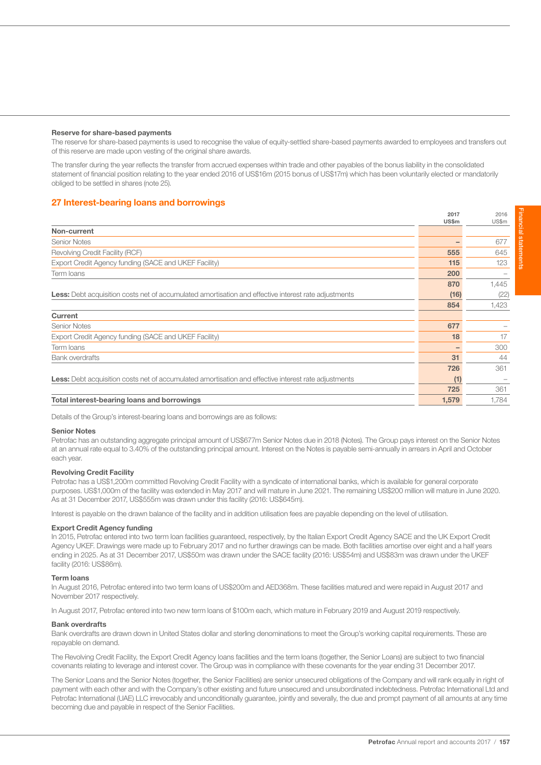#### Reserve for share-based payments

The reserve for share-based payments is used to recognise the value of equity-settled share-based payments awarded to employees and transfers out of this reserve are made upon vesting of the original share awards.

The transfer during the year reflects the transfer from accrued expenses within trade and other payables of the bonus liability in the consolidated statement of financial position relating to the year ended 2016 of US$16m (2015 bonus of US$17m) which has been voluntarily elected or mandatorily obliged to be settled in shares (note 25).

## 27 Interest-bearing loans and borrowings

| | 2017 US$m | 2016 US$m |
|---|---|---|
| **Non-current** | | |
| Senior Notes | – | 677 |
| Revolving Credit Facility (RCF) | 555 | 645 |
| Export Credit Agency funding (SACE and UKEF Facility) | 115 | 123 |
| Term loans | 200 | – |
| | 870 | 1,445 |
| **Less:** Debt acquisition costs net of accumulated amortisation and effective interest rate adjustments | (16) | (22) |
| | 854 | 1,423 |
| **Current** | | |
| Senior Notes | 677 | – |
| Export Credit Agency funding (SACE and UKEF Facility) | 18 | 17 |
| Term loans | – | 300 |
| Bank overdrafts | 31 | 44 |
| | 726 | 361 |
| **Less:** Debt acquisition costs net of accumulated amortisation and effective interest rate adjustments | (1) | – |
| | 725 | 361 |
| **Total interest-bearing loans and borrowings** | **1,579** | **1,784** |

Details of the Group's interest-bearing loans and borrowings are as follows:

#### Senior Notes

Petrofac has an outstanding aggregate principal amount of US$677m Senior Notes due in 2018 (Notes). The Group pays interest on the Senior Notes at an annual rate equal to 3.40% of the outstanding principal amount. Interest on the Notes is payable semi-annually in arrears in April and October each year.

#### Revolving Credit Facility

Petrofac has a US$1,200m committed Revolving Credit Facility with a syndicate of international banks, which is available for general corporate purposes. US$1,000m of the facility was extended in May 2017 and will mature in June 2021. The remaining US$200 million will mature in June 2020. As at 31 December 2017, US$555m was drawn under this facility (2016: US$645m).

Interest is payable on the drawn balance of the facility and in addition utilisation fees are payable depending on the level of utilisation.

#### Export Credit Agency funding

In 2015, Petrofac entered into two term loan facilities guaranteed, respectively, by the Italian Export Credit Agency SACE and the UK Export Credit Agency UKEF. Drawings were made up to February 2017 and no further drawings can be made. Both facilities amortise over eight and a half years ending in 2025. As at 31 December 2017, US$50m was drawn under the SACE facility (2016: US$54m) and US$83m was drawn under the UKEF facility (2016: US$86m).

#### Term loans

In August 2016, Petrofac entered into two term loans of US$200m and AED368m. These facilities matured and were repaid in August 2017 and November 2017 respectively.

In August 2017, Petrofac entered into two new term loans of $100m each, which mature in February 2019 and August 2019 respectively.

#### Bank overdrafts

Bank overdrafts are drawn down in United States dollar and sterling denominations to meet the Group's working capital requirements. These are repayable on demand.

The Revolving Credit Facility, the Export Credit Agency loans facilities and the term loans (together, the Senior Loans) are subject to two financial covenants relating to leverage and interest cover. The Group was in compliance with these covenants for the year ending 31 December 2017.

The Senior Loans and the Senior Notes (together, the Senior Facilities) are senior unsecured obligations of the Company and will rank equally in right of payment with each other and with the Company's other existing and future unsecured and unsubordinated indebtedness. Petrofac International Ltd and Petrofac International (UAE) LLC irrevocably and unconditionally guarantee, jointly and severally, the due and prompt payment of all amounts at any time becoming due and payable in respect of the Senior Facilities.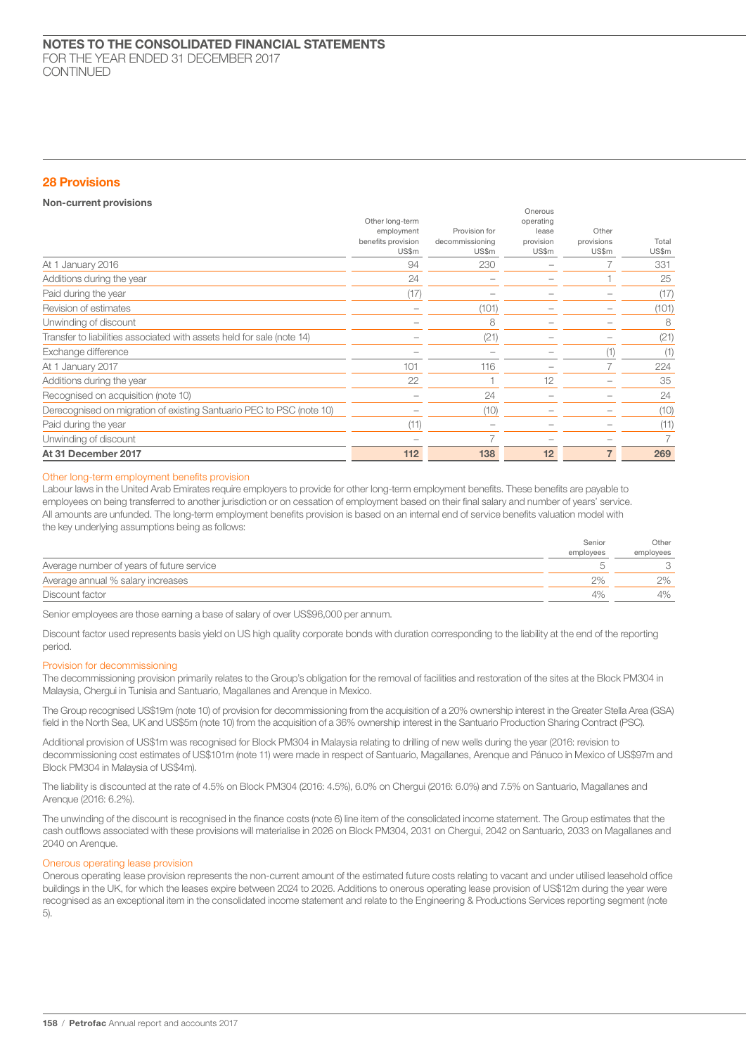## 28 Provisions

### Non-current provisions

| | Other long-term employment benefits provision US$m | Provision for decommissioning US$m | Onerous operating lease provision US$m | Other provisions US$m | Total US$m |
|---|---|---|---|---|---|
| At 1 January 2016 | 94 | 230 | – | 7 | 331 |
| Additions during the year | 24 | – | – | 1 | 25 |
| Paid during the year | (17) | – | – | – | (17) |
| Revision of estimates | – | (101) | – | – | (101) |
| Unwinding of discount | – | 8 | – | – | 8 |
| Transfer to liabilities associated with assets held for sale (note 14) | – | (21) | – | – | (21) |
| Exchange difference | – | – | – | (1) | (1) |
| At 1 January 2017 | 101 | 116 | – | 7 | 224 |
| Additions during the year | 22 | 1 | 12 | – | 35 |
| Recognised on acquisition (note 10) | – | 24 | – | – | 24 |
| Derecognised on migration of existing Santuario PEC to PSC (note 10) | – | (10) | – | – | (10) |
| Paid during the year | (11) | – | – | – | (11) |
| Unwinding of discount | – | 7 | – | – | 7 |
| **At 31 December 2017** | **112** | **138** | **12** | **7** | **269** |

#### Other long-term employment benefits provision

Labour laws in the United Arab Emirates require employers to provide for other long-term employment benefits. These benefits are payable to employees on being transferred to another jurisdiction or on cessation of employment based on their final salary and number of years' service. All amounts are unfunded. The long-term employment benefits provision is based on an internal end of service benefits valuation model with the key underlying assumptions being as follows:

| | Senior employees | Other employees |
|---|---|---|
| Average number of years of future service | 5 | 3 |
| Average annual % salary increases | 2% | 2% |
| Discount factor | 4% | 4% |

Senior employees are those earning a base of salary of over US$96,000 per annum.

Discount factor used represents basis yield on US high quality corporate bonds with duration corresponding to the liability at the end of the reporting period.

#### Provision for decommissioning

The decommissioning provision primarily relates to the Group's obligation for the removal of facilities and restoration of the sites at the Block PM304 in Malaysia, Chergui in Tunisia and Santuario, Magallanes and Arenque in Mexico.

The Group recognised US$19m (note 10) of provision for decommissioning from the acquisition of a 20% ownership interest in the Greater Stella Area (GSA) field in the North Sea, UK and US$5m (note 10) from the acquisition of a 36% ownership interest in the Santuario Production Sharing Contract (PSC).

Additional provision of US$1m was recognised for Block PM304 in Malaysia relating to drilling of new wells during the year (2016: revision to decommissioning cost estimates of US$101m (note 11) were made in respect of Santuario, Magallanes, Arenque and Pánuco in Mexico of US$97m and Block PM304 in Malaysia of US$4m).

The liability is discounted at the rate of 4.5% on Block PM304 (2016: 4.5%), 6.0% on Chergui (2016: 6.0%) and 7.5% on Santuario, Magallanes and Arenque (2016: 6.2%).

The unwinding of the discount is recognised in the finance costs (note 6) line item of the consolidated income statement. The Group estimates that the cash outflows associated with these provisions will materialise in 2026 on Block PM304, 2031 on Chergui, 2042 on Santuario, 2033 on Magallanes and 2040 on Arenque.

#### Onerous operating lease provision

Onerous operating lease provision represents the non-current amount of the estimated future costs relating to vacant and under utilised leasehold office buildings in the UK, for which the leases expire between 2024 to 2026. Additions to onerous operating lease provision of US$12m during the year were recognised as an exceptional item in the consolidated income statement and relate to the Engineering & Productions Services reporting segment (note 5).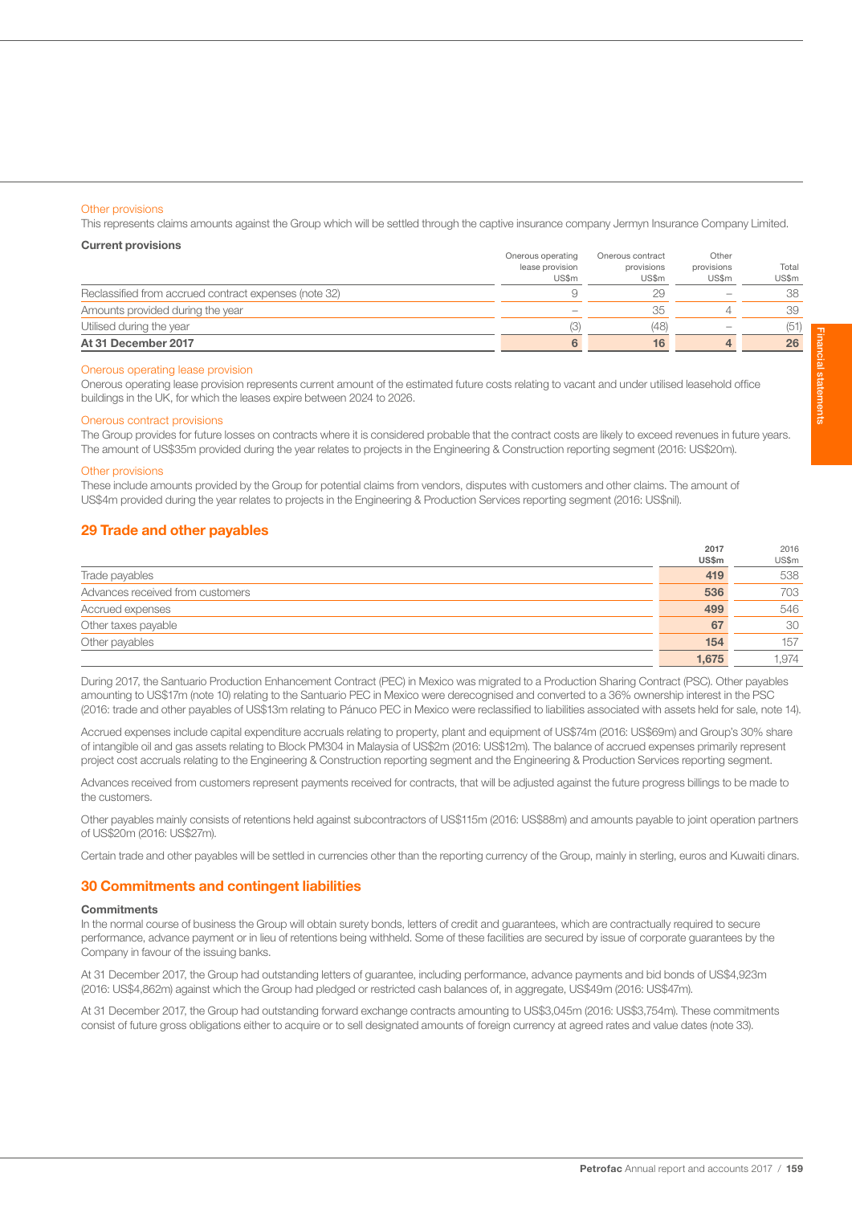Other provisions

This represents claims amounts against the Group which will be settled through the captive insurance company Jermyn Insurance Company Limited.

**Current provisions**

| | Onerous operating lease provision US$m | Onerous contract provisions US$m | Other provisions US$m | Total US$m |
|---|---|---|---|---|
| Reclassified from accrued contract expenses (note 32) | 9 | 29 | – | 38 |
| Amounts provided during the year | – | 35 | 4 | 39 |
| Utilised during the year | (3) | (48) | – | (51) |
| **At 31 December 2017** | **6** | **16** | **4** | **26** |

Onerous operating lease provision

Onerous operating lease provision represents current amount of the estimated future costs relating to vacant and under utilised leasehold office buildings in the UK, for which the leases expire between 2024 to 2026.

Onerous contract provisions

The Group provides for future losses on contracts where it is considered probable that the contract costs are likely to exceed revenues in future years. The amount of US$35m provided during the year relates to projects in the Engineering & Construction reporting segment (2016: US$20m).

Other provisions

These include amounts provided by the Group for potential claims from vendors, disputes with customers and other claims. The amount of US$4m provided during the year relates to projects in the Engineering & Production Services reporting segment (2016: US$nil).

## 29 Trade and other payables

| | 2017 US$m | 2016 US$m |
|---|---|---|
| Trade payables | **419** | 538 |
| Advances received from customers | **536** | 703 |
| Accrued expenses | **499** | 546 |
| Other taxes payable | **67** | 30 |
| Other payables | **154** | 157 |
| | **1,675** | 1,974 |

During 2017, the Santuario Production Enhancement Contract (PEC) in Mexico was migrated to a Production Sharing Contract (PSC). Other payables amounting to US$17m (note 10) relating to the Santuario PEC in Mexico were derecognised and converted to a 36% ownership interest in the PSC (2016: trade and other payables of US$13m relating to Pánuco PEC in Mexico were reclassified to liabilities associated with assets held for sale, note 14).

Accrued expenses include capital expenditure accruals relating to property, plant and equipment of US$74m (2016: US$69m) and Group's 30% share of intangible oil and gas assets relating to Block PM304 in Malaysia of US$2m (2016: US$12m). The balance of accrued expenses primarily represent project cost accruals relating to the Engineering & Construction reporting segment and the Engineering & Production Services reporting segment.

Advances received from customers represent payments received for contracts, that will be adjusted against the future progress billings to be made to the customers.

Other payables mainly consists of retentions held against subcontractors of US$115m (2016: US$88m) and amounts payable to joint operation partners of US$20m (2016: US$27m).

Certain trade and other payables will be settled in currencies other than the reporting currency of the Group, mainly in sterling, euros and Kuwaiti dinars.

## 30 Commitments and contingent liabilities

**Commitments**

In the normal course of business the Group will obtain surety bonds, letters of credit and guarantees, which are contractually required to secure performance, advance payment or in lieu of retentions being withheld. Some of these facilities are secured by issue of corporate guarantees by the Company in favour of the issuing banks.

At 31 December 2017, the Group had outstanding letters of guarantee, including performance, advance payments and bid bonds of US$4,923m (2016: US$4,862m) against which the Group had pledged or restricted cash balances of, in aggregate, US$49m (2016: US$47m).

At 31 December 2017, the Group had outstanding forward exchange contracts amounting to US$3,045m (2016: US$3,754m). These commitments consist of future gross obligations either to acquire or to sell designated amounts of foreign currency at agreed rates and value dates (note 33).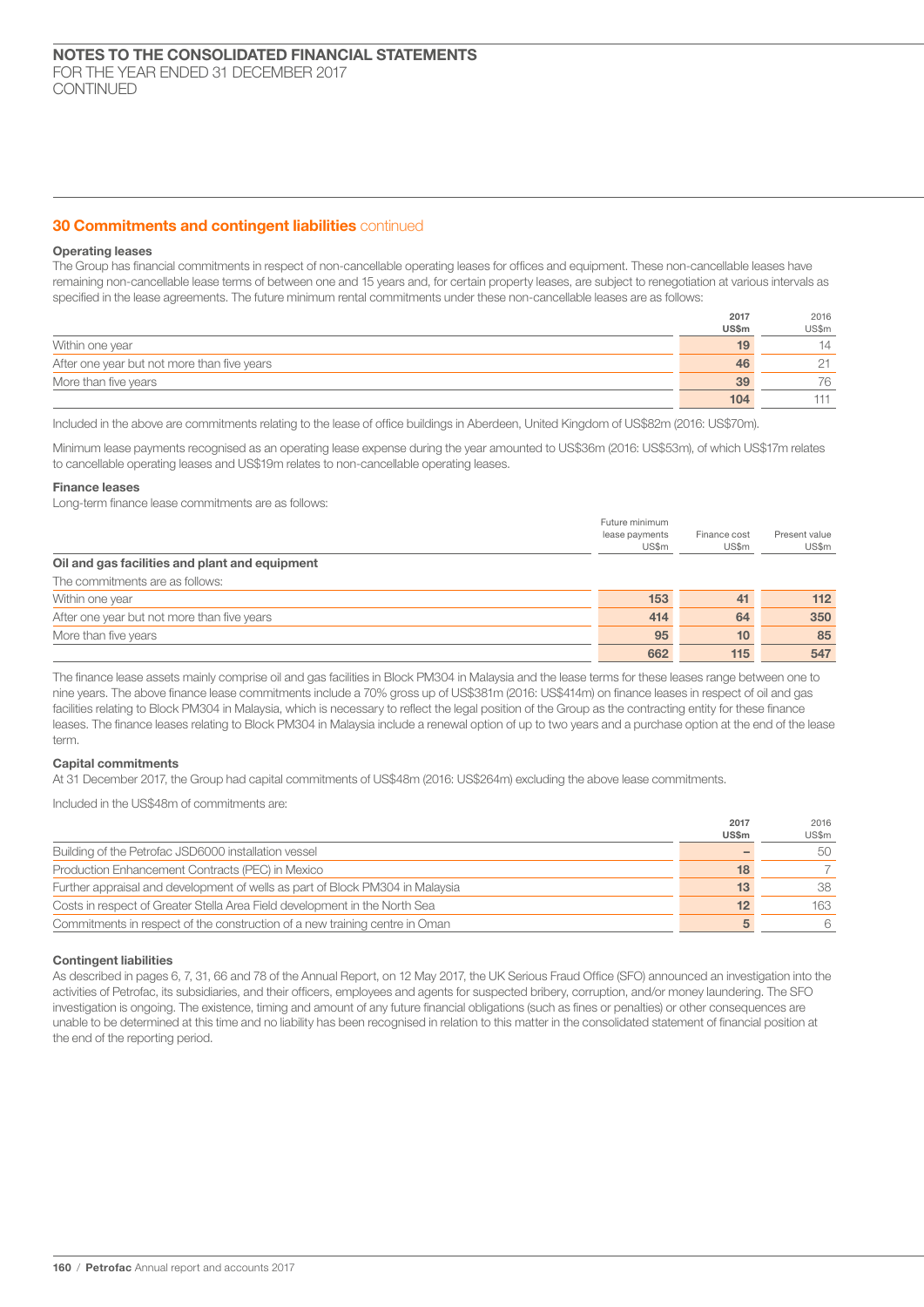## 30 Commitments and contingent liabilities continued

### Operating leases

The Group has financial commitments in respect of non-cancellable operating leases for offices and equipment. These non-cancellable leases have remaining non-cancellable lease terms of between one and 15 years and, for certain property leases, are subject to renegotiation at various intervals as specified in the lease agreements. The future minimum rental commitments under these non-cancellable leases are as follows:

| | 2017 US$m | 2016 US$m |
|---|---|---|
| Within one year | 19 | 14 |
| After one year but not more than five years | 46 | 21 |
| More than five years | 39 | 76 |
| | 104 | 111 |

Included in the above are commitments relating to the lease of office buildings in Aberdeen, United Kingdom of US$82m (2016: US$70m).

Minimum lease payments recognised as an operating lease expense during the year amounted to US$36m (2016: US$53m), of which US$17m relates to cancellable operating leases and US$19m relates to non-cancellable operating leases.

### Finance leases

Long-term finance lease commitments are as follows:

| | Future minimum lease payments US$m | Finance cost US$m | Present value US$m |
|---|---|---|---|
| **Oil and gas facilities and plant and equipment** | | | |
| The commitments are as follows: | | | |
| Within one year | 153 | 41 | 112 |
| After one year but not more than five years | 414 | 64 | 350 |
| More than five years | 95 | 10 | 85 |
| | 662 | 115 | 547 |

The finance lease assets mainly comprise oil and gas facilities in Block PM304 in Malaysia and the lease terms for these leases range between one to nine years. The above finance lease commitments include a 70% gross up of US$381m (2016: US$414m) on finance leases in respect of oil and gas facilities relating to Block PM304 in Malaysia, which is necessary to reflect the legal position of the Group as the contracting entity for these finance leases. The finance leases relating to Block PM304 in Malaysia include a renewal option of up to two years and a purchase option at the end of the lease term.

### Capital commitments

At 31 December 2017, the Group had capital commitments of US$48m (2016: US$264m) excluding the above lease commitments.

Included in the US$48m of commitments are:

| | 2017 US$m | 2016 US$m |
|---|---|---|
| Building of the Petrofac JSD6000 installation vessel | – | 50 |
| Production Enhancement Contracts (PEC) in Mexico | 18 | 7 |
| Further appraisal and development of wells as part of Block PM304 in Malaysia | 13 | 38 |
| Costs in respect of Greater Stella Area Field development in the North Sea | 12 | 163 |
| Commitments in respect of the construction of a new training centre in Oman | 5 | 6 |

### Contingent liabilities

As described in pages 6, 7, 31, 66 and 78 of the Annual Report, on 12 May 2017, the UK Serious Fraud Office (SFO) announced an investigation into the activities of Petrofac, its subsidiaries, and their officers, employees and agents for suspected bribery, corruption, and/or money laundering. The SFO investigation is ongoing. The existence, timing and amount of any future financial obligations (such as fines or penalties) or other consequences are unable to be determined at this time and no liability has been recognised in relation to this matter in the consolidated statement of financial position at the end of the reporting period.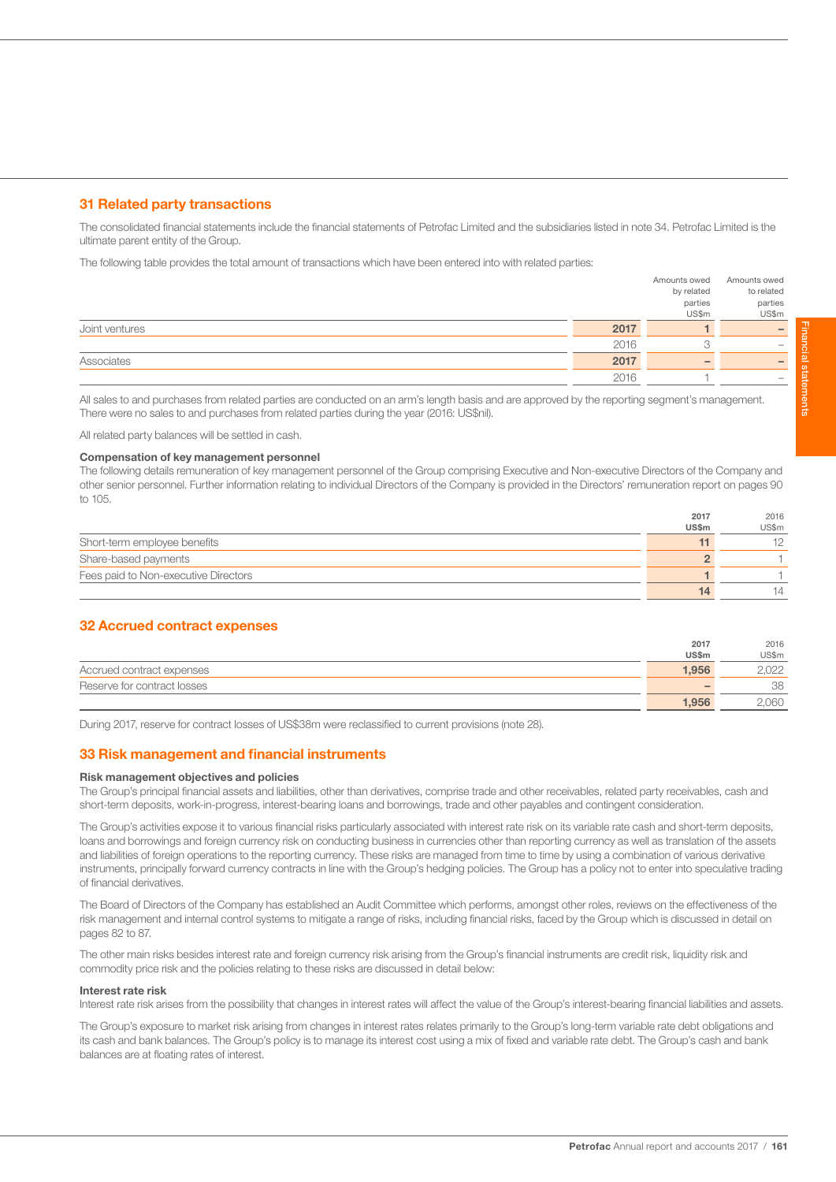## 31 Related party transactions

The consolidated financial statements include the financial statements of Petrofac Limited and the subsidiaries listed in note 34. Petrofac Limited is the ultimate parent entity of the Group.

The following table provides the total amount of transactions which have been entered into with related parties:

| | | Amounts owed by related parties US$m | Amounts owed to related parties US$m |
|---|---|---|---|
| Joint ventures | **2017** | **1** | **–** |
| | 2016 | 3 | – |
| Associates | **2017** | **–** | **–** |
| | 2016 | 1 | – |

All sales to and purchases from related parties are conducted on an arm's length basis and are approved by the reporting segment's management. There were no sales to and purchases from related parties during the year (2016: US$nil).

All related party balances will be settled in cash.

**Compensation of key management personnel**

The following details remuneration of key management personnel of the Group comprising Executive and Non-executive Directors of the Company and other senior personnel. Further information relating to individual Directors of the Company is provided in the Directors' remuneration report on pages 90 to 105.

| | 2017 US$m | 2016 US$m |
|---|---|---|
| Short-term employee benefits | **11** | 12 |
| Share-based payments | **2** | 1 |
| Fees paid to Non-executive Directors | **1** | 1 |
| | **14** | 14 |

## 32 Accrued contract expenses

| | 2017 US$m | 2016 US$m |
|---|---|---|
| Accrued contract expenses | **1,956** | 2,022 |
| Reserve for contract losses | **–** | 38 |
| | **1,956** | 2,060 |

During 2017, reserve for contract losses of US$38m were reclassified to current provisions (note 28).

## 33 Risk management and financial instruments

**Risk management objectives and policies**

The Group's principal financial assets and liabilities, other than derivatives, comprise trade and other receivables, related party receivables, cash and short-term deposits, work-in-progress, interest-bearing loans and borrowings, trade and other payables and contingent consideration.

The Group's activities expose it to various financial risks particularly associated with interest rate risk on its variable rate cash and short-term deposits, loans and borrowings and foreign currency risk on conducting business in currencies other than reporting currency as well as translation of the assets and liabilities of foreign operations to the reporting currency. These risks are managed from time to time by using a combination of various derivative instruments, principally forward currency contracts in line with the Group's hedging policies. The Group has a policy not to enter into speculative trading of financial derivatives.

The Board of Directors of the Company has established an Audit Committee which performs, amongst other roles, reviews on the effectiveness of the risk management and internal control systems to mitigate a range of risks, including financial risks, faced by the Group which is discussed in detail on pages 82 to 87.

The other main risks besides interest rate and foreign currency risk arising from the Group's financial instruments are credit risk, liquidity risk and commodity price risk and the policies relating to these risks are discussed in detail below:

**Interest rate risk**

Interest rate risk arises from the possibility that changes in interest rates will affect the value of the Group's interest-bearing financial liabilities and assets.

The Group's exposure to market risk arising from changes in interest rates relates primarily to the Group's long-term variable rate debt obligations and its cash and bank balances. The Group's policy is to manage its interest cost using a mix of fixed and variable rate debt. The Group's cash and bank balances are at floating rates of interest.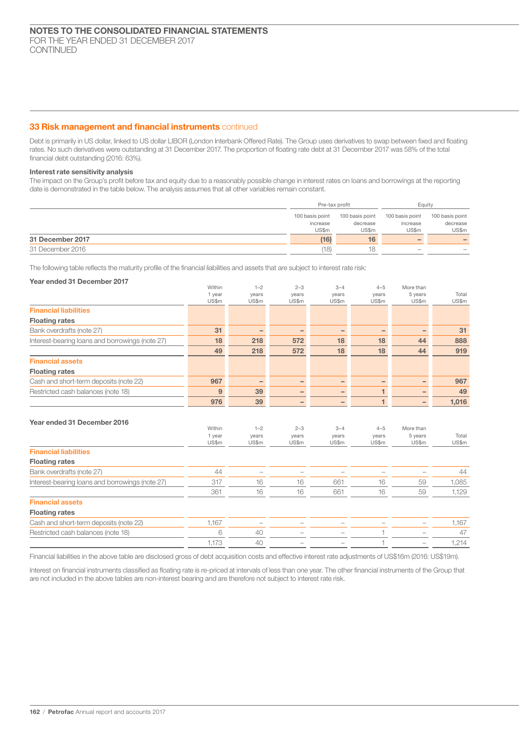## 33 Risk management and financial instruments continued

Debt is primarily in US dollar, linked to US dollar LIBOR (London Interbank Offered Rate). The Group uses derivatives to swap between fixed and floating rates. No such derivatives were outstanding at 31 December 2017. The proportion of floating rate debt at 31 December 2017 was 58% of the total financial debt outstanding (2016: 63%).

### Interest rate sensitivity analysis

The impact on the Group's profit before tax and equity due to a reasonably possible change in interest rates on loans and borrowings at the reporting date is demonstrated in the table below. The analysis assumes that all other variables remain constant.

| | Pre-tax profit | | Equity | |
|---|---|---|---|---|
| | 100 basis point increase US$m | 100 basis point decrease US$m | 100 basis point increase US$m | 100 basis point decrease US$m |
| **31 December 2017** | **(16)** | **16** | **–** | **–** |
| 31 December 2016 | (18) | 18 | – | – |

The following table reflects the maturity profile of the financial liabilities and assets that are subject to interest rate risk:

**Year ended 31 December 2017**

| | Within 1 year US$m | 1–2 years US$m | 2–3 years US$m | 3–4 years US$m | 4–5 years US$m | More than 5 years US$m | Total US$m |
|---|---|---|---|---|---|---|---|
| **Financial liabilities** | | | | | | | |
| **Floating rates** | | | | | | | |
| Bank overdrafts (note 27) | **31** | **–** | **–** | **–** | **–** | **–** | **31** |
| Interest-bearing loans and borrowings (note 27) | **18** | **218** | **572** | **18** | **18** | **44** | **888** |
| | **49** | **218** | **572** | **18** | **18** | **44** | **919** |
| **Financial assets** | | | | | | | |
| **Floating rates** | | | | | | | |
| Cash and short-term deposits (note 22) | **967** | **–** | **–** | **–** | **–** | **–** | **967** |
| Restricted cash balances (note 18) | **9** | **39** | **–** | **–** | **1** | **–** | **49** |
| | **976** | **39** | **–** | **–** | **1** | **–** | **1,016** |

**Year ended 31 December 2016**

| | Within 1 year US$m | 1–2 years US$m | 2–3 years US$m | 3–4 years US$m | 4–5 years US$m | More than 5 years US$m | Total US$m |
|---|---|---|---|---|---|---|---|
| **Financial liabilities** | | | | | | | |
| **Floating rates** | | | | | | | |
| Bank overdrafts (note 27) | 44 | – | – | – | – | – | 44 |
| Interest-bearing loans and borrowings (note 27) | 317 | 16 | 16 | 661 | 16 | 59 | 1,085 |
| | 361 | 16 | 16 | 661 | 16 | 59 | 1,129 |
| **Financial assets** | | | | | | | |
| **Floating rates** | | | | | | | |
| Cash and short-term deposits (note 22) | 1,167 | – | – | – | – | – | 1,167 |
| Restricted cash balances (note 18) | 6 | 40 | – | – | 1 | – | 47 |
| | 1,173 | 40 | – | – | 1 | – | 1,214 |

Financial liabilities in the above table are disclosed gross of debt acquisition costs and effective interest rate adjustments of US$16m (2016: US$19m).

Interest on financial instruments classified as floating rate is re-priced at intervals of less than one year. The other financial instruments of the Group that are not included in the above tables are non-interest bearing and are therefore not subject to interest rate risk.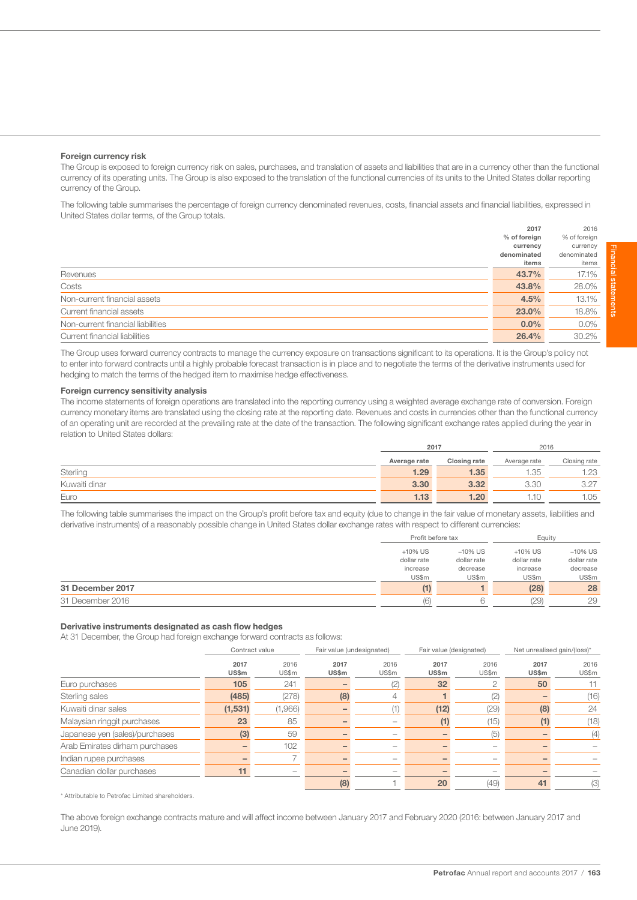#### Foreign currency risk

The Group is exposed to foreign currency risk on sales, purchases, and translation of assets and liabilities that are in a currency other than the functional currency of its operating units. The Group is also exposed to the translation of the functional currencies of its units to the United States dollar reporting currency of the Group.

The following table summarises the percentage of foreign currency denominated revenues, costs, financial assets and financial liabilities, expressed in United States dollar terms, of the Group totals.

| | 2017 % of foreign currency denominated items | 2016 % of foreign currency denominated items |
|---|---|---|
| Revenues | **43.7%** | 17.1% |
| Costs | **43.8%** | 28.0% |
| Non-current financial assets | **4.5%** | 13.1% |
| Current financial assets | **23.0%** | 18.8% |
| Non-current financial liabilities | **0.0%** | 0.0% |
| Current financial liabilities | **26.4%** | 30.2% |

The Group uses forward currency contracts to manage the currency exposure on transactions significant to its operations. It is the Group's policy not to enter into forward contracts until a highly probable forecast transaction is in place and to negotiate the terms of the derivative instruments used for hedging to match the terms of the hedged item to maximise hedge effectiveness.

#### Foreign currency sensitivity analysis

The income statements of foreign operations are translated into the reporting currency using a weighted average exchange rate of conversion. Foreign currency monetary items are translated using the closing rate at the reporting date. Revenues and costs in currencies other than the functional currency of an operating unit are recorded at the prevailing rate at the date of the transaction. The following significant exchange rates applied during the year in relation to United States dollars:

| | 2017 | | 2016 | |
|---|---|---|---|---|
| | Average rate | Closing rate | Average rate | Closing rate |
| Sterling | **1.29** | **1.35** | 1.35 | 1.23 |
| Kuwaiti dinar | **3.30** | **3.32** | 3.30 | 3.27 |
| Euro | **1.13** | **1.20** | 1.10 | 1.05 |

The following table summarises the impact on the Group's profit before tax and equity (due to change in the fair value of monetary assets, liabilities and derivative instruments) of a reasonably possible change in United States dollar exchange rates with respect to different currencies:

| | Profit before tax | | Equity | |
|---|---|---|---|---|
| | +10% US dollar rate increase US$m | –10% US dollar rate decrease US$m | +10% US dollar rate increase US$m | –10% US dollar rate decrease US$m |
| **31 December 2017** | **(1)** | **1** | **(28)** | **28** |
| 31 December 2016 | (6) | 6 | (29) | 29 |

#### Derivative instruments designated as cash flow hedges

At 31 December, the Group had foreign exchange forward contracts as follows:

| | Contract value | | Fair value (undesignated) | | Fair value (designated) | | Net unrealised gain/(loss)* | |
|---|---|---|---|---|---|---|---|---|
| | 2017 US$m | 2016 US$m | 2017 US$m | 2016 US$m | 2017 US$m | 2016 US$m | 2017 US$m | 2016 US$m |
| Euro purchases | **105** | 241 | **–** | (2) | **32** | 2 | **50** | 11 |
| Sterling sales | **(485)** | (278) | **(8)** | 4 | **1** | (2) | **–** | (16) |
| Kuwaiti dinar sales | **(1,531)** | (1,966) | **–** | (1) | **(12)** | (29) | **(8)** | 24 |
| Malaysian ringgit purchases | **23** | 85 | **–** | – | **(1)** | (15) | **(1)** | (18) |
| Japanese yen (sales)/purchases | **(3)** | 59 | **–** | – | **–** | (5) | **–** | (4) |
| Arab Emirates dirham purchases | **–** | 102 | **–** | – | **–** | – | **–** | – |
| Indian rupee purchases | **–** | 7 | **–** | – | **–** | – | **–** | – |
| Canadian dollar purchases | **11** | – | **–** | – | **–** | – | **–** | – |
| | | | **(8)** | 1 | **20** | (49) | **41** | (3) |

\* Attributable to Petrofac Limited shareholders.

The above foreign exchange contracts mature and will affect income between January 2017 and February 2020 (2016: between January 2017 and June 2019).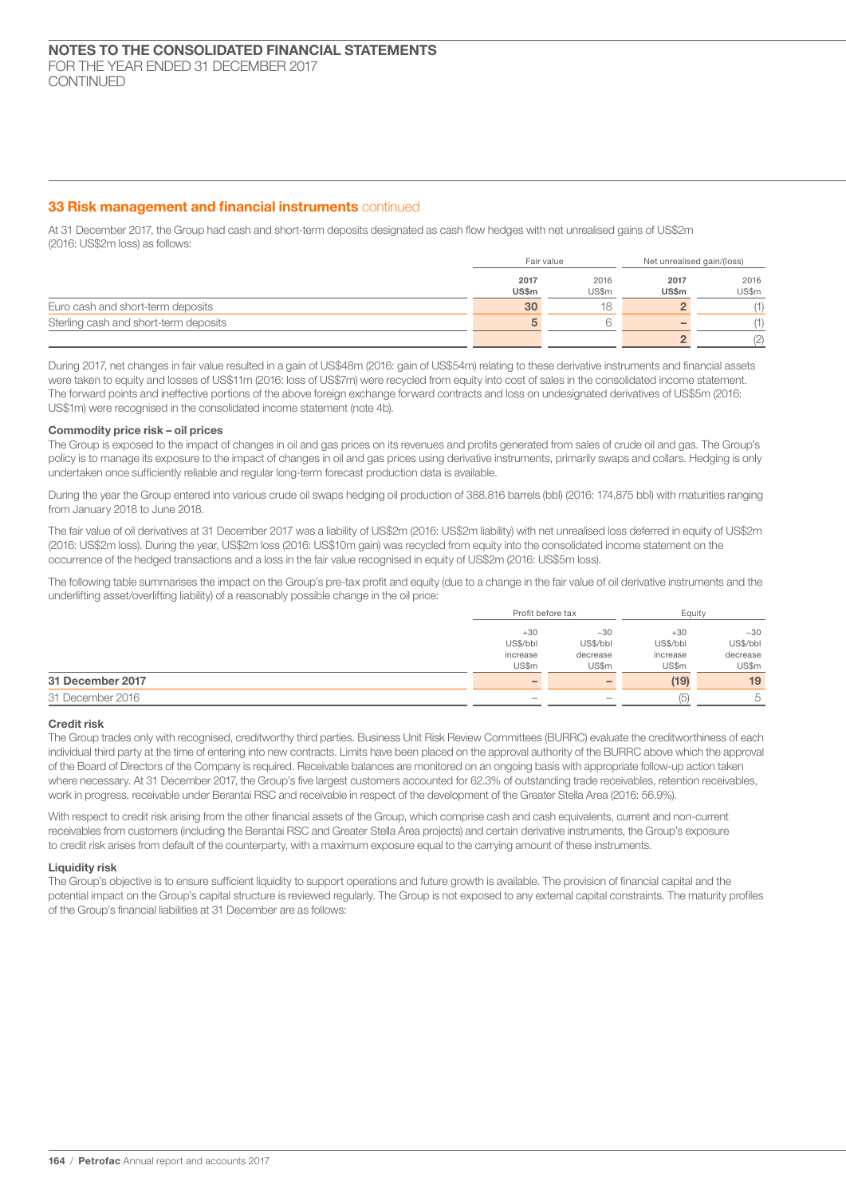## 33 Risk management and financial instruments continued

At 31 December 2017, the Group had cash and short-term deposits designated as cash flow hedges with net unrealised gains of US$2m (2016: US$2m loss) as follows:

| | Fair value | | Net unrealised gain/(loss) | |
|---|---|---|---|---|
| | **2017 US$m** | 2016 US$m | **2017 US$m** | 2016 US$m |
| Euro cash and short-term deposits | **30** | 18 | **2** | (1) |
| Sterling cash and short-term deposits | **5** | 6 | **–** | (1) |
| | | | **2** | (2) |

During 2017, net changes in fair value resulted in a gain of US$48m (2016: gain of US$54m) relating to these derivative instruments and financial assets were taken to equity and losses of US$11m (2016: loss of US$7m) were recycled from equity into cost of sales in the consolidated income statement. The forward points and ineffective portions of the above foreign exchange forward contracts and loss on undesignated derivatives of US$5m (2016: US$1m) were recognised in the consolidated income statement (note 4b).

### Commodity price risk – oil prices

The Group is exposed to the impact of changes in oil and gas prices on its revenues and profits generated from sales of crude oil and gas. The Group's policy is to manage its exposure to the impact of changes in oil and gas prices using derivative instruments, primarily swaps and collars. Hedging is only undertaken once sufficiently reliable and regular long-term forecast production data is available.

During the year the Group entered into various crude oil swaps hedging oil production of 388,816 barrels (bbl) (2016: 174,875 bbl) with maturities ranging from January 2018 to June 2018.

The fair value of oil derivatives at 31 December 2017 was a liability of US$2m (2016: US$2m liability) with net unrealised loss deferred in equity of US$2m (2016: US$2m loss). During the year, US$2m loss (2016: US$10m gain) was recycled from equity into the consolidated income statement on the occurrence of the hedged transactions and a loss in the fair value recognised in equity of US$2m (2016: US$5m loss).

The following table summarises the impact on the Group's pre-tax profit and equity (due to a change in the fair value of oil derivative instruments and the underlifting asset/overlifting liability) of a reasonably possible change in the oil price:

| | Profit before tax | | Equity | |
|---|---|---|---|---|
| | +30 US$/bbl increase US$m | –30 US$/bbl decrease US$m | +30 US$/bbl increase US$m | –30 US$/bbl decrease US$m |
| **31 December 2017** | **–** | **–** | **(19)** | **19** |
| 31 December 2016 | – | – | (5) | 5 |

### Credit risk

The Group trades only with recognised, creditworthy third parties. Business Unit Risk Review Committees (BURRC) evaluate the creditworthiness of each individual third party at the time of entering into new contracts. Limits have been placed on the approval authority of the BURRC above which the approval of the Board of Directors of the Company is required. Receivable balances are monitored on an ongoing basis with appropriate follow-up action taken where necessary. At 31 December 2017, the Group's five largest customers accounted for 62.3% of outstanding trade receivables, retention receivables, work in progress, receivable under Berantai RSC and receivable in respect of the development of the Greater Stella Area (2016: 56.9%).

With respect to credit risk arising from the other financial assets of the Group, which comprise cash and cash equivalents, current and non-current receivables from customers (including the Berantai RSC and Greater Stella Area projects) and certain derivative instruments, the Group's exposure to credit risk arises from default of the counterparty, with a maximum exposure equal to the carrying amount of these instruments.

### Liquidity risk

The Group's objective is to ensure sufficient liquidity to support operations and future growth is available. The provision of financial capital and the potential impact on the Group's capital structure is reviewed regularly. The Group is not exposed to any external capital constraints. The maturity profiles of the Group's financial liabilities at 31 December are as follows: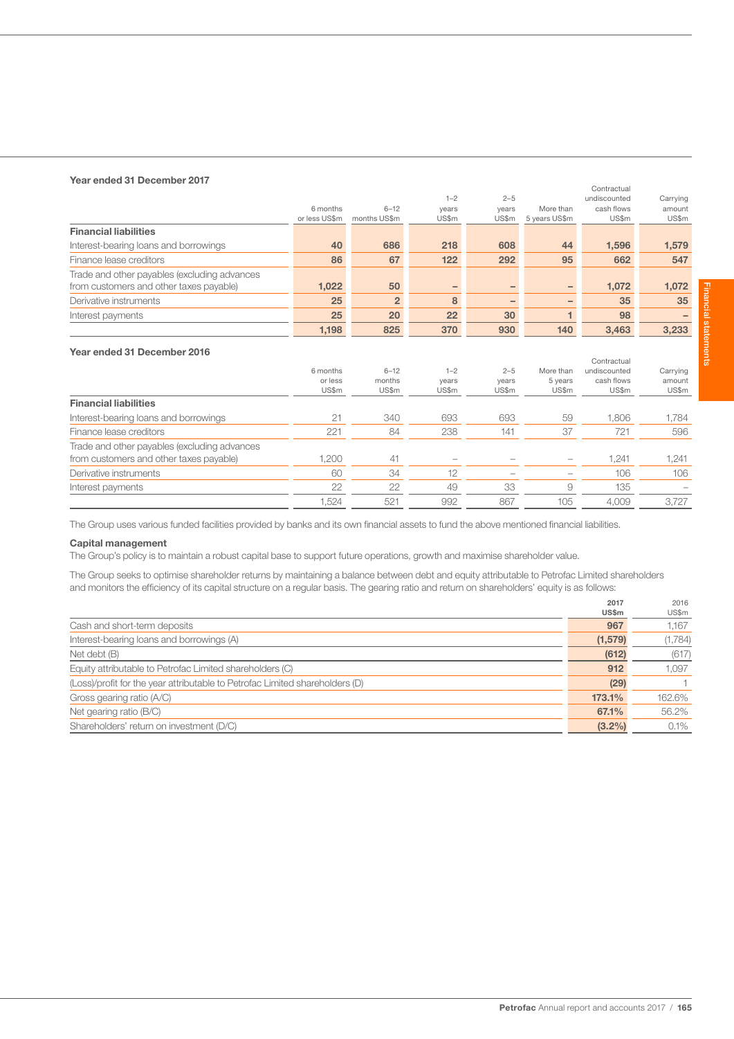**Year ended 31 December 2017**

| | 6 months or less US$m | 6–12 months US$m | 1–2 years US$m | 2–5 years US$m | More than 5 years US$m | Contractual undiscounted cash flows US$m | Carrying amount US$m |
|---|---|---|---|---|---|---|---|
| **Financial liabilities** | | | | | | | |
| Interest-bearing loans and borrowings | **40** | **686** | **218** | **608** | **44** | **1,596** | **1,579** |
| Finance lease creditors | **86** | **67** | **122** | **292** | **95** | **662** | **547** |
| Trade and other payables (excluding advances from customers and other taxes payable) | **1,022** | **50** | **–** | **–** | **–** | **1,072** | **1,072** |
| Derivative instruments | **25** | **2** | **8** | **–** | **–** | **35** | **35** |
| Interest payments | **25** | **20** | **22** | **30** | **1** | **98** | **–** |
| | **1,198** | **825** | **370** | **930** | **140** | **3,463** | **3,233** |

**Year ended 31 December 2016**

| | 6 months or less US$m | 6–12 months US$m | 1–2 years US$m | 2–5 years US$m | More than 5 years US$m | Contractual undiscounted cash flows US$m | Carrying amount US$m |
|---|---|---|---|---|---|---|---|
| **Financial liabilities** | | | | | | | |
| Interest-bearing loans and borrowings | 21 | 340 | 693 | 693 | 59 | 1,806 | 1,784 |
| Finance lease creditors | 221 | 84 | 238 | 141 | 37 | 721 | 596 |
| Trade and other payables (excluding advances from customers and other taxes payable) | 1,200 | 41 | – | – | – | 1,241 | 1,241 |
| Derivative instruments | 60 | 34 | 12 | – | – | 106 | 106 |
| Interest payments | 22 | 22 | 49 | 33 | 9 | 135 | – |
| | 1,524 | 521 | 992 | 867 | 105 | 4,009 | 3,727 |

The Group uses various funded facilities provided by banks and its own financial assets to fund the above mentioned financial liabilities.

**Capital management**

The Group's policy is to maintain a robust capital base to support future operations, growth and maximise shareholder value.

The Group seeks to optimise shareholder returns by maintaining a balance between debt and equity attributable to Petrofac Limited shareholders and monitors the efficiency of its capital structure on a regular basis. The gearing ratio and return on shareholders' equity is as follows:

| | 2017 US$m | 2016 US$m |
|---|---|---|
| Cash and short-term deposits | **967** | 1,167 |
| Interest-bearing loans and borrowings (A) | **(1,579)** | (1,784) |
| Net debt (B) | **(612)** | (617) |
| Equity attributable to Petrofac Limited shareholders (C) | **912** | 1,097 |
| (Loss)/profit for the year attributable to Petrofac Limited shareholders (D) | **(29)** | 1 |
| Gross gearing ratio (A/C) | **173.1%** | 162.6% |
| Net gearing ratio (B/C) | **67.1%** | 56.2% |
| Shareholders' return on investment (D/C) | **(3.2%)** | 0.1% |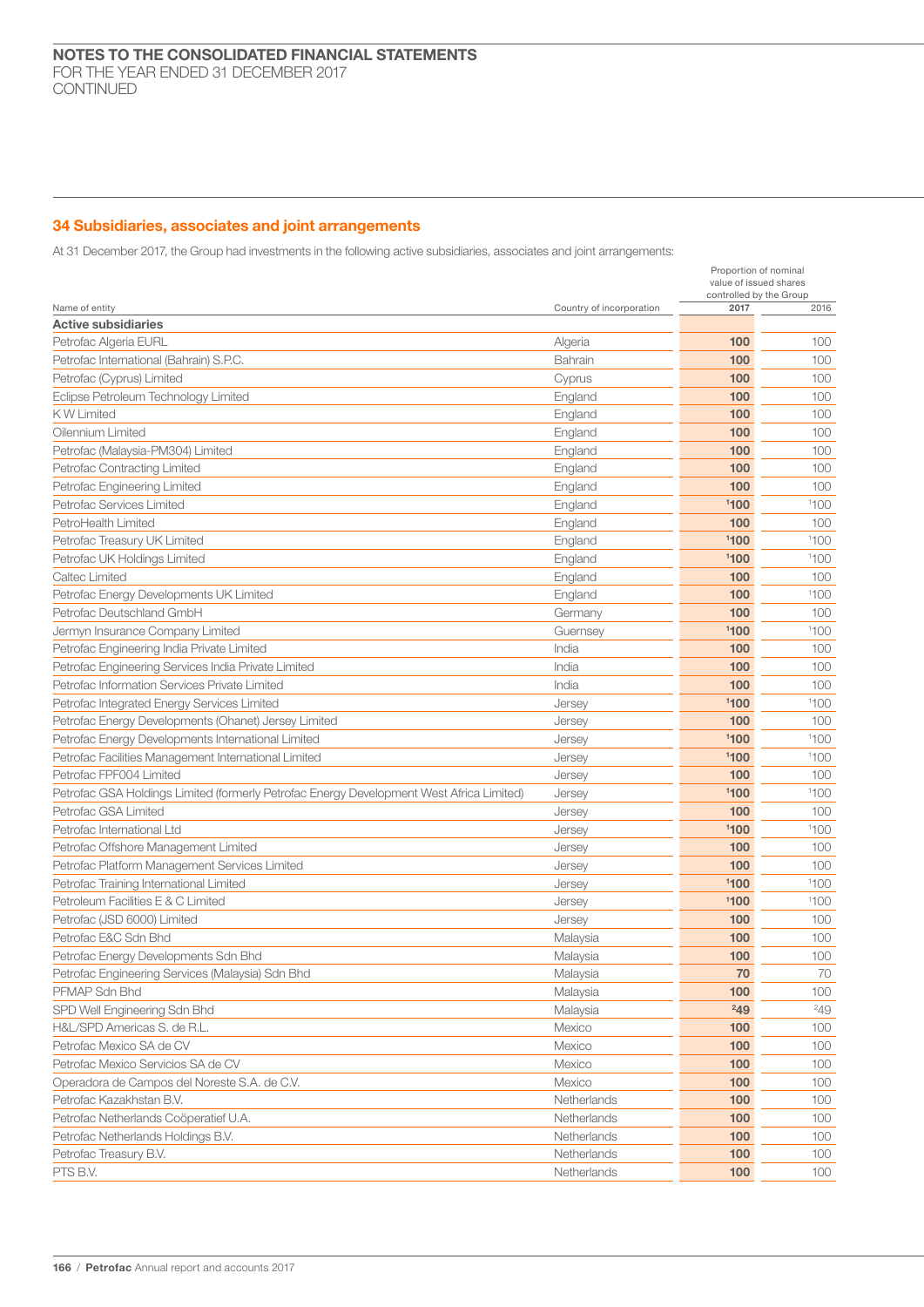## 34 Subsidiaries, associates and joint arrangements

At 31 December 2017, the Group had investments in the following active subsidiaries, associates and joint arrangements:

| Name of entity | Country of incorporation | Proportion of nominal value of issued shares controlled by the Group 2017 | 2016 |
|---|---|---|---|
| **Active subsidiaries** | | | |
| Petrofac Algeria EURL | Algeria | **100** | 100 |
| Petrofac International (Bahrain) S.P.C. | Bahrain | **100** | 100 |
| Petrofac (Cyprus) Limited | Cyprus | **100** | 100 |
| Eclipse Petroleum Technology Limited | England | **100** | 100 |
| K W Limited | England | **100** | 100 |
| Oilennium Limited | England | **100** | 100 |
| Petrofac (Malaysia-PM304) Limited | England | **100** | 100 |
| Petrofac Contracting Limited | England | **100** | 100 |
| Petrofac Engineering Limited | England | **100** | 100 |
| Petrofac Services Limited | England | **[1]100** | [1]100 |
| PetroHealth Limited | England | **100** | 100 |
| Petrofac Treasury UK Limited | England | **[1]100** | [1]100 |
| Petrofac UK Holdings Limited | England | **[1]100** | [1]100 |
| Caltec Limited | England | **100** | 100 |
| Petrofac Energy Developments UK Limited | England | **100** | [1]100 |
| Petrofac Deutschland GmbH | Germany | **100** | 100 |
| Jermyn Insurance Company Limited | Guernsey | **[1]100** | [1]100 |
| Petrofac Engineering India Private Limited | India | **100** | 100 |
| Petrofac Engineering Services India Private Limited | India | **100** | 100 |
| Petrofac Information Services Private Limited | India | **100** | 100 |
| Petrofac Integrated Energy Services Limited | Jersey | **[1]100** | [1]100 |
| Petrofac Energy Developments (Ohanet) Jersey Limited | Jersey | **100** | 100 |
| Petrofac Energy Developments International Limited | Jersey | **[1]100** | [1]100 |
| Petrofac Facilities Management International Limited | Jersey | **[1]100** | [1]100 |
| Petrofac FPF004 Limited | Jersey | **100** | 100 |
| Petrofac GSA Holdings Limited (formerly Petrofac Energy Development West Africa Limited) | Jersey | **[1]100** | [1]100 |
| Petrofac GSA Limited | Jersey | **100** | 100 |
| Petrofac International Ltd | Jersey | **[1]100** | [1]100 |
| Petrofac Offshore Management Limited | Jersey | **100** | 100 |
| Petrofac Platform Management Services Limited | Jersey | **100** | 100 |
| Petrofac Training International Limited | Jersey | **[1]100** | [1]100 |
| Petroleum Facilities E & C Limited | Jersey | **[1]100** | [1]100 |
| Petrofac (JSD 6000) Limited | Jersey | **100** | 100 |
| Petrofac E&C Sdn Bhd | Malaysia | **100** | 100 |
| Petrofac Energy Developments Sdn Bhd | Malaysia | **100** | 100 |
| Petrofac Engineering Services (Malaysia) Sdn Bhd | Malaysia | **70** | 70 |
| PFMAP Sdn Bhd | Malaysia | **100** | 100 |
| SPD Well Engineering Sdn Bhd | Malaysia | **[2]49** | [2]49 |
| H&L/SPD Americas S. de R.L. | Mexico | **100** | 100 |
| Petrofac Mexico SA de CV | Mexico | **100** | 100 |
| Petrofac Mexico Servicios SA de CV | Mexico | **100** | 100 |
| Operadora de Campos del Noreste S.A. de C.V. | Mexico | **100** | 100 |
| Petrofac Kazakhstan B.V. | Netherlands | **100** | 100 |
| Petrofac Netherlands Coöperatief U.A. | Netherlands | **100** | 100 |
| Petrofac Netherlands Holdings B.V. | Netherlands | **100** | 100 |
| Petrofac Treasury B.V. | Netherlands | **100** | 100 |
| PTS B.V. | Netherlands | **100** | 100 |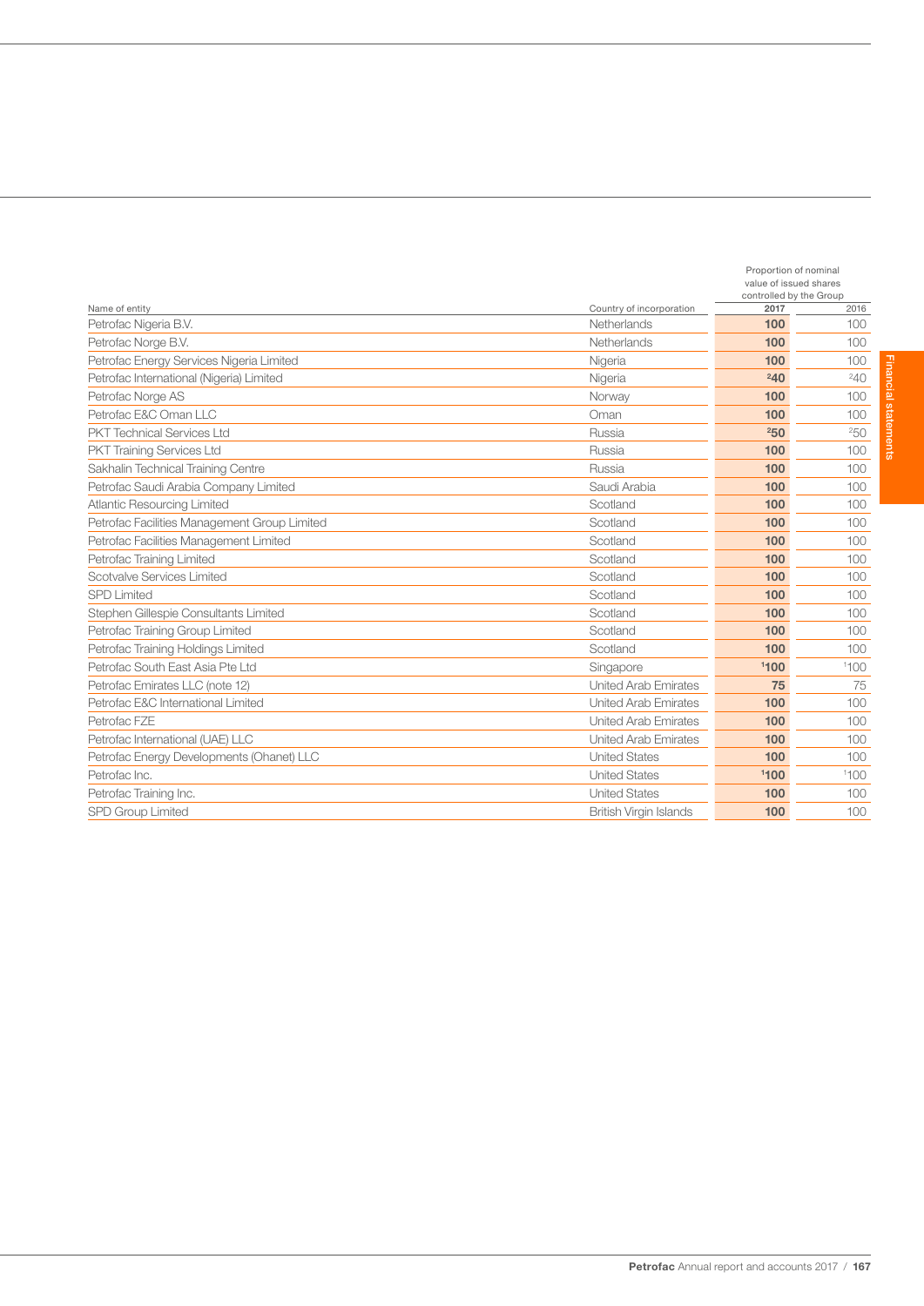| Name of entity | Country of incorporation | Proportion of nominal value of issued shares controlled by the Group 2017 | 2016 |
|---|---|---|---|
| Petrofac Nigeria B.V. | Netherlands | **100** | 100 |
| Petrofac Norge B.V. | Netherlands | **100** | 100 |
| Petrofac Energy Services Nigeria Limited | Nigeria | **100** | 100 |
| Petrofac International (Nigeria) Limited | Nigeria | **[2]40** | [2]40 |
| Petrofac Norge AS | Norway | **100** | 100 |
| Petrofac E&C Oman LLC | Oman | **100** | 100 |
| PKT Technical Services Ltd | Russia | **[2]50** | [2]50 |
| PKT Training Services Ltd | Russia | **100** | 100 |
| Sakhalin Technical Training Centre | Russia | **100** | 100 |
| Petrofac Saudi Arabia Company Limited | Saudi Arabia | **100** | 100 |
| Atlantic Resourcing Limited | Scotland | **100** | 100 |
| Petrofac Facilities Management Group Limited | Scotland | **100** | 100 |
| Petrofac Facilities Management Limited | Scotland | **100** | 100 |
| Petrofac Training Limited | Scotland | **100** | 100 |
| Scotvalve Services Limited | Scotland | **100** | 100 |
| SPD Limited | Scotland | **100** | 100 |
| Stephen Gillespie Consultants Limited | Scotland | **100** | 100 |
| Petrofac Training Group Limited | Scotland | **100** | 100 |
| Petrofac Training Holdings Limited | Scotland | **100** | 100 |
| Petrofac South East Asia Pte Ltd | Singapore | **[1]100** | [1]100 |
| Petrofac Emirates LLC (note 12) | United Arab Emirates | **75** | 75 |
| Petrofac E&C International Limited | United Arab Emirates | **100** | 100 |
| Petrofac FZE | United Arab Emirates | **100** | 100 |
| Petrofac International (UAE) LLC | United Arab Emirates | **100** | 100 |
| Petrofac Energy Developments (Ohanet) LLC | United States | **100** | 100 |
| Petrofac Inc. | United States | **[1]100** | [1]100 |
| Petrofac Training Inc. | United States | **100** | 100 |
| SPD Group Limited | British Virgin Islands | **100** | 100 |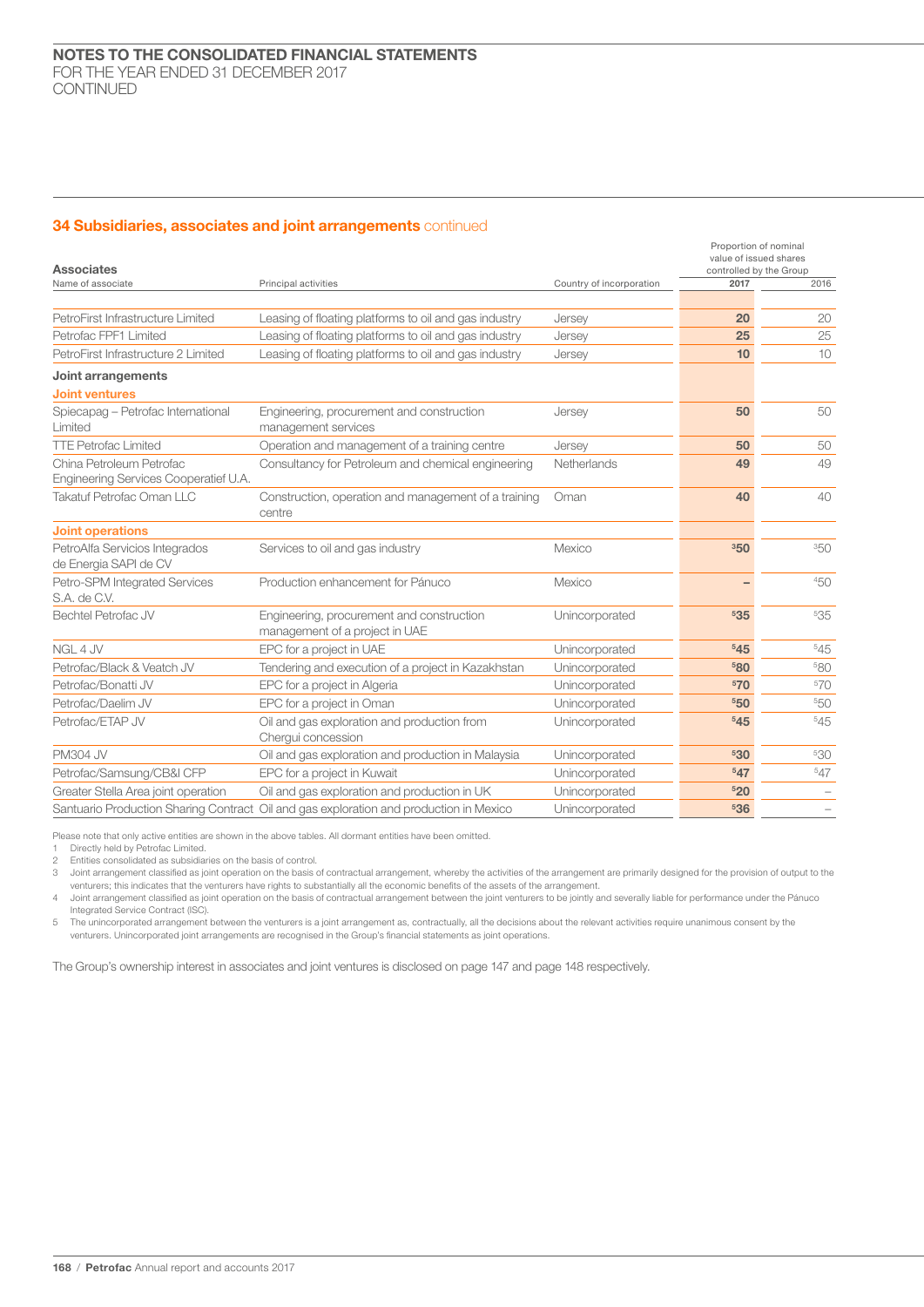## 34 Subsidiaries, associates and joint arrangements continued

| Associates | | | Proportion of nominal value of issued shares controlled by the Group | |
|---|---|---|---|---|
| Name of associate | Principal activities | Country of incorporation | 2017 | 2016 |
| PetroFirst Infrastructure Limited | Leasing of floating platforms to oil and gas industry | Jersey | **20** | 20 |
| Petrofac FPF1 Limited | Leasing of floating platforms to oil and gas industry | Jersey | **25** | 25 |
| PetroFirst Infrastructure 2 Limited | Leasing of floating platforms to oil and gas industry | Jersey | **10** | 10 |
| **Joint arrangements** | | | | |
| **Joint ventures** | | | | |
| Spiecapag – Petrofac International Limited | Engineering, procurement and construction management services | Jersey | **50** | 50 |
| TTE Petrofac Limited | Operation and management of a training centre | Jersey | **50** | 50 |
| China Petroleum Petrofac Engineering Services Cooperatief U.A. | Consultancy for Petroleum and chemical engineering | Netherlands | **49** | 49 |
| Takatuf Petrofac Oman LLC | Construction, operation and management of a training centre | Oman | **40** | 40 |
| **Joint operations** | | | | |
| PetroAlfa Servicios Integrados de Energia SAPI de CV | Services to oil and gas industry | Mexico | **[3]50** | [3]50 |
| Petro-SPM Integrated Services S.A. de C.V. | Production enhancement for Pánuco | Mexico | **–** | [4]50 |
| Bechtel Petrofac JV | Engineering, procurement and construction management of a project in UAE | Unincorporated | **[5]35** | [5]35 |
| NGL 4 JV | EPC for a project in UAE | Unincorporated | **[5]45** | [5]45 |
| Petrofac/Black & Veatch JV | Tendering and execution of a project in Kazakhstan | Unincorporated | **[5]80** | [5]80 |
| Petrofac/Bonatti JV | EPC for a project in Algeria | Unincorporated | **[5]70** | [5]70 |
| Petrofac/Daelim JV | EPC for a project in Oman | Unincorporated | **[5]50** | [5]50 |
| Petrofac/ETAP JV | Oil and gas exploration and production from Chergui concession | Unincorporated | **[5]45** | [5]45 |
| PM304 JV | Oil and gas exploration and production in Malaysia | Unincorporated | **[5]30** | [5]30 |
| Petrofac/Samsung/CB&I CFP | EPC for a project in Kuwait | Unincorporated | **[5]47** | [5]47 |
| Greater Stella Area joint operation | Oil and gas exploration and production in UK | Unincorporated | **[5]20** | – |
| Santuario Production Sharing Contract | Oil and gas exploration and production in Mexico | Unincorporated | **[5]36** | – |

Please note that only active entities are shown in the above tables. All dormant entities have been omitted.

1 Directly held by Petrofac Limited.
2 Entities consolidated as subsidiaries on the basis of control.
3 Joint arrangement classified as joint operation on the basis of contractual arrangement, whereby the activities of the arrangement are primarily designed for the provision of output to the venturers; this indicates that the venturers have rights to substantially all the economic benefits of the assets of the arrangement.
4 Joint arrangement classified as joint operation on the basis of contractual arrangement between the joint venturers to be jointly and severally liable for performance under the Pánuco Integrated Service Contract (ISC).
5 The unincorporated arrangement between the venturers is a joint arrangement as, contractually, all the decisions about the relevant activities require unanimous consent by the venturers. Unincorporated joint arrangements are recognised in the Group's financial statements as joint operations.

The Group's ownership interest in associates and joint ventures is disclosed on page 147 and page 148 respectively.